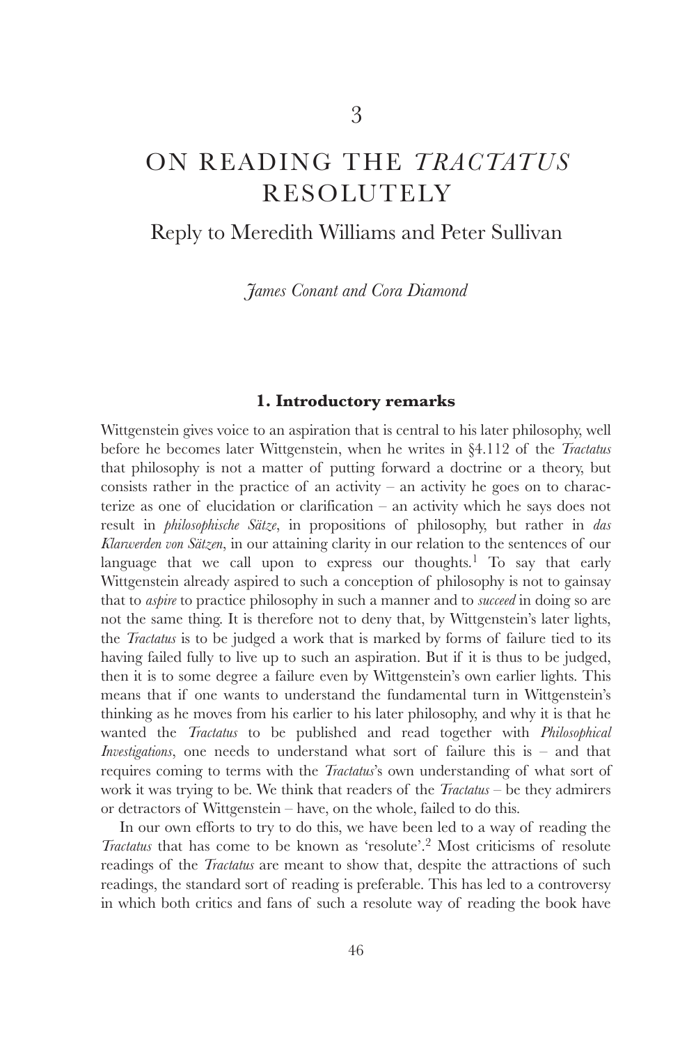3

# ON READING THE *TRACTATUS* RESOLUTELY

## Reply to Meredith Williams and Peter Sullivan

*James Conant and Cora Diamond*

### 1. Introductory remarks

Wittgenstein gives voice to an aspiration that is central to his later philosophy, well before he becomes later Wittgenstein, when he writes in §4.112 of the *Tractatus* that philosophy is not a matter of putting forward a doctrine or a theory, but consists rather in the practice of an activity – an activity he goes on to characterize as one of elucidation or clarification – an activity which he says does not result in *philosophische Sätze*, in propositions of philosophy, but rather in *das Klarwerden von Sätzen*, in our attaining clarity in our relation to the sentences of our language that we call upon to express our thoughts.[1] To say that early Wittgenstein already aspired to such a conception of philosophy is not to gainsay that to *aspire* to practice philosophy in such a manner and to *succeed* in doing so are not the same thing. It is therefore not to deny that, by Wittgenstein's later lights, the *Tractatus* is to be judged a work that is marked by forms of failure tied to its having failed fully to live up to such an aspiration. But if it is thus to be judged, then it is to some degree a failure even by Wittgenstein's own earlier lights. This means that if one wants to understand the fundamental turn in Wittgenstein's thinking as he moves from his earlier to his later philosophy, and why it is that he wanted the *Tractatus* to be published and read together with *Philosophical Investigations*, one needs to understand what sort of failure this is – and that requires coming to terms with the *Tractatus*'s own understanding of what sort of work it was trying to be. We think that readers of the *Tractatus* – be they admirers or detractors of Wittgenstein – have, on the whole, failed to do this.

In our own efforts to try to do this, we have been led to a way of reading the *Tractatus* that has come to be known as 'resolute'.[2] Most criticisms of resolute readings of the *Tractatus* are meant to show that, despite the attractions of such readings, the standard sort of reading is preferable. This has led to a controversy in which both critics and fans of such a resolute way of reading the book have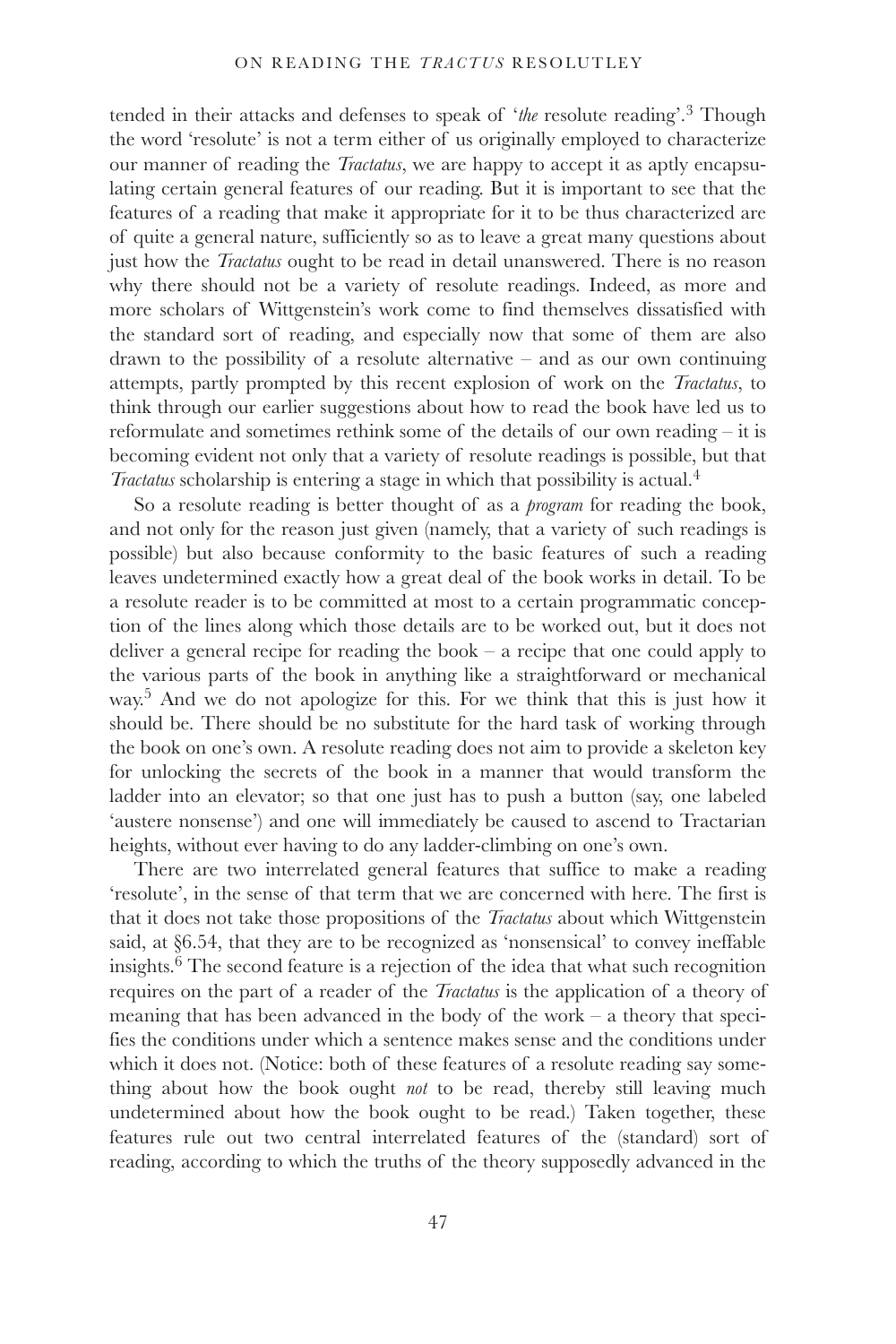tended in their attacks and defenses to speak of '*the* resolute reading'.[3] Though the word 'resolute' is not a term either of us originally employed to characterize our manner of reading the *Tractatus*, we are happy to accept it as aptly encapsulating certain general features of our reading. But it is important to see that the features of a reading that make it appropriate for it to be thus characterized are of quite a general nature, sufficiently so as to leave a great many questions about just how the *Tractatus* ought to be read in detail unanswered. There is no reason why there should not be a variety of resolute readings. Indeed, as more and more scholars of Wittgenstein's work come to find themselves dissatisfied with the standard sort of reading, and especially now that some of them are also drawn to the possibility of a resolute alternative – and as our own continuing attempts, partly prompted by this recent explosion of work on the *Tractatus*, to think through our earlier suggestions about how to read the book have led us to reformulate and sometimes rethink some of the details of our own reading – it is becoming evident not only that a variety of resolute readings is possible, but that *Tractatus* scholarship is entering a stage in which that possibility is actual.[4]

So a resolute reading is better thought of as a *program* for reading the book, and not only for the reason just given (namely, that a variety of such readings is possible) but also because conformity to the basic features of such a reading leaves undetermined exactly how a great deal of the book works in detail. To be a resolute reader is to be committed at most to a certain programmatic conception of the lines along which those details are to be worked out, but it does not deliver a general recipe for reading the book – a recipe that one could apply to the various parts of the book in anything like a straightforward or mechanical way.[5] And we do not apologize for this. For we think that this is just how it should be. There should be no substitute for the hard task of working through the book on one's own. A resolute reading does not aim to provide a skeleton key for unlocking the secrets of the book in a manner that would transform the ladder into an elevator; so that one just has to push a button (say, one labeled 'austere nonsense') and one will immediately be caused to ascend to Tractarian heights, without ever having to do any ladder-climbing on one's own.

There are two interrelated general features that suffice to make a reading 'resolute', in the sense of that term that we are concerned with here. The first is that it does not take those propositions of the *Tractatus* about which Wittgenstein said, at §6.54, that they are to be recognized as 'nonsensical' to convey ineffable insights.[6] The second feature is a rejection of the idea that what such recognition requires on the part of a reader of the *Tractatus* is the application of a theory of meaning that has been advanced in the body of the work – a theory that specifies the conditions under which a sentence makes sense and the conditions under which it does not. (Notice: both of these features of a resolute reading say something about how the book ought *not* to be read, thereby still leaving much undetermined about how the book ought to be read.) Taken together, these features rule out two central interrelated features of the (standard) sort of reading, according to which the truths of the theory supposedly advanced in the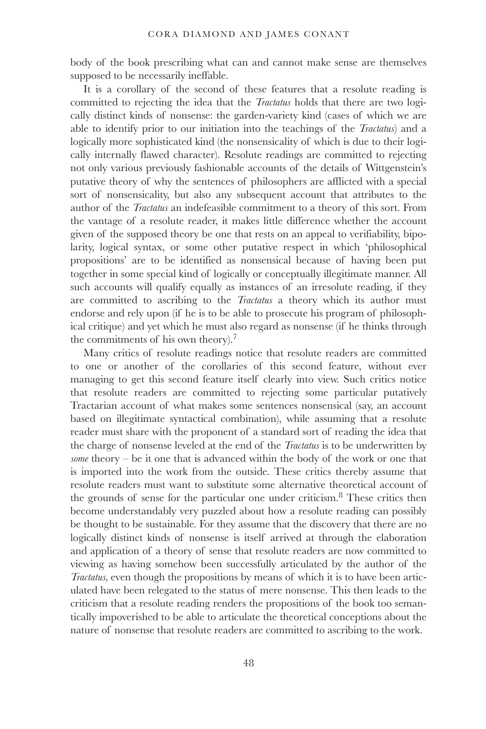body of the book prescribing what can and cannot make sense are themselves supposed to be necessarily ineffable.

It is a corollary of the second of these features that a resolute reading is committed to rejecting the idea that the *Tractatus* holds that there are two logically distinct kinds of nonsense: the garden-variety kind (cases of which we are able to identify prior to our initiation into the teachings of the *Tractatus*) and a logically more sophisticated kind (the nonsensicality of which is due to their logically internally flawed character). Resolute readings are committed to rejecting not only various previously fashionable accounts of the details of Wittgenstein's putative theory of why the sentences of philosophers are afflicted with a special sort of nonsensicality, but also any subsequent account that attributes to the author of the *Tractatus* an indefeasible commitment to a theory of this sort. From the vantage of a resolute reader, it makes little difference whether the account given of the supposed theory be one that rests on an appeal to verifiability, bipolarity, logical syntax, or some other putative respect in which 'philosophical propositions' are to be identified as nonsensical because of having been put together in some special kind of logically or conceptually illegitimate manner. All such accounts will qualify equally as instances of an irresolute reading, if they are committed to ascribing to the *Tractatus* a theory which its author must endorse and rely upon (if he is to be able to prosecute his program of philosophical critique) and yet which he must also regard as nonsense (if he thinks through the commitments of his own theory).[7]

Many critics of resolute readings notice that resolute readers are committed to one or another of the corollaries of this second feature, without ever managing to get this second feature itself clearly into view. Such critics notice that resolute readers are committed to rejecting some particular putatively Tractarian account of what makes some sentences nonsensical (say, an account based on illegitimate syntactical combination), while assuming that a resolute reader must share with the proponent of a standard sort of reading the idea that the charge of nonsense leveled at the end of the *Tractatus* is to be underwritten by *some* theory – be it one that is advanced within the body of the work or one that is imported into the work from the outside. These critics thereby assume that resolute readers must want to substitute some alternative theoretical account of the grounds of sense for the particular one under criticism.[8] These critics then become understandably very puzzled about how a resolute reading can possibly be thought to be sustainable. For they assume that the discovery that there are no logically distinct kinds of nonsense is itself arrived at through the elaboration and application of a theory of sense that resolute readers are now committed to viewing as having somehow been successfully articulated by the author of the *Tractatus*, even though the propositions by means of which it is to have been articulated have been relegated to the status of mere nonsense. This then leads to the criticism that a resolute reading renders the propositions of the book too semantically impoverished to be able to articulate the theoretical conceptions about the nature of nonsense that resolute readers are committed to ascribing to the work.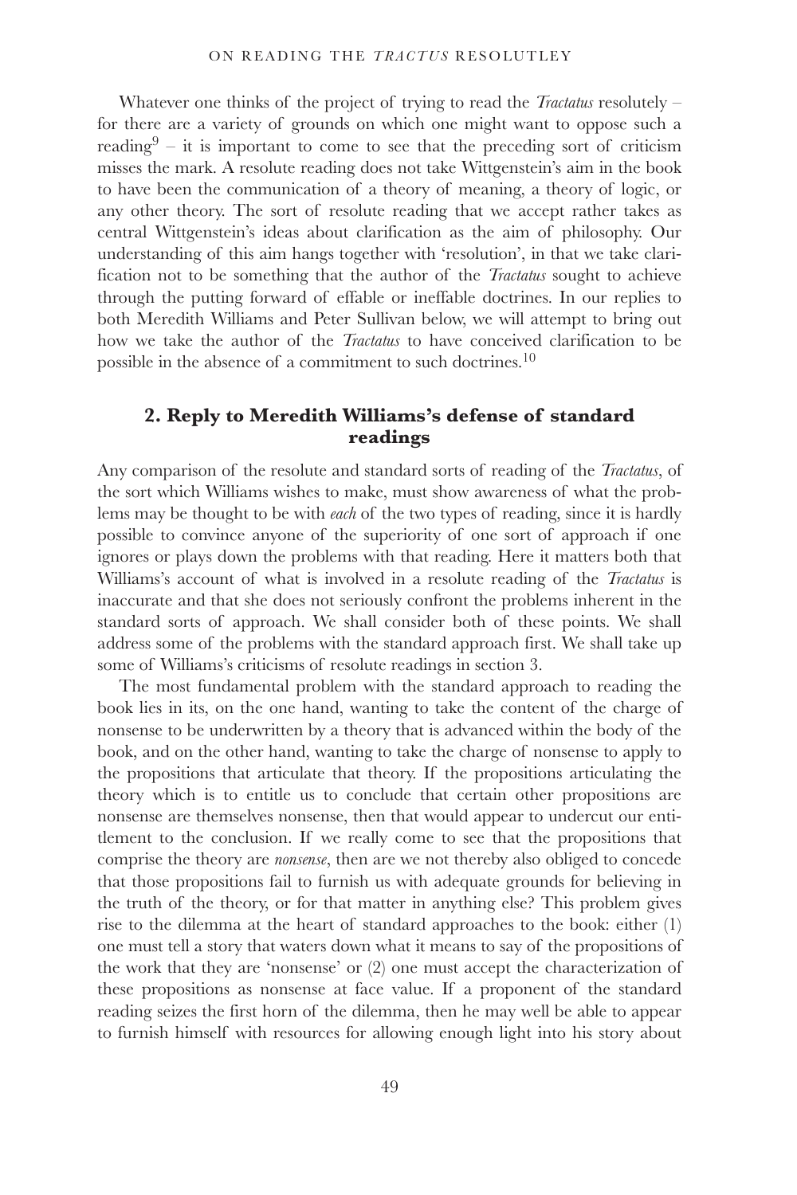Whatever one thinks of the project of trying to read the *Tractatus* resolutely – for there are a variety of grounds on which one might want to oppose such a reading[9] – it is important to come to see that the preceding sort of criticism misses the mark. A resolute reading does not take Wittgenstein's aim in the book to have been the communication of a theory of meaning, a theory of logic, or any other theory. The sort of resolute reading that we accept rather takes as central Wittgenstein's ideas about clarification as the aim of philosophy. Our understanding of this aim hangs together with 'resolution', in that we take clarification not to be something that the author of the *Tractatus* sought to achieve through the putting forward of effable or ineffable doctrines. In our replies to both Meredith Williams and Peter Sullivan below, we will attempt to bring out how we take the author of the *Tractatus* to have conceived clarification to be possible in the absence of a commitment to such doctrines.[10]

## 2. Reply to Meredith Williams's defense of standard readings

Any comparison of the resolute and standard sorts of reading of the *Tractatus*, of the sort which Williams wishes to make, must show awareness of what the problems may be thought to be with *each* of the two types of reading, since it is hardly possible to convince anyone of the superiority of one sort of approach if one ignores or plays down the problems with that reading. Here it matters both that Williams's account of what is involved in a resolute reading of the *Tractatus* is inaccurate and that she does not seriously confront the problems inherent in the standard sorts of approach. We shall consider both of these points. We shall address some of the problems with the standard approach first. We shall take up some of Williams's criticisms of resolute readings in section 3.

The most fundamental problem with the standard approach to reading the book lies in its, on the one hand, wanting to take the content of the charge of nonsense to be underwritten by a theory that is advanced within the body of the book, and on the other hand, wanting to take the charge of nonsense to apply to the propositions that articulate that theory. If the propositions articulating the theory which is to entitle us to conclude that certain other propositions are nonsense are themselves nonsense, then that would appear to undercut our entitlement to the conclusion. If we really come to see that the propositions that comprise the theory are *nonsense*, then are we not thereby also obliged to concede that those propositions fail to furnish us with adequate grounds for believing in the truth of the theory, or for that matter in anything else? This problem gives rise to the dilemma at the heart of standard approaches to the book: either (1) one must tell a story that waters down what it means to say of the propositions of the work that they are 'nonsense' or (2) one must accept the characterization of these propositions as nonsense at face value. If a proponent of the standard reading seizes the first horn of the dilemma, then he may well be able to appear to furnish himself with resources for allowing enough light into his story about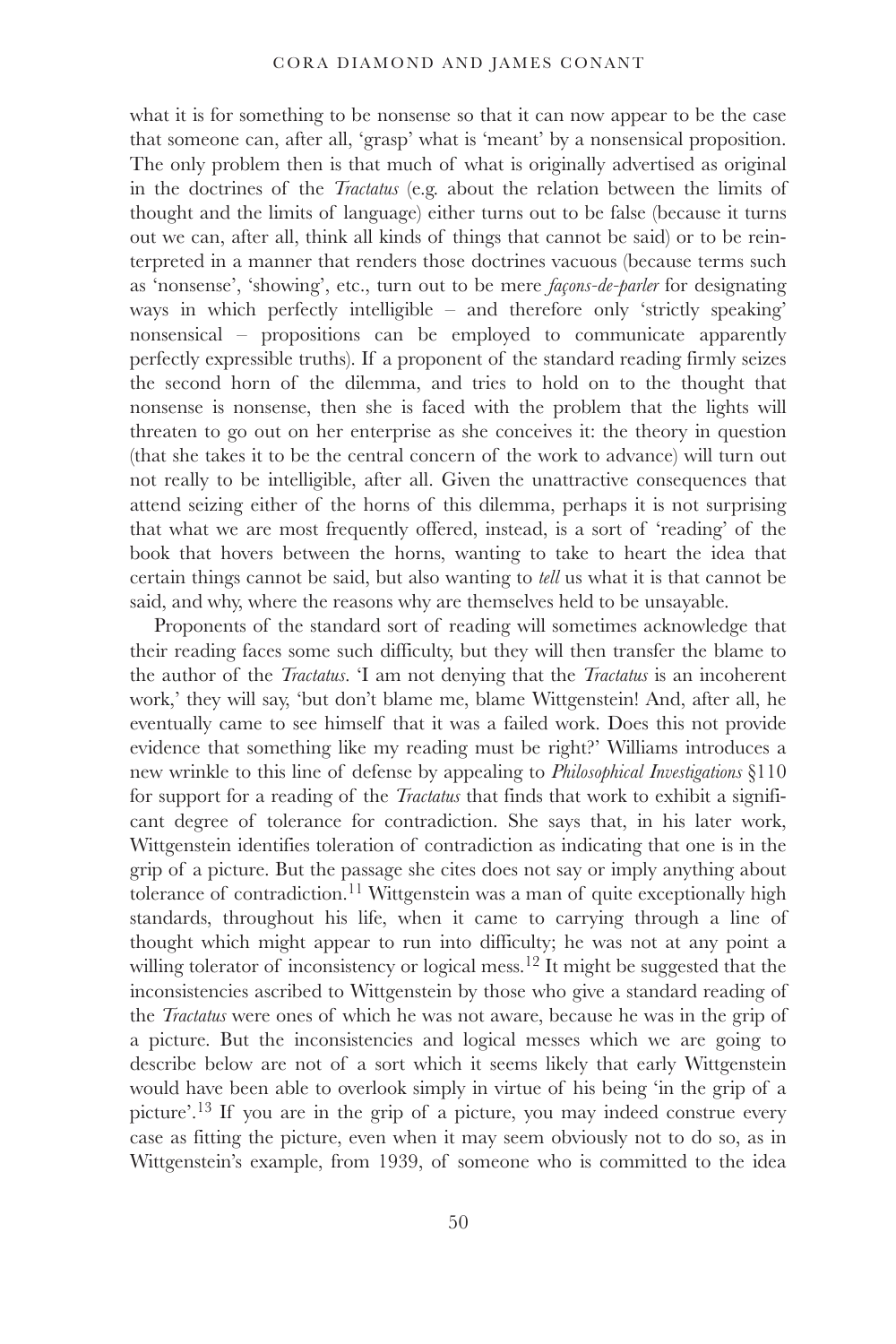what it is for something to be nonsense so that it can now appear to be the case that someone can, after all, 'grasp' what is 'meant' by a nonsensical proposition. The only problem then is that much of what is originally advertised as original in the doctrines of the *Tractatus* (e.g. about the relation between the limits of thought and the limits of language) either turns out to be false (because it turns out we can, after all, think all kinds of things that cannot be said) or to be reinterpreted in a manner that renders those doctrines vacuous (because terms such as 'nonsense', 'showing', etc., turn out to be mere *façons-de-parler* for designating ways in which perfectly intelligible – and therefore only 'strictly speaking' nonsensical – propositions can be employed to communicate apparently perfectly expressible truths). If a proponent of the standard reading firmly seizes the second horn of the dilemma, and tries to hold on to the thought that nonsense is nonsense, then she is faced with the problem that the lights will threaten to go out on her enterprise as she conceives it: the theory in question (that she takes it to be the central concern of the work to advance) will turn out not really to be intelligible, after all. Given the unattractive consequences that attend seizing either of the horns of this dilemma, perhaps it is not surprising that what we are most frequently offered, instead, is a sort of 'reading' of the book that hovers between the horns, wanting to take to heart the idea that certain things cannot be said, but also wanting to *tell* us what it is that cannot be said, and why, where the reasons why are themselves held to be unsayable.

Proponents of the standard sort of reading will sometimes acknowledge that their reading faces some such difficulty, but they will then transfer the blame to the author of the *Tractatus*. 'I am not denying that the *Tractatus* is an incoherent work,' they will say, 'but don't blame me, blame Wittgenstein! And, after all, he eventually came to see himself that it was a failed work. Does this not provide evidence that something like my reading must be right?' Williams introduces a new wrinkle to this line of defense by appealing to *Philosophical Investigations* §110 for support for a reading of the *Tractatus* that finds that work to exhibit a significant degree of tolerance for contradiction. She says that, in his later work, Wittgenstein identifies toleration of contradiction as indicating that one is in the grip of a picture. But the passage she cites does not say or imply anything about tolerance of contradiction.[11] Wittgenstein was a man of quite exceptionally high standards, throughout his life, when it came to carrying through a line of thought which might appear to run into difficulty; he was not at any point a willing tolerator of inconsistency or logical mess.[12] It might be suggested that the inconsistencies ascribed to Wittgenstein by those who give a standard reading of the *Tractatus* were ones of which he was not aware, because he was in the grip of a picture. But the inconsistencies and logical messes which we are going to describe below are not of a sort which it seems likely that early Wittgenstein would have been able to overlook simply in virtue of his being 'in the grip of a picture'.[13] If you are in the grip of a picture, you may indeed construe every case as fitting the picture, even when it may seem obviously not to do so, as in Wittgenstein's example, from 1939, of someone who is committed to the idea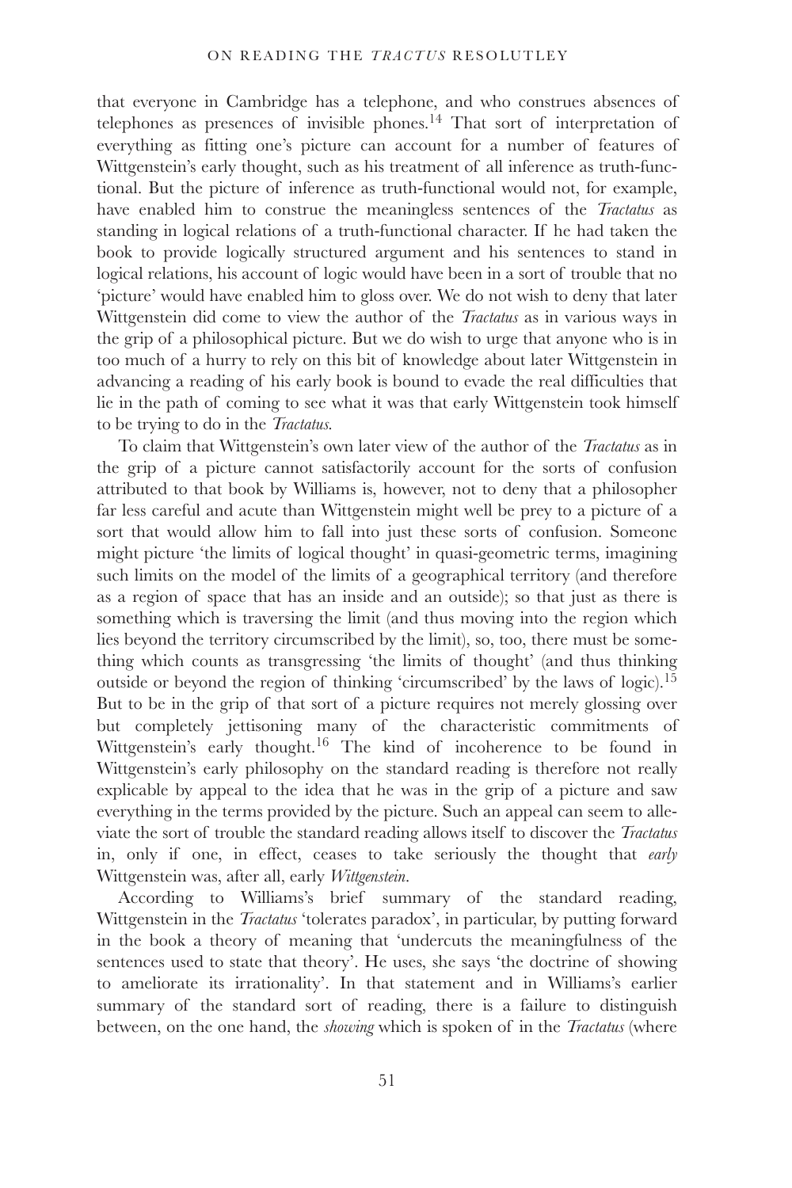that everyone in Cambridge has a telephone, and who construes absences of telephones as presences of invisible phones.[14] That sort of interpretation of everything as fitting one's picture can account for a number of features of Wittgenstein's early thought, such as his treatment of all inference as truth-functional. But the picture of inference as truth-functional would not, for example, have enabled him to construe the meaningless sentences of the *Tractatus* as standing in logical relations of a truth-functional character. If he had taken the book to provide logically structured argument and his sentences to stand in logical relations, his account of logic would have been in a sort of trouble that no 'picture' would have enabled him to gloss over. We do not wish to deny that later Wittgenstein did come to view the author of the *Tractatus* as in various ways in the grip of a philosophical picture. But we do wish to urge that anyone who is in too much of a hurry to rely on this bit of knowledge about later Wittgenstein in advancing a reading of his early book is bound to evade the real difficulties that lie in the path of coming to see what it was that early Wittgenstein took himself to be trying to do in the *Tractatus*.

To claim that Wittgenstein's own later view of the author of the *Tractatus* as in the grip of a picture cannot satisfactorily account for the sorts of confusion attributed to that book by Williams is, however, not to deny that a philosopher far less careful and acute than Wittgenstein might well be prey to a picture of a sort that would allow him to fall into just these sorts of confusion. Someone might picture 'the limits of logical thought' in quasi-geometric terms, imagining such limits on the model of the limits of a geographical territory (and therefore as a region of space that has an inside and an outside); so that just as there is something which is traversing the limit (and thus moving into the region which lies beyond the territory circumscribed by the limit), so, too, there must be something which counts as transgressing 'the limits of thought' (and thus thinking outside or beyond the region of thinking 'circumscribed' by the laws of logic).[15] But to be in the grip of that sort of a picture requires not merely glossing over but completely jettisoning many of the characteristic commitments of Wittgenstein's early thought.[16] The kind of incoherence to be found in Wittgenstein's early philosophy on the standard reading is therefore not really explicable by appeal to the idea that he was in the grip of a picture and saw everything in the terms provided by the picture. Such an appeal can seem to alleviate the sort of trouble the standard reading allows itself to discover the *Tractatus* in, only if one, in effect, ceases to take seriously the thought that *early* Wittgenstein was, after all, early *Wittgenstein*.

According to Williams's brief summary of the standard reading, Wittgenstein in the *Tractatus* 'tolerates paradox', in particular, by putting forward in the book a theory of meaning that 'undercuts the meaningfulness of the sentences used to state that theory'. He uses, she says 'the doctrine of showing to ameliorate its irrationality'. In that statement and in Williams's earlier summary of the standard sort of reading, there is a failure to distinguish between, on the one hand, the *showing* which is spoken of in the *Tractatus* (where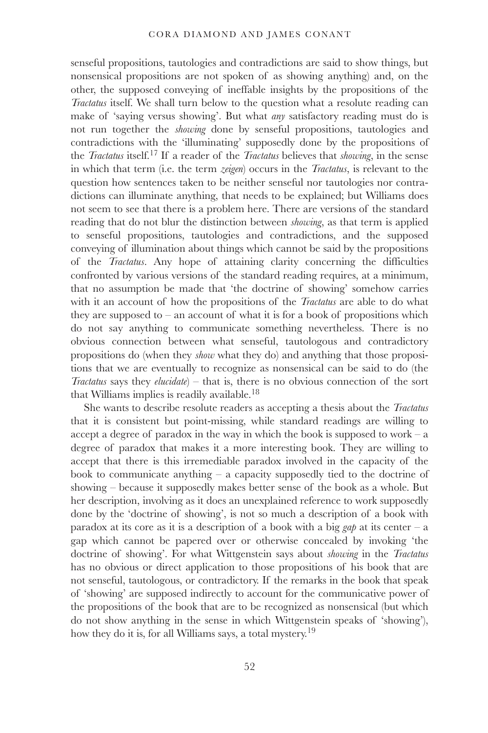senseful propositions, tautologies and contradictions are said to show things, but nonsensical propositions are not spoken of as showing anything) and, on the other, the supposed conveying of ineffable insights by the propositions of the *Tractatus* itself. We shall turn below to the question what a resolute reading can make of 'saying versus showing'. But what *any* satisfactory reading must do is not run together the *showing* done by senseful propositions, tautologies and contradictions with the 'illuminating' supposedly done by the propositions of the *Tractatus* itself.[17] If a reader of the *Tractatus* believes that *showing*, in the sense in which that term (i.e. the term *zeigen*) occurs in the *Tractatus*, is relevant to the question how sentences taken to be neither senseful nor tautologies nor contradictions can illuminate anything, that needs to be explained; but Williams does not seem to see that there is a problem here. There are versions of the standard reading that do not blur the distinction between *showing*, as that term is applied to senseful propositions, tautologies and contradictions, and the supposed conveying of illumination about things which cannot be said by the propositions of the *Tractatus*. Any hope of attaining clarity concerning the difficulties confronted by various versions of the standard reading requires, at a minimum, that no assumption be made that 'the doctrine of showing' somehow carries with it an account of how the propositions of the *Tractatus* are able to do what they are supposed to – an account of what it is for a book of propositions which do not say anything to communicate something nevertheless. There is no obvious connection between what senseful, tautologous and contradictory propositions do (when they *show* what they do) and anything that those propositions that we are eventually to recognize as nonsensical can be said to do (the *Tractatus* says they *elucidate*) – that is, there is no obvious connection of the sort that Williams implies is readily available.[18]

She wants to describe resolute readers as accepting a thesis about the *Tractatus* that it is consistent but point-missing, while standard readings are willing to accept a degree of paradox in the way in which the book is supposed to work – a degree of paradox that makes it a more interesting book. They are willing to accept that there is this irremediable paradox involved in the capacity of the book to communicate anything – a capacity supposedly tied to the doctrine of showing – because it supposedly makes better sense of the book as a whole. But her description, involving as it does an unexplained reference to work supposedly done by the 'doctrine of showing', is not so much a description of a book with paradox at its core as it is a description of a book with a big *gap* at its center – a gap which cannot be papered over or otherwise concealed by invoking 'the doctrine of showing'. For what Wittgenstein says about *showing* in the *Tractatus* has no obvious or direct application to those propositions of his book that are not senseful, tautologous, or contradictory. If the remarks in the book that speak of 'showing' are supposed indirectly to account for the communicative power of the propositions of the book that are to be recognized as nonsensical (but which do not show anything in the sense in which Wittgenstein speaks of 'showing'), how they do it is, for all Williams says, a total mystery.[19]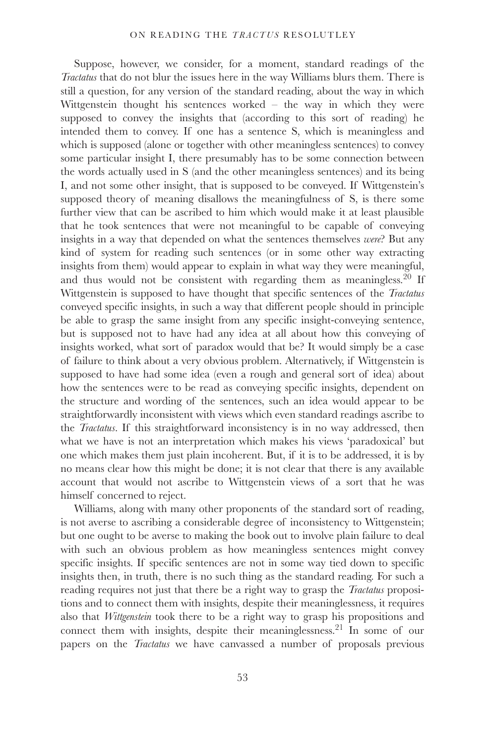Suppose, however, we consider, for a moment, standard readings of the *Tractatus* that do not blur the issues here in the way Williams blurs them. There is still a question, for any version of the standard reading, about the way in which Wittgenstein thought his sentences worked – the way in which they were supposed to convey the insights that (according to this sort of reading) he intended them to convey. If one has a sentence S, which is meaningless and which is supposed (alone or together with other meaningless sentences) to convey some particular insight I, there presumably has to be some connection between the words actually used in S (and the other meaningless sentences) and its being I, and not some other insight, that is supposed to be conveyed. If Wittgenstein's supposed theory of meaning disallows the meaningfulness of S, is there some further view that can be ascribed to him which would make it at least plausible that he took sentences that were not meaningful to be capable of conveying insights in a way that depended on what the sentences themselves *were*? But any kind of system for reading such sentences (or in some other way extracting insights from them) would appear to explain in what way they were meaningful, and thus would not be consistent with regarding them as meaningless.[20] If Wittgenstein is supposed to have thought that specific sentences of the *Tractatus* conveyed specific insights, in such a way that different people should in principle be able to grasp the same insight from any specific insight-conveying sentence, but is supposed not to have had any idea at all about how this conveying of insights worked, what sort of paradox would that be? It would simply be a case of failure to think about a very obvious problem. Alternatively, if Wittgenstein is supposed to have had some idea (even a rough and general sort of idea) about how the sentences were to be read as conveying specific insights, dependent on the structure and wording of the sentences, such an idea would appear to be straightforwardly inconsistent with views which even standard readings ascribe to the *Tractatus*. If this straightforward inconsistency is in no way addressed, then what we have is not an interpretation which makes his views 'paradoxical' but one which makes them just plain incoherent. But, if it is to be addressed, it is by no means clear how this might be done; it is not clear that there is any available account that would not ascribe to Wittgenstein views of a sort that he was himself concerned to reject.

Williams, along with many other proponents of the standard sort of reading, is not averse to ascribing a considerable degree of inconsistency to Wittgenstein; but one ought to be averse to making the book out to involve plain failure to deal with such an obvious problem as how meaningless sentences might convey specific insights. If specific sentences are not in some way tied down to specific insights then, in truth, there is no such thing as the standard reading. For such a reading requires not just that there be a right way to grasp the *Tractatus* propositions and to connect them with insights, despite their meaninglessness, it requires also that *Wittgenstein* took there to be a right way to grasp his propositions and connect them with insights, despite their meaninglessness.[21] In some of our papers on the *Tractatus* we have canvassed a number of proposals previous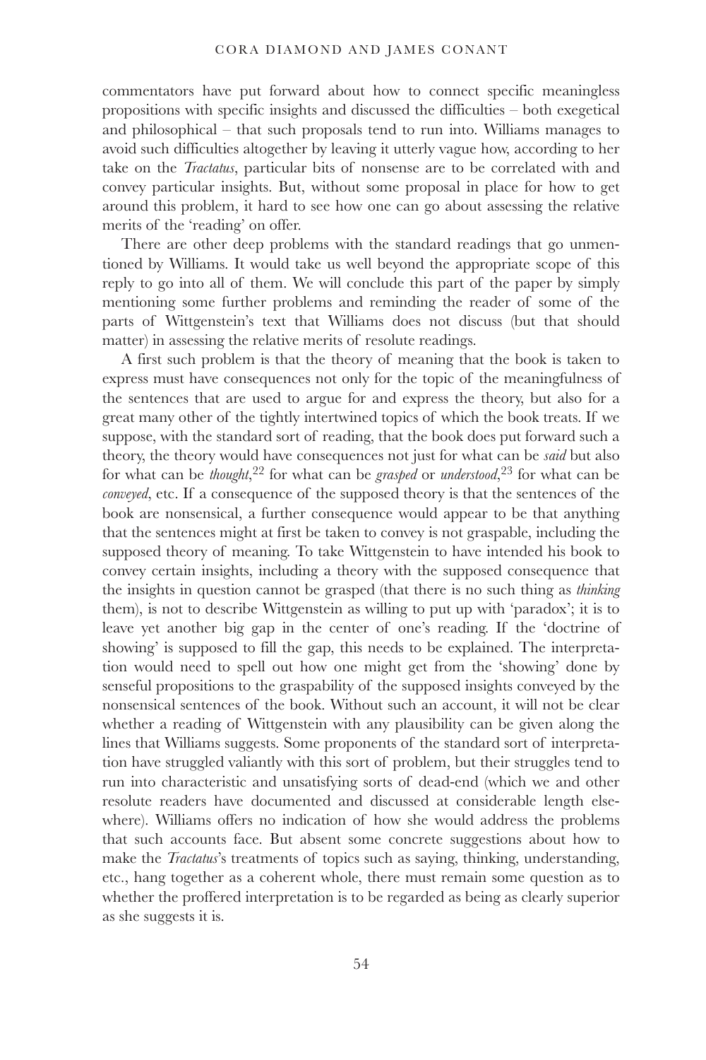commentators have put forward about how to connect specific meaningless propositions with specific insights and discussed the difficulties – both exegetical and philosophical – that such proposals tend to run into. Williams manages to avoid such difficulties altogether by leaving it utterly vague how, according to her take on the *Tractatus*, particular bits of nonsense are to be correlated with and convey particular insights. But, without some proposal in place for how to get around this problem, it hard to see how one can go about assessing the relative merits of the 'reading' on offer.

There are other deep problems with the standard readings that go unmentioned by Williams. It would take us well beyond the appropriate scope of this reply to go into all of them. We will conclude this part of the paper by simply mentioning some further problems and reminding the reader of some of the parts of Wittgenstein's text that Williams does not discuss (but that should matter) in assessing the relative merits of resolute readings.

A first such problem is that the theory of meaning that the book is taken to express must have consequences not only for the topic of the meaningfulness of the sentences that are used to argue for and express the theory, but also for a great many other of the tightly intertwined topics of which the book treats. If we suppose, with the standard sort of reading, that the book does put forward such a theory, the theory would have consequences not just for what can be *said* but also for what can be *thought*,[22] for what can be *grasped* or *understood*,[23] for what can be *conveyed*, etc. If a consequence of the supposed theory is that the sentences of the book are nonsensical, a further consequence would appear to be that anything that the sentences might at first be taken to convey is not graspable, including the supposed theory of meaning. To take Wittgenstein to have intended his book to convey certain insights, including a theory with the supposed consequence that the insights in question cannot be grasped (that there is no such thing as *thinking* them), is not to describe Wittgenstein as willing to put up with 'paradox'; it is to leave yet another big gap in the center of one's reading. If the 'doctrine of showing' is supposed to fill the gap, this needs to be explained. The interpretation would need to spell out how one might get from the 'showing' done by senseful propositions to the graspability of the supposed insights conveyed by the nonsensical sentences of the book. Without such an account, it will not be clear whether a reading of Wittgenstein with any plausibility can be given along the lines that Williams suggests. Some proponents of the standard sort of interpretation have struggled valiantly with this sort of problem, but their struggles tend to run into characteristic and unsatisfying sorts of dead-end (which we and other resolute readers have documented and discussed at considerable length elsewhere). Williams offers no indication of how she would address the problems that such accounts face. But absent some concrete suggestions about how to make the *Tractatus*'s treatments of topics such as saying, thinking, understanding, etc., hang together as a coherent whole, there must remain some question as to whether the proffered interpretation is to be regarded as being as clearly superior as she suggests it is.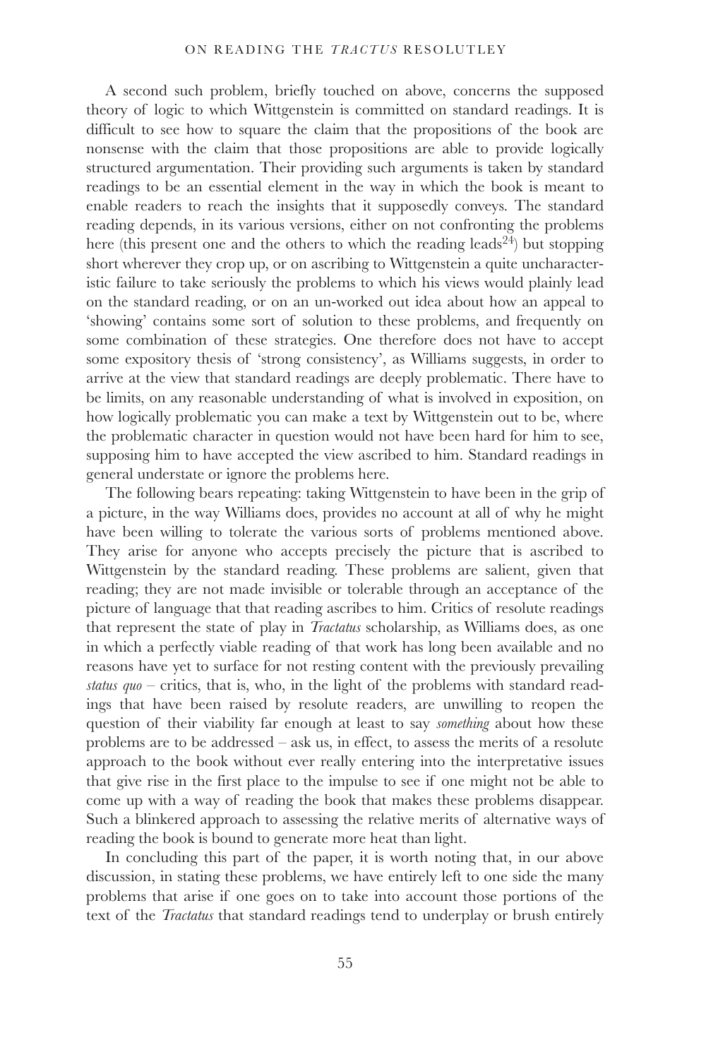A second such problem, briefly touched on above, concerns the supposed theory of logic to which Wittgenstein is committed on standard readings. It is difficult to see how to square the claim that the propositions of the book are nonsense with the claim that those propositions are able to provide logically structured argumentation. Their providing such arguments is taken by standard readings to be an essential element in the way in which the book is meant to enable readers to reach the insights that it supposedly conveys. The standard reading depends, in its various versions, either on not confronting the problems here (this present one and the others to which the reading leads[24]) but stopping short wherever they crop up, or on ascribing to Wittgenstein a quite uncharacteristic failure to take seriously the problems to which his views would plainly lead on the standard reading, or on an un-worked out idea about how an appeal to 'showing' contains some sort of solution to these problems, and frequently on some combination of these strategies. One therefore does not have to accept some expository thesis of 'strong consistency', as Williams suggests, in order to arrive at the view that standard readings are deeply problematic. There have to be limits, on any reasonable understanding of what is involved in exposition, on how logically problematic you can make a text by Wittgenstein out to be, where the problematic character in question would not have been hard for him to see, supposing him to have accepted the view ascribed to him. Standard readings in general understate or ignore the problems here.

The following bears repeating: taking Wittgenstein to have been in the grip of a picture, in the way Williams does, provides no account at all of why he might have been willing to tolerate the various sorts of problems mentioned above. They arise for anyone who accepts precisely the picture that is ascribed to Wittgenstein by the standard reading. These problems are salient, given that reading; they are not made invisible or tolerable through an acceptance of the picture of language that that reading ascribes to him. Critics of resolute readings that represent the state of play in *Tractatus* scholarship, as Williams does, as one in which a perfectly viable reading of that work has long been available and no reasons have yet to surface for not resting content with the previously prevailing *status quo* – critics, that is, who, in the light of the problems with standard readings that have been raised by resolute readers, are unwilling to reopen the question of their viability far enough at least to say *something* about how these problems are to be addressed – ask us, in effect, to assess the merits of a resolute approach to the book without ever really entering into the interpretative issues that give rise in the first place to the impulse to see if one might not be able to come up with a way of reading the book that makes these problems disappear. Such a blinkered approach to assessing the relative merits of alternative ways of reading the book is bound to generate more heat than light.

In concluding this part of the paper, it is worth noting that, in our above discussion, in stating these problems, we have entirely left to one side the many problems that arise if one goes on to take into account those portions of the text of the *Tractatus* that standard readings tend to underplay or brush entirely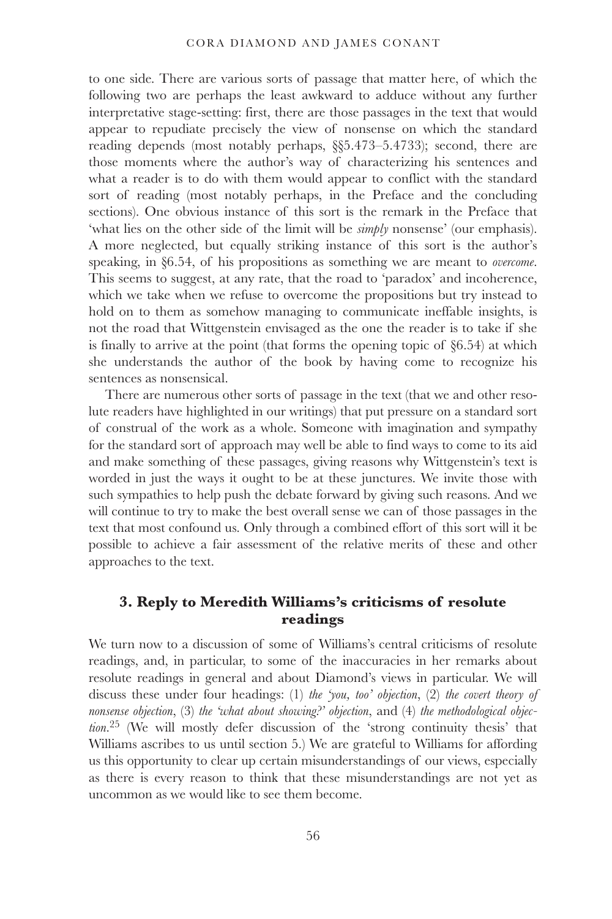to one side. There are various sorts of passage that matter here, of which the following two are perhaps the least awkward to adduce without any further interpretative stage-setting: first, there are those passages in the text that would appear to repudiate precisely the view of nonsense on which the standard reading depends (most notably perhaps, §§5.473–5.4733); second, there are those moments where the author's way of characterizing his sentences and what a reader is to do with them would appear to conflict with the standard sort of reading (most notably perhaps, in the Preface and the concluding sections). One obvious instance of this sort is the remark in the Preface that 'what lies on the other side of the limit will be *simply* nonsense' (our emphasis). A more neglected, but equally striking instance of this sort is the author's speaking, in §6.54, of his propositions as something we are meant to *overcome*. This seems to suggest, at any rate, that the road to 'paradox' and incoherence, which we take when we refuse to overcome the propositions but try instead to hold on to them as somehow managing to communicate ineffable insights, is not the road that Wittgenstein envisaged as the one the reader is to take if she is finally to arrive at the point (that forms the opening topic of §6.54) at which she understands the author of the book by having come to recognize his sentences as nonsensical.

There are numerous other sorts of passage in the text (that we and other resolute readers have highlighted in our writings) that put pressure on a standard sort of construal of the work as a whole. Someone with imagination and sympathy for the standard sort of approach may well be able to find ways to come to its aid and make something of these passages, giving reasons why Wittgenstein's text is worded in just the ways it ought to be at these junctures. We invite those with such sympathies to help push the debate forward by giving such reasons. And we will continue to try to make the best overall sense we can of those passages in the text that most confound us. Only through a combined effort of this sort will it be possible to achieve a fair assessment of the relative merits of these and other approaches to the text.

## 3. Reply to Meredith Williams's criticisms of resolute readings

We turn now to a discussion of some of Williams's central criticisms of resolute readings, and, in particular, to some of the inaccuracies in her remarks about resolute readings in general and about Diamond's views in particular. We will discuss these under four headings: (1) *the 'you, too' objection*, (2) *the covert theory of nonsense objection*, (3) *the 'what about showing?' objection*, and (4) *the methodological objection*.[25] (We will mostly defer discussion of the 'strong continuity thesis' that Williams ascribes to us until section 5.) We are grateful to Williams for affording us this opportunity to clear up certain misunderstandings of our views, especially as there is every reason to think that these misunderstandings are not yet as uncommon as we would like to see them become.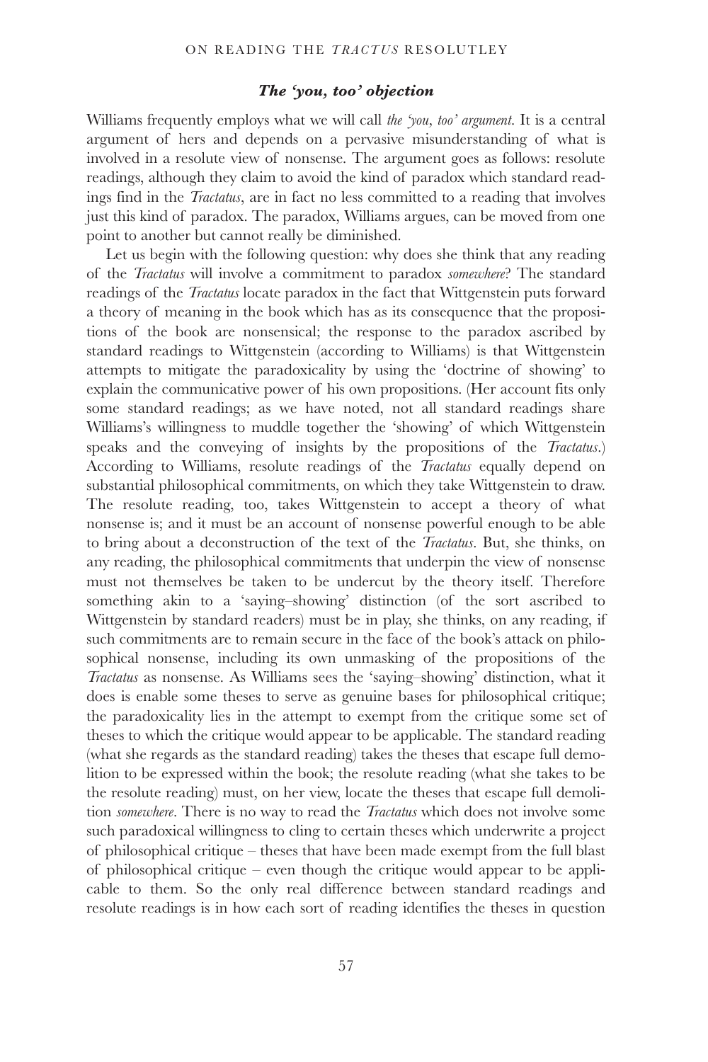### *The 'you, too' objection*

Williams frequently employs what we will call *the 'you, too' argument*. It is a central argument of hers and depends on a pervasive misunderstanding of what is involved in a resolute view of nonsense. The argument goes as follows: resolute readings, although they claim to avoid the kind of paradox which standard readings find in the *Tractatus*, are in fact no less committed to a reading that involves just this kind of paradox. The paradox, Williams argues, can be moved from one point to another but cannot really be diminished.

Let us begin with the following question: why does she think that any reading of the *Tractatus* will involve a commitment to paradox *somewhere*? The standard readings of the *Tractatus* locate paradox in the fact that Wittgenstein puts forward a theory of meaning in the book which has as its consequence that the propositions of the book are nonsensical; the response to the paradox ascribed by standard readings to Wittgenstein (according to Williams) is that Wittgenstein attempts to mitigate the paradoxicality by using the 'doctrine of showing' to explain the communicative power of his own propositions. (Her account fits only some standard readings; as we have noted, not all standard readings share Williams's willingness to muddle together the 'showing' of which Wittgenstein speaks and the conveying of insights by the propositions of the *Tractatus*.) According to Williams, resolute readings of the *Tractatus* equally depend on substantial philosophical commitments, on which they take Wittgenstein to draw. The resolute reading, too, takes Wittgenstein to accept a theory of what nonsense is; and it must be an account of nonsense powerful enough to be able to bring about a deconstruction of the text of the *Tractatus*. But, she thinks, on any reading, the philosophical commitments that underpin the view of nonsense must not themselves be taken to be undercut by the theory itself. Therefore something akin to a 'saying–showing' distinction (of the sort ascribed to Wittgenstein by standard readers) must be in play, she thinks, on any reading, if such commitments are to remain secure in the face of the book's attack on philosophical nonsense, including its own unmasking of the propositions of the *Tractatus* as nonsense. As Williams sees the 'saying–showing' distinction, what it does is enable some theses to serve as genuine bases for philosophical critique; the paradoxicality lies in the attempt to exempt from the critique some set of theses to which the critique would appear to be applicable. The standard reading (what she regards as the standard reading) takes the theses that escape full demolition to be expressed within the book; the resolute reading (what she takes to be the resolute reading) must, on her view, locate the theses that escape full demolition *somewhere*. There is no way to read the *Tractatus* which does not involve some such paradoxical willingness to cling to certain theses which underwrite a project of philosophical critique – theses that have been made exempt from the full blast of philosophical critique – even though the critique would appear to be applicable to them. So the only real difference between standard readings and resolute readings is in how each sort of reading identifies the theses in question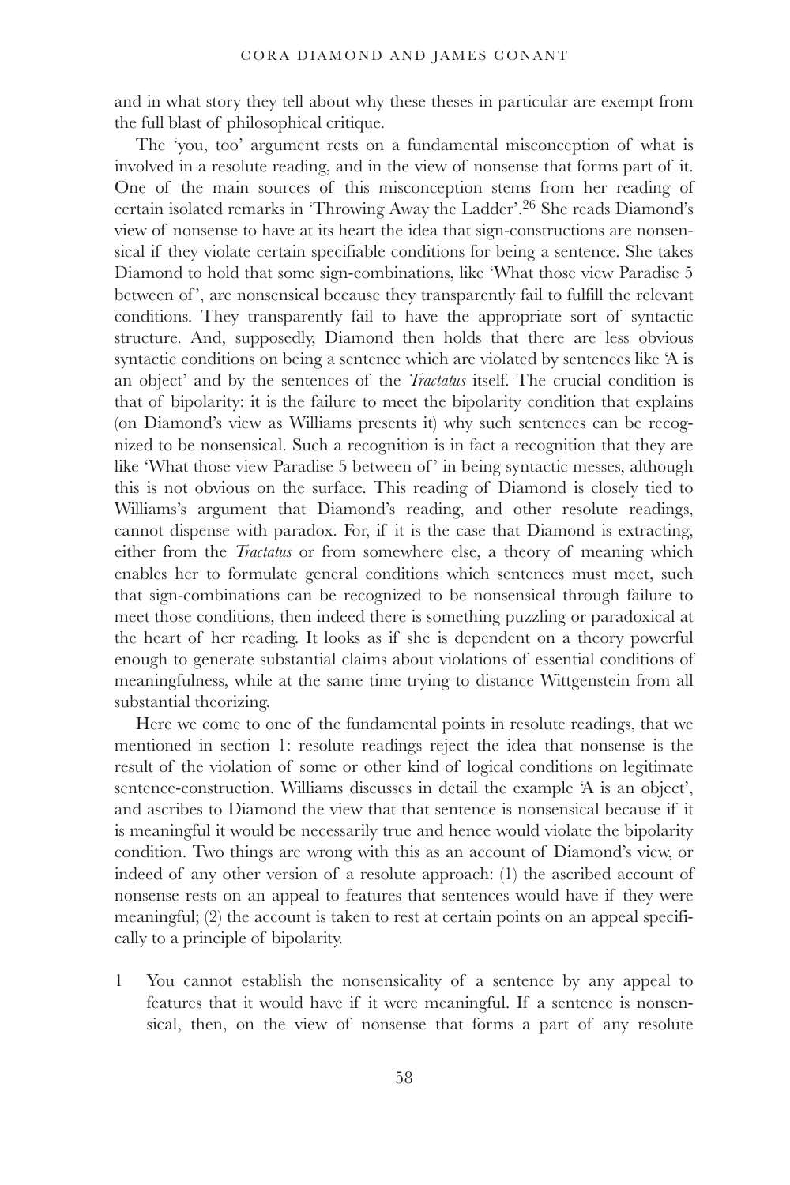and in what story they tell about why these theses in particular are exempt from the full blast of philosophical critique.

The 'you, too' argument rests on a fundamental misconception of what is involved in a resolute reading, and in the view of nonsense that forms part of it. One of the main sources of this misconception stems from her reading of certain isolated remarks in 'Throwing Away the Ladder'.[26] She reads Diamond's view of nonsense to have at its heart the idea that sign-constructions are nonsensical if they violate certain specifiable conditions for being a sentence. She takes Diamond to hold that some sign-combinations, like 'What those view Paradise 5 between of', are nonsensical because they transparently fail to fulfill the relevant conditions. They transparently fail to have the appropriate sort of syntactic structure. And, supposedly, Diamond then holds that there are less obvious syntactic conditions on being a sentence which are violated by sentences like 'A is an object' and by the sentences of the *Tractatus* itself. The crucial condition is that of bipolarity: it is the failure to meet the bipolarity condition that explains (on Diamond's view as Williams presents it) why such sentences can be recognized to be nonsensical. Such a recognition is in fact a recognition that they are like 'What those view Paradise 5 between of' in being syntactic messes, although this is not obvious on the surface. This reading of Diamond is closely tied to Williams's argument that Diamond's reading, and other resolute readings, cannot dispense with paradox. For, if it is the case that Diamond is extracting, either from the *Tractatus* or from somewhere else, a theory of meaning which enables her to formulate general conditions which sentences must meet, such that sign-combinations can be recognized to be nonsensical through failure to meet those conditions, then indeed there is something puzzling or paradoxical at the heart of her reading. It looks as if she is dependent on a theory powerful enough to generate substantial claims about violations of essential conditions of meaningfulness, while at the same time trying to distance Wittgenstein from all substantial theorizing.

Here we come to one of the fundamental points in resolute readings, that we mentioned in section 1: resolute readings reject the idea that nonsense is the result of the violation of some or other kind of logical conditions on legitimate sentence-construction. Williams discusses in detail the example 'A is an object', and ascribes to Diamond the view that that sentence is nonsensical because if it is meaningful it would be necessarily true and hence would violate the bipolarity condition. Two things are wrong with this as an account of Diamond's view, or indeed of any other version of a resolute approach: (1) the ascribed account of nonsense rests on an appeal to features that sentences would have if they were meaningful; (2) the account is taken to rest at certain points on an appeal specifically to a principle of bipolarity.

1 You cannot establish the nonsensicality of a sentence by any appeal to features that it would have if it were meaningful. If a sentence is nonsensical, then, on the view of nonsense that forms a part of any resolute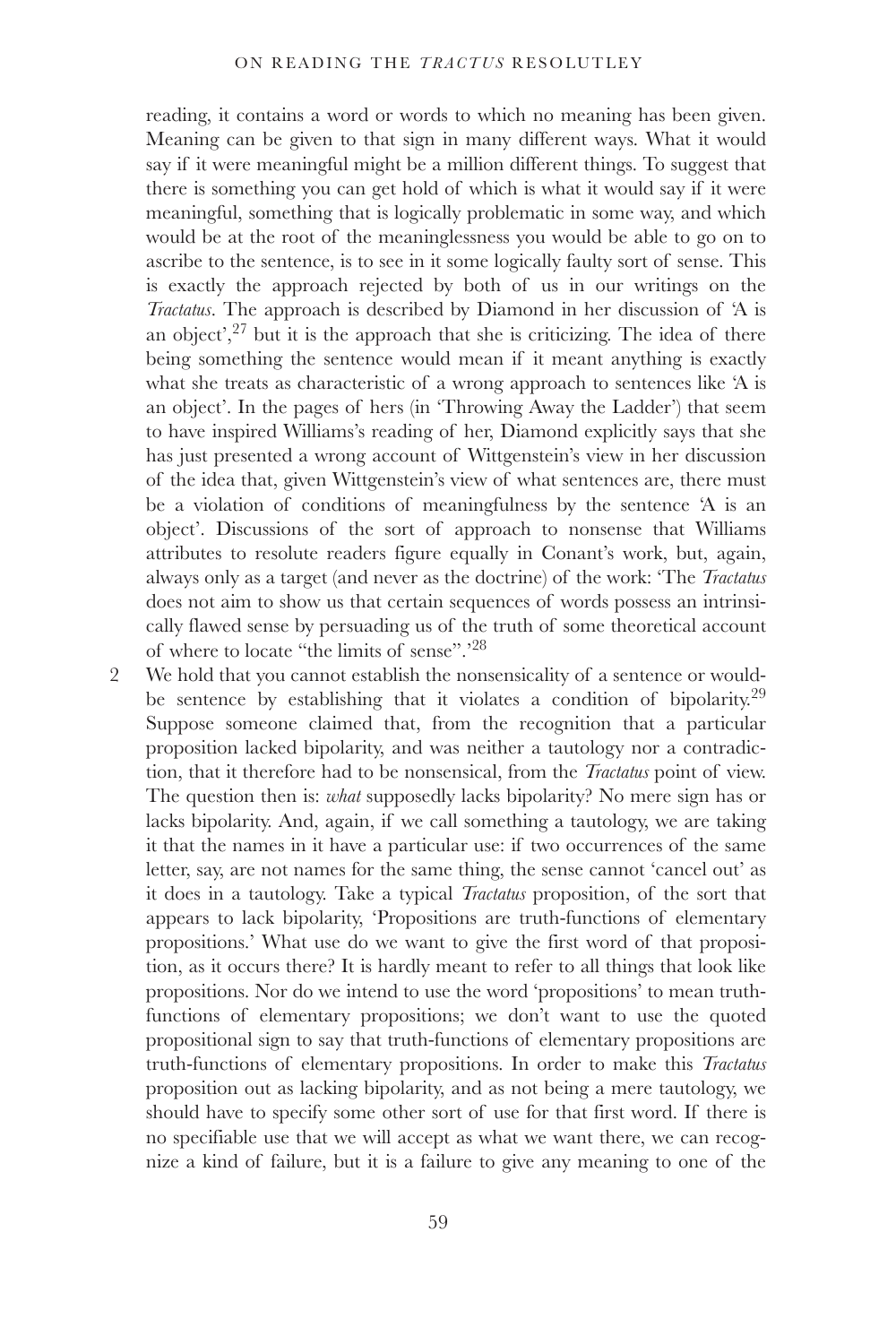reading, it contains a word or words to which no meaning has been given. Meaning can be given to that sign in many different ways. What it would say if it were meaningful might be a million different things. To suggest that there is something you can get hold of which is what it would say if it were meaningful, something that is logically problematic in some way, and which would be at the root of the meaninglessness you would be able to go on to ascribe to the sentence, is to see in it some logically faulty sort of sense. This is exactly the approach rejected by both of us in our writings on the *Tractatus*. The approach is described by Diamond in her discussion of 'A is an object',[27] but it is the approach that she is criticizing. The idea of there being something the sentence would mean if it meant anything is exactly what she treats as characteristic of a wrong approach to sentences like 'A is an object'. In the pages of hers (in 'Throwing Away the Ladder') that seem to have inspired Williams's reading of her, Diamond explicitly says that she has just presented a wrong account of Wittgenstein's view in her discussion of the idea that, given Wittgenstein's view of what sentences are, there must be a violation of conditions of meaningfulness by the sentence 'A is an object'. Discussions of the sort of approach to nonsense that Williams attributes to resolute readers figure equally in Conant's work, but, again, always only as a target (and never as the doctrine) of the work: 'The *Tractatus* does not aim to show us that certain sequences of words possess an intrinsically flawed sense by persuading us of the truth of some theoretical account of where to locate "the limits of sense".'[28]

2 We hold that you cannot establish the nonsensicality of a sentence or would-be sentence by establishing that it violates a condition of bipolarity.[29] Suppose someone claimed that, from the recognition that a particular proposition lacked bipolarity, and was neither a tautology nor a contradiction, that it therefore had to be nonsensical, from the *Tractatus* point of view. The question then is: *what* supposedly lacks bipolarity? No mere sign has or lacks bipolarity. And, again, if we call something a tautology, we are taking it that the names in it have a particular use: if two occurrences of the same letter, say, are not names for the same thing, the sense cannot 'cancel out' as it does in a tautology. Take a typical *Tractatus* proposition, of the sort that appears to lack bipolarity, 'Propositions are truth-functions of elementary propositions.' What use do we want to give the first word of that proposition, as it occurs there? It is hardly meant to refer to all things that look like propositions. Nor do we intend to use the word 'propositions' to mean truth-functions of elementary propositions; we don't want to use the quoted propositional sign to say that truth-functions of elementary propositions are truth-functions of elementary propositions. In order to make this *Tractatus* proposition out as lacking bipolarity, and as not being a mere tautology, we should have to specify some other sort of use for that first word. If there is no specifiable use that we will accept as what we want there, we can recognize a kind of failure, but it is a failure to give any meaning to one of the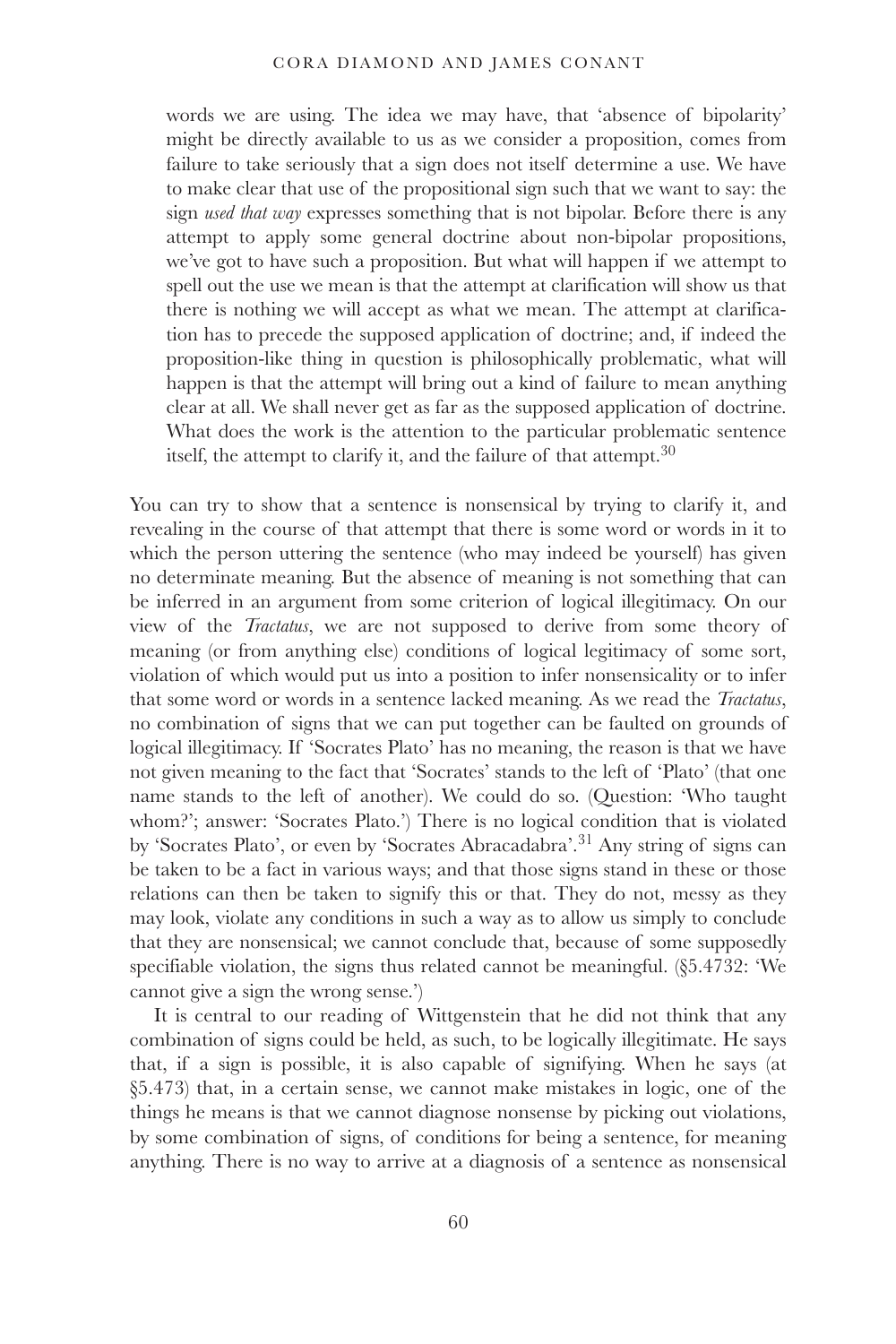> words we are using. The idea we may have, that 'absence of bipolarity' might be directly available to us as we consider a proposition, comes from failure to take seriously that a sign does not itself determine a use. We have to make clear that use of the propositional sign such that we want to say: the sign *used that way* expresses something that is not bipolar. Before there is any attempt to apply some general doctrine about non-bipolar propositions, we've got to have such a proposition. But what will happen if we attempt to spell out the use we mean is that the attempt at clarification will show us that there is nothing we will accept as what we mean. The attempt at clarification has to precede the supposed application of doctrine; and, if indeed the proposition-like thing in question is philosophically problematic, what will happen is that the attempt will bring out a kind of failure to mean anything clear at all. We shall never get as far as the supposed application of doctrine. What does the work is the attention to the particular problematic sentence itself, the attempt to clarify it, and the failure of that attempt.[30]

You can try to show that a sentence is nonsensical by trying to clarify it, and revealing in the course of that attempt that there is some word or words in it to which the person uttering the sentence (who may indeed be yourself) has given no determinate meaning. But the absence of meaning is not something that can be inferred in an argument from some criterion of logical illegitimacy. On our view of the *Tractatus*, we are not supposed to derive from some theory of meaning (or from anything else) conditions of logical legitimacy of some sort, violation of which would put us into a position to infer nonsensicality or to infer that some word or words in a sentence lacked meaning. As we read the *Tractatus*, no combination of signs that we can put together can be faulted on grounds of logical illegitimacy. If 'Socrates Plato' has no meaning, the reason is that we have not given meaning to the fact that 'Socrates' stands to the left of 'Plato' (that one name stands to the left of another). We could do so. (Question: 'Who taught whom?'; answer: 'Socrates Plato.') There is no logical condition that is violated by 'Socrates Plato', or even by 'Socrates Abracadabra'.[31] Any string of signs can be taken to be a fact in various ways; and that those signs stand in these or those relations can then be taken to signify this or that. They do not, messy as they may look, violate any conditions in such a way as to allow us simply to conclude that they are nonsensical; we cannot conclude that, because of some supposedly specifiable violation, the signs thus related cannot be meaningful. (§5.4732: 'We cannot give a sign the wrong sense.')

It is central to our reading of Wittgenstein that he did not think that any combination of signs could be held, as such, to be logically illegitimate. He says that, if a sign is possible, it is also capable of signifying. When he says (at §5.473) that, in a certain sense, we cannot make mistakes in logic, one of the things he means is that we cannot diagnose nonsense by picking out violations, by some combination of signs, of conditions for being a sentence, for meaning anything. There is no way to arrive at a diagnosis of a sentence as nonsensical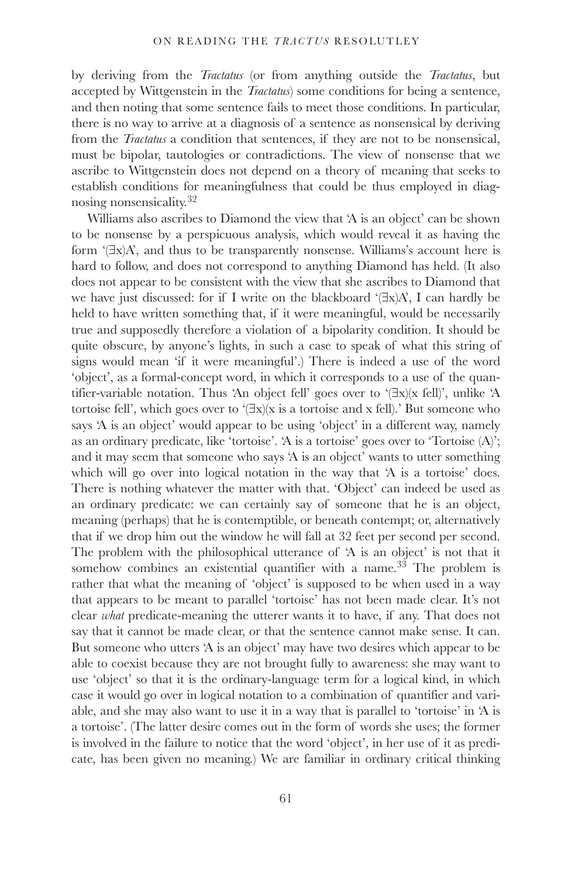by deriving from the *Tractatus* (or from anything outside the *Tractatus*, but accepted by Wittgenstein in the *Tractatus*) some conditions for being a sentence, and then noting that some sentence fails to meet those conditions. In particular, there is no way to arrive at a diagnosis of a sentence as nonsensical by deriving from the *Tractatus* a condition that sentences, if they are not to be nonsensical, must be bipolar, tautologies or contradictions. The view of nonsense that we ascribe to Wittgenstein does not depend on a theory of meaning that seeks to establish conditions for meaningfulness that could be thus employed in diagnosing nonsensicality.[32]

Williams also ascribes to Diamond the view that 'A is an object' can be shown to be nonsense by a perspicuous analysis, which would reveal it as having the form '(∃x)A', and thus to be transparently nonsense. Williams's account here is hard to follow, and does not correspond to anything Diamond has held. (It also does not appear to be consistent with the view that she ascribes to Diamond that we have just discussed: for if I write on the blackboard '(∃x)A', I can hardly be held to have written something that, if it were meaningful, would be necessarily true and supposedly therefore a violation of a bipolarity condition. It should be quite obscure, by anyone's lights, in such a case to speak of what this string of signs would mean 'if it were meaningful'.) There is indeed a use of the word 'object', as a formal-concept word, in which it corresponds to a use of the quantifier-variable notation. Thus 'An object fell' goes over to '(∃x)(x fell)', unlike 'A tortoise fell', which goes over to '(∃x)(x is a tortoise and x fell).' But someone who says 'A is an object' would appear to be using 'object' in a different way, namely as an ordinary predicate, like 'tortoise'. 'A is a tortoise' goes over to 'Tortoise (A)'; and it may seem that someone who says 'A is an object' wants to utter something which will go over into logical notation in the way that 'A is a tortoise' does. There is nothing whatever the matter with that. 'Object' can indeed be used as an ordinary predicate: we can certainly say of someone that he is an object, meaning (perhaps) that he is contemptible, or beneath contempt; or, alternatively that if we drop him out the window he will fall at 32 feet per second per second. The problem with the philosophical utterance of 'A is an object' is not that it somehow combines an existential quantifier with a name.[33] The problem is rather that what the meaning of 'object' is supposed to be when used in a way that appears to be meant to parallel 'tortoise' has not been made clear. It's not clear *what* predicate-meaning the utterer wants it to have, if any. That does not say that it cannot be made clear, or that the sentence cannot make sense. It can. But someone who utters 'A is an object' may have two desires which appear to be able to coexist because they are not brought fully to awareness: she may want to use 'object' so that it is the ordinary-language term for a logical kind, in which case it would go over in logical notation to a combination of quantifier and variable, and she may also want to use it in a way that is parallel to 'tortoise' in 'A is a tortoise'. (The latter desire comes out in the form of words she uses; the former is involved in the failure to notice that the word 'object', in her use of it as predicate, has been given no meaning.) We are familiar in ordinary critical thinking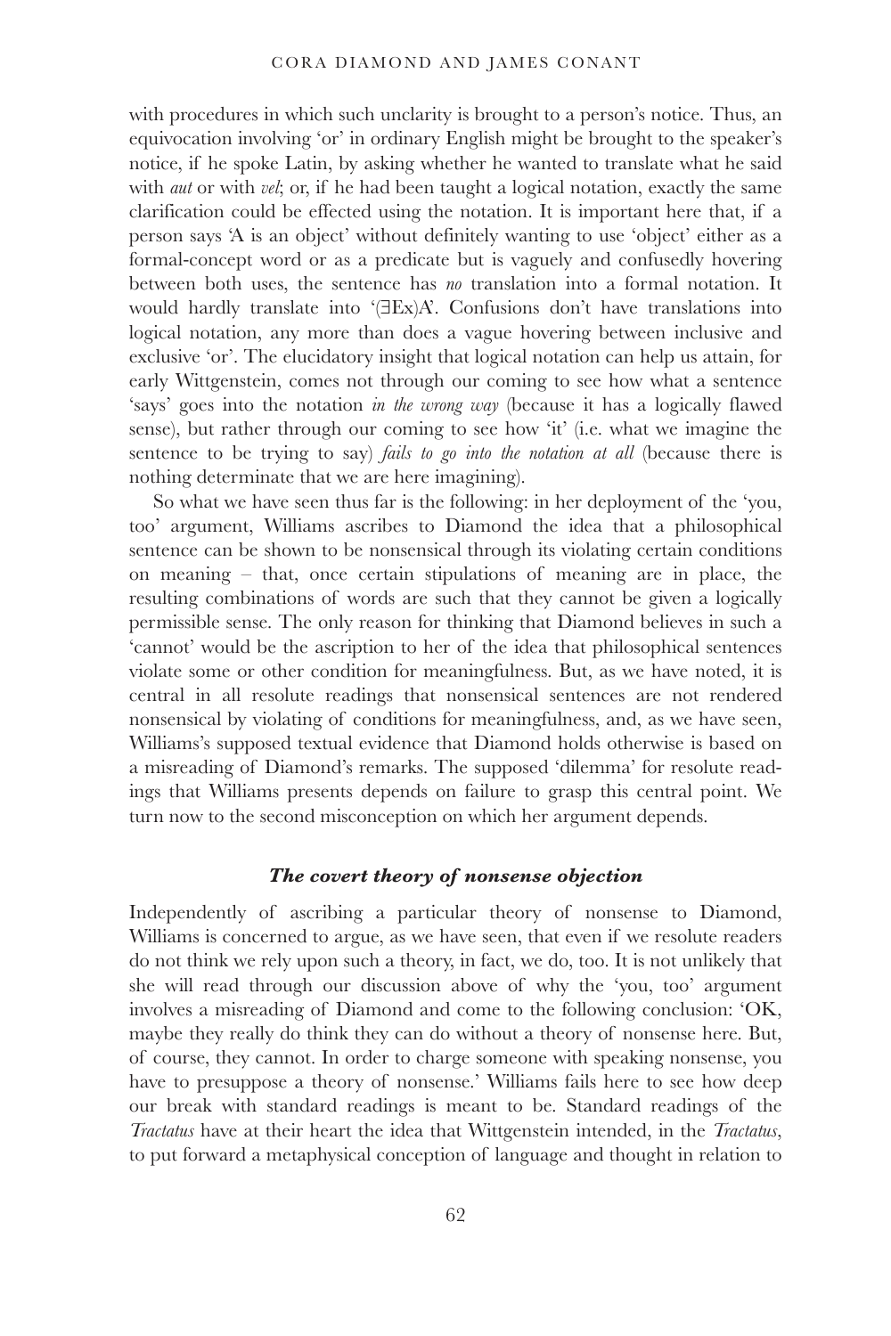with procedures in which such unclarity is brought to a person's notice. Thus, an equivocation involving 'or' in ordinary English might be brought to the speaker's notice, if he spoke Latin, by asking whether he wanted to translate what he said with *aut* or with *vel*; or, if he had been taught a logical notation, exactly the same clarification could be effected using the notation. It is important here that, if a person says 'A is an object' without definitely wanting to use 'object' either as a formal-concept word or as a predicate but is vaguely and confusedly hovering between both uses, the sentence has *no* translation into a formal notation. It would hardly translate into '(∃Ex)A'. Confusions don't have translations into logical notation, any more than does a vague hovering between inclusive and exclusive 'or'. The elucidatory insight that logical notation can help us attain, for early Wittgenstein, comes not through our coming to see how what a sentence 'says' goes into the notation *in the wrong way* (because it has a logically flawed sense), but rather through our coming to see how 'it' (i.e. what we imagine the sentence to be trying to say) *fails to go into the notation at all* (because there is nothing determinate that we are here imagining).

So what we have seen thus far is the following: in her deployment of the 'you, too' argument, Williams ascribes to Diamond the idea that a philosophical sentence can be shown to be nonsensical through its violating certain conditions on meaning – that, once certain stipulations of meaning are in place, the resulting combinations of words are such that they cannot be given a logically permissible sense. The only reason for thinking that Diamond believes in such a 'cannot' would be the ascription to her of the idea that philosophical sentences violate some or other condition for meaningfulness. But, as we have noted, it is central in all resolute readings that nonsensical sentences are not rendered nonsensical by violating of conditions for meaningfulness, and, as we have seen, Williams's supposed textual evidence that Diamond holds otherwise is based on a misreading of Diamond's remarks. The supposed 'dilemma' for resolute readings that Williams presents depends on failure to grasp this central point. We turn now to the second misconception on which her argument depends.

### *The covert theory of nonsense objection*

Independently of ascribing a particular theory of nonsense to Diamond, Williams is concerned to argue, as we have seen, that even if we resolute readers do not think we rely upon such a theory, in fact, we do, too. It is not unlikely that she will read through our discussion above of why the 'you, too' argument involves a misreading of Diamond and come to the following conclusion: 'OK, maybe they really do think they can do without a theory of nonsense here. But, of course, they cannot. In order to charge someone with speaking nonsense, you have to presuppose a theory of nonsense.' Williams fails here to see how deep our break with standard readings is meant to be. Standard readings of the *Tractatus* have at their heart the idea that Wittgenstein intended, in the *Tractatus*, to put forward a metaphysical conception of language and thought in relation to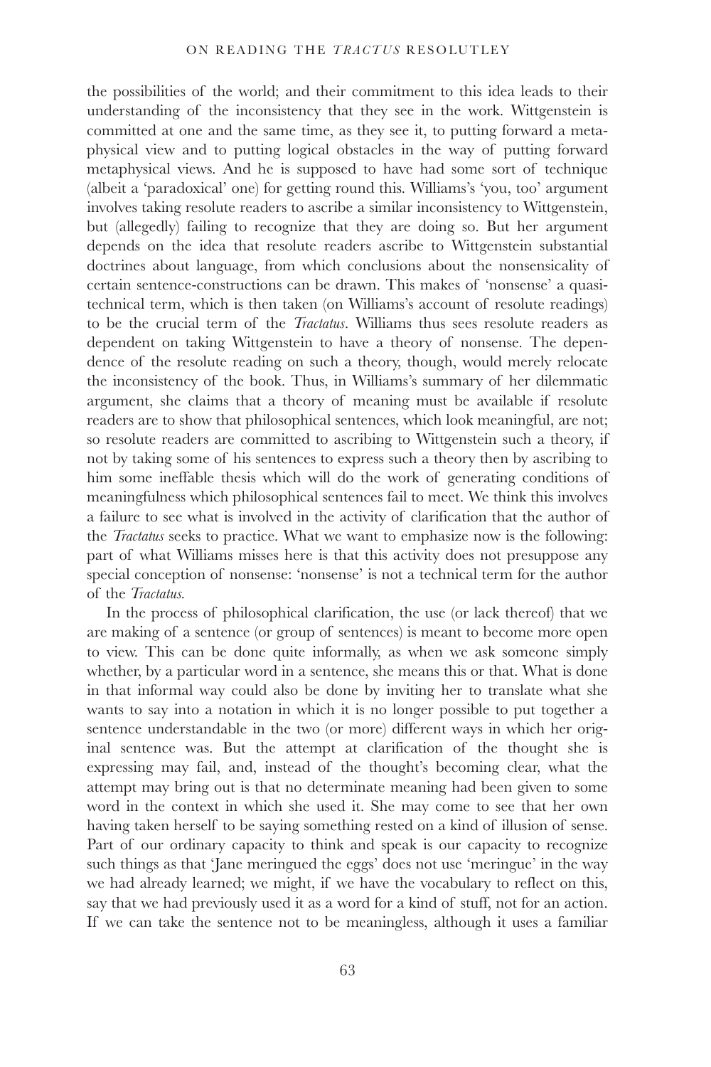the possibilities of the world; and their commitment to this idea leads to their understanding of the inconsistency that they see in the work. Wittgenstein is committed at one and the same time, as they see it, to putting forward a metaphysical view and to putting logical obstacles in the way of putting forward metaphysical views. And he is supposed to have had some sort of technique (albeit a 'paradoxical' one) for getting round this. Williams's 'you, too' argument involves taking resolute readers to ascribe a similar inconsistency to Wittgenstein, but (allegedly) failing to recognize that they are doing so. But her argument depends on the idea that resolute readers ascribe to Wittgenstein substantial doctrines about language, from which conclusions about the nonsensicality of certain sentence-constructions can be drawn. This makes of 'nonsense' a quasi-technical term, which is then taken (on Williams's account of resolute readings) to be the crucial term of the *Tractatus*. Williams thus sees resolute readers as dependent on taking Wittgenstein to have a theory of nonsense. The dependence of the resolute reading on such a theory, though, would merely relocate the inconsistency of the book. Thus, in Williams's summary of her dilemmatic argument, she claims that a theory of meaning must be available if resolute readers are to show that philosophical sentences, which look meaningful, are not; so resolute readers are committed to ascribing to Wittgenstein such a theory, if not by taking some of his sentences to express such a theory then by ascribing to him some ineffable thesis which will do the work of generating conditions of meaningfulness which philosophical sentences fail to meet. We think this involves a failure to see what is involved in the activity of clarification that the author of the *Tractatus* seeks to practice. What we want to emphasize now is the following: part of what Williams misses here is that this activity does not presuppose any special conception of nonsense: 'nonsense' is not a technical term for the author of the *Tractatus*.

In the process of philosophical clarification, the use (or lack thereof) that we are making of a sentence (or group of sentences) is meant to become more open to view. This can be done quite informally, as when we ask someone simply whether, by a particular word in a sentence, she means this or that. What is done in that informal way could also be done by inviting her to translate what she wants to say into a notation in which it is no longer possible to put together a sentence understandable in the two (or more) different ways in which her original sentence was. But the attempt at clarification of the thought she is expressing may fail, and, instead of the thought's becoming clear, what the attempt may bring out is that no determinate meaning had been given to some word in the context in which she used it. She may come to see that her own having taken herself to be saying something rested on a kind of illusion of sense. Part of our ordinary capacity to think and speak is our capacity to recognize such things as that 'Jane meringued the eggs' does not use 'meringue' in the way we had already learned; we might, if we have the vocabulary to reflect on this, say that we had previously used it as a word for a kind of stuff, not for an action. If we can take the sentence not to be meaningless, although it uses a familiar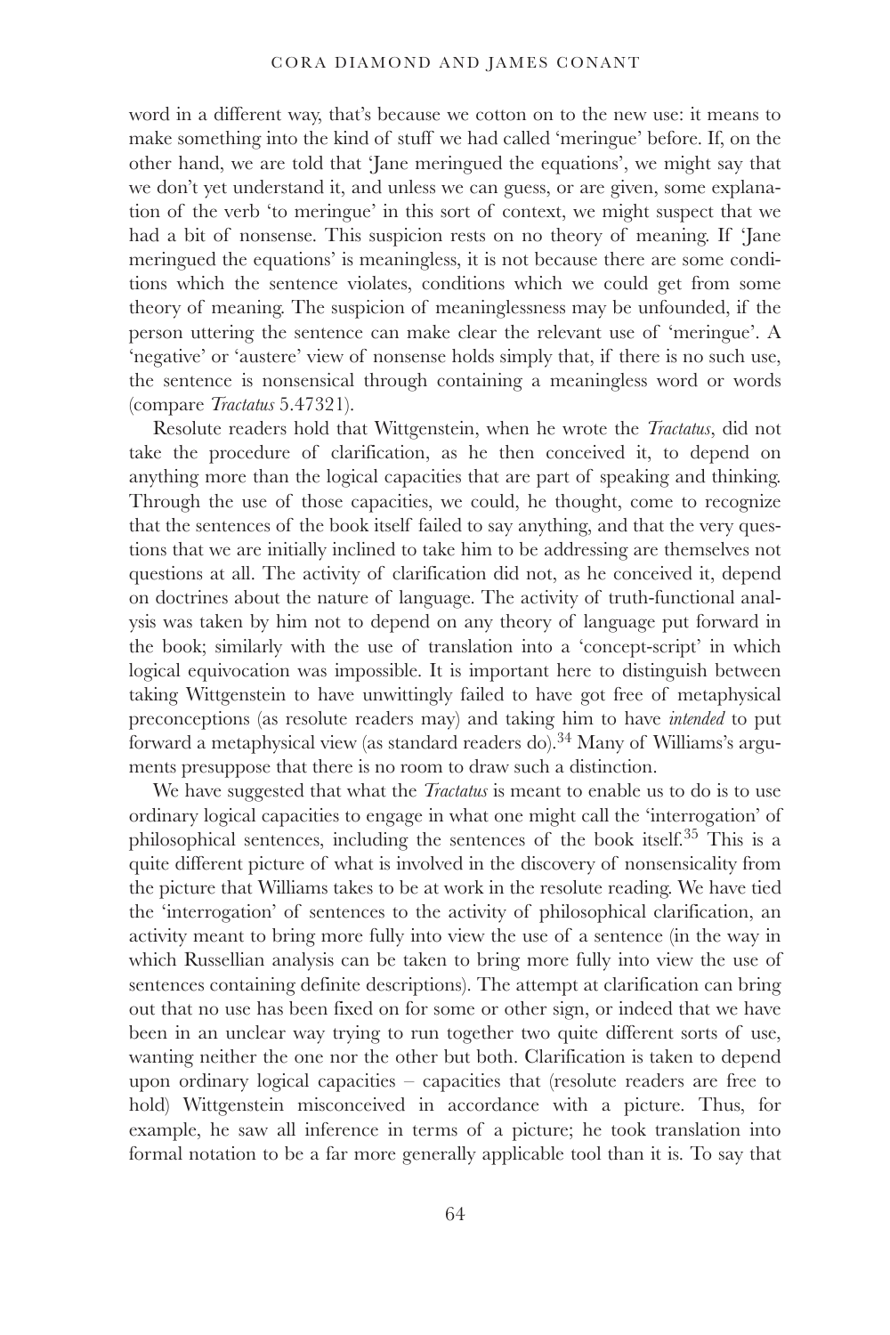word in a different way, that's because we cotton on to the new use: it means to make something into the kind of stuff we had called 'meringue' before. If, on the other hand, we are told that 'Jane meringued the equations', we might say that we don't yet understand it, and unless we can guess, or are given, some explanation of the verb 'to meringue' in this sort of context, we might suspect that we had a bit of nonsense. This suspicion rests on no theory of meaning. If 'Jane meringued the equations' is meaningless, it is not because there are some conditions which the sentence violates, conditions which we could get from some theory of meaning. The suspicion of meaninglessness may be unfounded, if the person uttering the sentence can make clear the relevant use of 'meringue'. A 'negative' or 'austere' view of nonsense holds simply that, if there is no such use, the sentence is nonsensical through containing a meaningless word or words (compare *Tractatus* 5.47321).

Resolute readers hold that Wittgenstein, when he wrote the *Tractatus*, did not take the procedure of clarification, as he then conceived it, to depend on anything more than the logical capacities that are part of speaking and thinking. Through the use of those capacities, we could, he thought, come to recognize that the sentences of the book itself failed to say anything, and that the very questions that we are initially inclined to take him to be addressing are themselves not questions at all. The activity of clarification did not, as he conceived it, depend on doctrines about the nature of language. The activity of truth-functional analysis was taken by him not to depend on any theory of language put forward in the book; similarly with the use of translation into a 'concept-script' in which logical equivocation was impossible. It is important here to distinguish between taking Wittgenstein to have unwittingly failed to have got free of metaphysical preconceptions (as resolute readers may) and taking him to have *intended* to put forward a metaphysical view (as standard readers do).[34] Many of Williams's arguments presuppose that there is no room to draw such a distinction.

We have suggested that what the *Tractatus* is meant to enable us to do is to use ordinary logical capacities to engage in what one might call the 'interrogation' of philosophical sentences, including the sentences of the book itself.[35] This is a quite different picture of what is involved in the discovery of nonsensicality from the picture that Williams takes to be at work in the resolute reading. We have tied the 'interrogation' of sentences to the activity of philosophical clarification, an activity meant to bring more fully into view the use of a sentence (in the way in which Russellian analysis can be taken to bring more fully into view the use of sentences containing definite descriptions). The attempt at clarification can bring out that no use has been fixed on for some or other sign, or indeed that we have been in an unclear way trying to run together two quite different sorts of use, wanting neither the one nor the other but both. Clarification is taken to depend upon ordinary logical capacities – capacities that (resolute readers are free to hold) Wittgenstein misconceived in accordance with a picture. Thus, for example, he saw all inference in terms of a picture; he took translation into formal notation to be a far more generally applicable tool than it is. To say that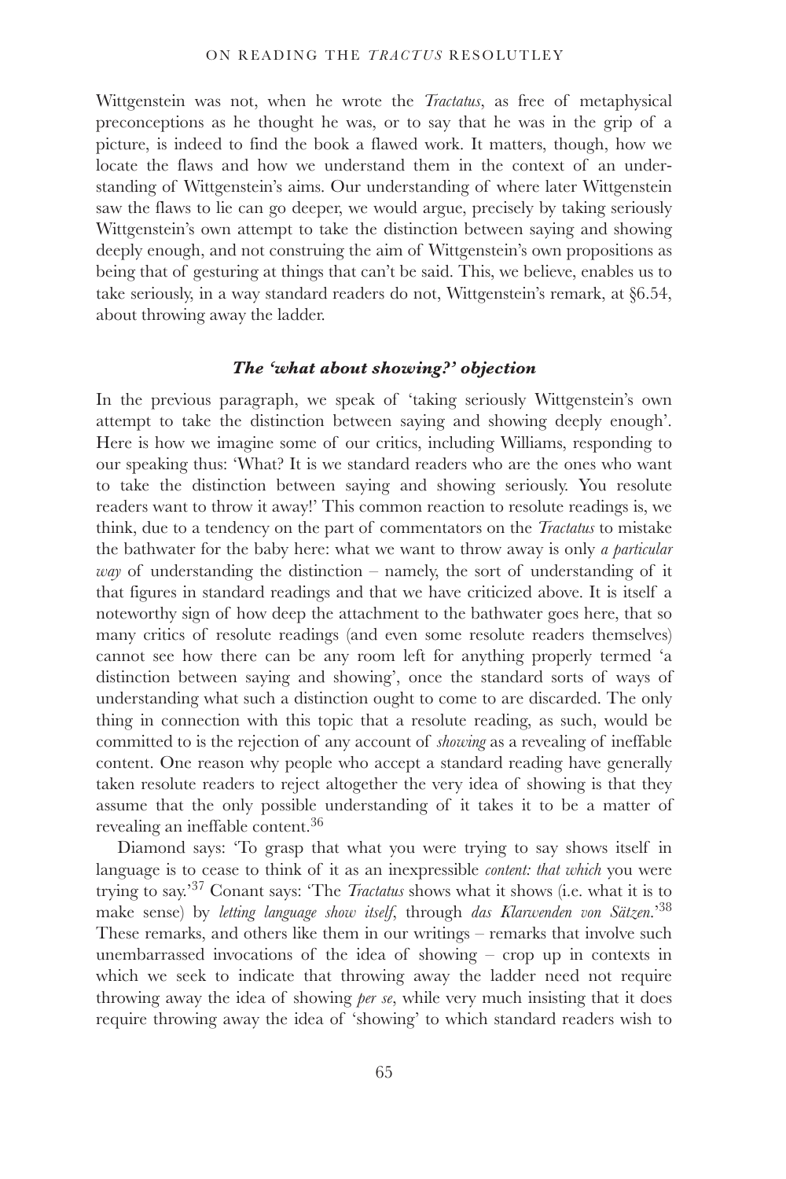Wittgenstein was not, when he wrote the *Tractatus*, as free of metaphysical preconceptions as he thought he was, or to say that he was in the grip of a picture, is indeed to find the book a flawed work. It matters, though, how we locate the flaws and how we understand them in the context of an understanding of Wittgenstein's aims. Our understanding of where later Wittgenstein saw the flaws to lie can go deeper, we would argue, precisely by taking seriously Wittgenstein's own attempt to take the distinction between saying and showing deeply enough, and not construing the aim of Wittgenstein's own propositions as being that of gesturing at things that can't be said. This, we believe, enables us to take seriously, in a way standard readers do not, Wittgenstein's remark, at §6.54, about throwing away the ladder.

### *The 'what about showing?' objection*

In the previous paragraph, we speak of 'taking seriously Wittgenstein's own attempt to take the distinction between saying and showing deeply enough'. Here is how we imagine some of our critics, including Williams, responding to our speaking thus: 'What? It is we standard readers who are the ones who want to take the distinction between saying and showing seriously. You resolute readers want to throw it away!' This common reaction to resolute readings is, we think, due to a tendency on the part of commentators on the *Tractatus* to mistake the bathwater for the baby here: what we want to throw away is only *a particular way* of understanding the distinction – namely, the sort of understanding of it that figures in standard readings and that we have criticized above. It is itself a noteworthy sign of how deep the attachment to the bathwater goes here, that so many critics of resolute readings (and even some resolute readers themselves) cannot see how there can be any room left for anything properly termed 'a distinction between saying and showing', once the standard sorts of ways of understanding what such a distinction ought to come to are discarded. The only thing in connection with this topic that a resolute reading, as such, would be committed to is the rejection of any account of *showing* as a revealing of ineffable content. One reason why people who accept a standard reading have generally taken resolute readers to reject altogether the very idea of showing is that they assume that the only possible understanding of it takes it to be a matter of revealing an ineffable content.[36]

Diamond says: 'To grasp that what you were trying to say shows itself in language is to cease to think of it as an inexpressible *content: that which* you were trying to say.'[37] Conant says: 'The *Tractatus* shows what it shows (i.e. what it is to make sense) by *letting language show itself*, through *das Klarwerden von Sätzen*.'[38] These remarks, and others like them in our writings – remarks that involve such unembarrassed invocations of the idea of showing – crop up in contexts in which we seek to indicate that throwing away the ladder need not require throwing away the idea of showing *per se*, while very much insisting that it does require throwing away the idea of 'showing' to which standard readers wish to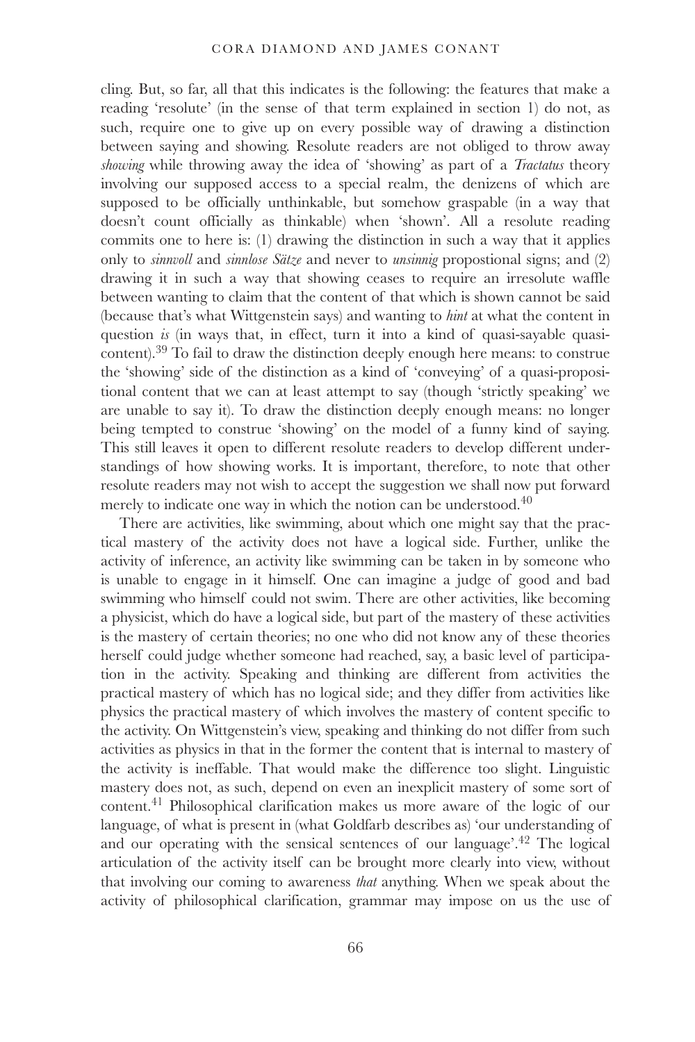cling. But, so far, all that this indicates is the following: the features that make a reading 'resolute' (in the sense of that term explained in section 1) do not, as such, require one to give up on every possible way of drawing a distinction between saying and showing. Resolute readers are not obliged to throw away *showing* while throwing away the idea of 'showing' as part of a *Tractatus* theory involving our supposed access to a special realm, the denizens of which are supposed to be officially unthinkable, but somehow graspable (in a way that doesn't count officially as thinkable) when 'shown'. All a resolute reading commits one to here is: (1) drawing the distinction in such a way that it applies only to *sinnvoll* and *sinnlose Sätze* and never to *unsinnig* propostional signs; and (2) drawing it in such a way that showing ceases to require an irresolute waffle between wanting to claim that the content of that which is shown cannot be said (because that's what Wittgenstein says) and wanting to *hint* at what the content in question *is* (in ways that, in effect, turn it into a kind of quasi-sayable quasi-content).[39] To fail to draw the distinction deeply enough here means: to construe the 'showing' side of the distinction as a kind of 'conveying' of a quasi-propositional content that we can at least attempt to say (though 'strictly speaking' we are unable to say it). To draw the distinction deeply enough means: no longer being tempted to construe 'showing' on the model of a funny kind of saying. This still leaves it open to different resolute readers to develop different understandings of how showing works. It is important, therefore, to note that other resolute readers may not wish to accept the suggestion we shall now put forward merely to indicate one way in which the notion can be understood.[40]

There are activities, like swimming, about which one might say that the practical mastery of the activity does not have a logical side. Further, unlike the activity of inference, an activity like swimming can be taken in by someone who is unable to engage in it himself. One can imagine a judge of good and bad swimming who himself could not swim. There are other activities, like becoming a physicist, which do have a logical side, but part of the mastery of these activities is the mastery of certain theories; no one who did not know any of these theories herself could judge whether someone had reached, say, a basic level of participation in the activity. Speaking and thinking are different from activities the practical mastery of which has no logical side; and they differ from activities like physics the practical mastery of which involves the mastery of content specific to the activity. On Wittgenstein's view, speaking and thinking do not differ from such activities as physics in that in the former the content that is internal to mastery of the activity is ineffable. That would make the difference too slight. Linguistic mastery does not, as such, depend on even an inexplicit mastery of some sort of content.[41] Philosophical clarification makes us more aware of the logic of our language, of what is present in (what Goldfarb describes as) 'our understanding of and our operating with the sensical sentences of our language'.[42] The logical articulation of the activity itself can be brought more clearly into view, without that involving our coming to awareness *that* anything. When we speak about the activity of philosophical clarification, grammar may impose on us the use of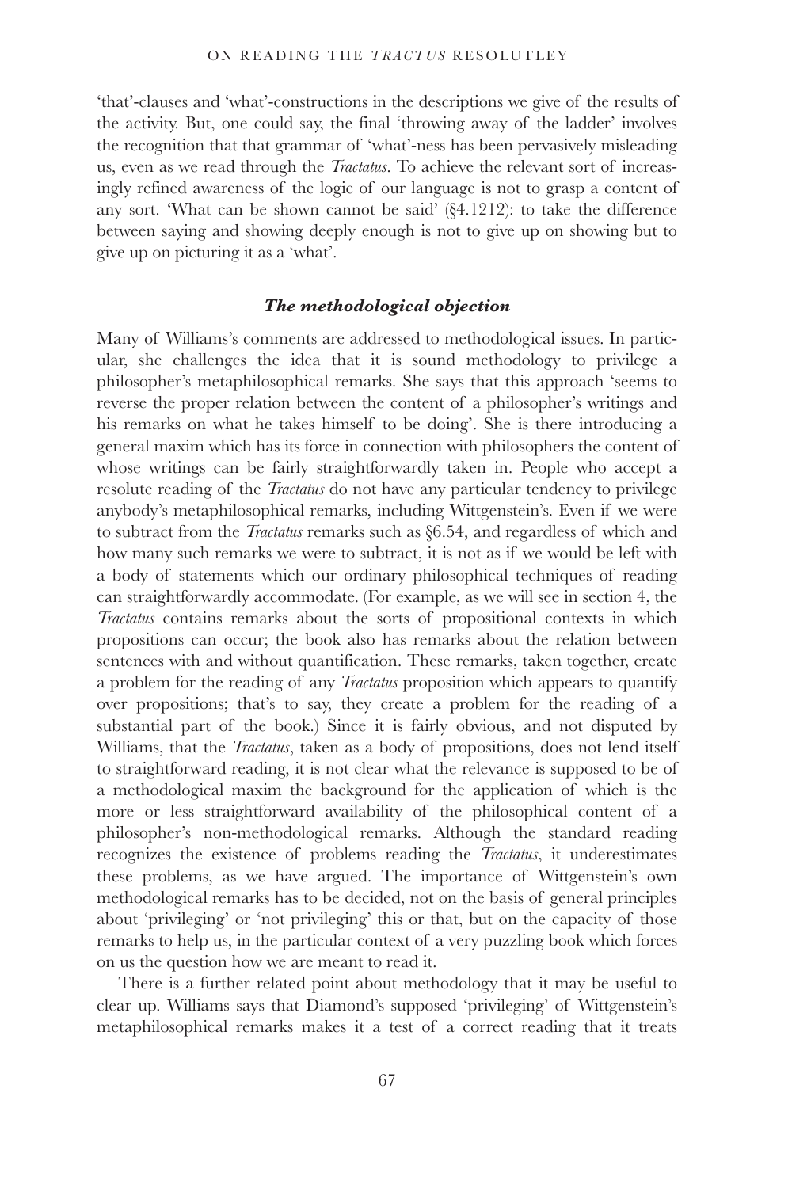'that'-clauses and 'what'-constructions in the descriptions we give of the results of the activity. But, one could say, the final 'throwing away of the ladder' involves the recognition that that grammar of 'what'-ness has been pervasively misleading us, even as we read through the *Tractatus*. To achieve the relevant sort of increasingly refined awareness of the logic of our language is not to grasp a content of any sort. 'What can be shown cannot be said' (§4.1212): to take the difference between saying and showing deeply enough is not to give up on showing but to give up on picturing it as a 'what'.

### *The methodological objection*

Many of Williams's comments are addressed to methodological issues. In particular, she challenges the idea that it is sound methodology to privilege a philosopher's metaphilosophical remarks. She says that this approach 'seems to reverse the proper relation between the content of a philosopher's writings and his remarks on what he takes himself to be doing'. She is there introducing a general maxim which has its force in connection with philosophers the content of whose writings can be fairly straightforwardly taken in. People who accept a resolute reading of the *Tractatus* do not have any particular tendency to privilege anybody's metaphilosophical remarks, including Wittgenstein's. Even if we were to subtract from the *Tractatus* remarks such as §6.54, and regardless of which and how many such remarks we were to subtract, it is not as if we would be left with a body of statements which our ordinary philosophical techniques of reading can straightforwardly accommodate. (For example, as we will see in section 4, the *Tractatus* contains remarks about the sorts of propositional contexts in which propositions can occur; the book also has remarks about the relation between sentences with and without quantification. These remarks, taken together, create a problem for the reading of any *Tractatus* proposition which appears to quantify over propositions; that's to say, they create a problem for the reading of a substantial part of the book.) Since it is fairly obvious, and not disputed by Williams, that the *Tractatus*, taken as a body of propositions, does not lend itself to straightforward reading, it is not clear what the relevance is supposed to be of a methodological maxim the background for the application of which is the more or less straightforward availability of the philosophical content of a philosopher's non-methodological remarks. Although the standard reading recognizes the existence of problems reading the *Tractatus*, it underestimates these problems, as we have argued. The importance of Wittgenstein's own methodological remarks has to be decided, not on the basis of general principles about 'privileging' or 'not privileging' this or that, but on the capacity of those remarks to help us, in the particular context of a very puzzling book which forces on us the question how we are meant to read it.

There is a further related point about methodology that it may be useful to clear up. Williams says that Diamond's supposed 'privileging' of Wittgenstein's metaphilosophical remarks makes it a test of a correct reading that it treats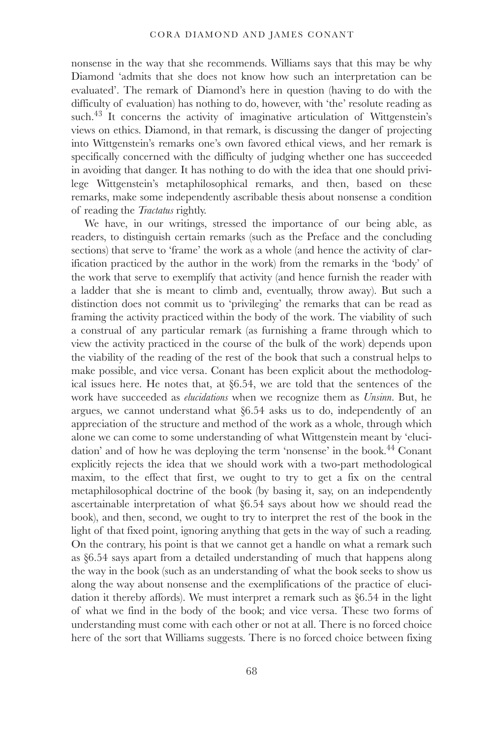nonsense in the way that she recommends. Williams says that this may be why Diamond 'admits that she does not know how such an interpretation can be evaluated'. The remark of Diamond's here in question (having to do with the difficulty of evaluation) has nothing to do, however, with 'the' resolute reading as such.[43] It concerns the activity of imaginative articulation of Wittgenstein's views on ethics. Diamond, in that remark, is discussing the danger of projecting into Wittgenstein's remarks one's own favored ethical views, and her remark is specifically concerned with the difficulty of judging whether one has succeeded in avoiding that danger. It has nothing to do with the idea that one should privilege Wittgenstein's metaphilosophical remarks, and then, based on these remarks, make some independently ascribable thesis about nonsense a condition of reading the *Tractatus* rightly.

We have, in our writings, stressed the importance of our being able, as readers, to distinguish certain remarks (such as the Preface and the concluding sections) that serve to 'frame' the work as a whole (and hence the activity of clarification practiced by the author in the work) from the remarks in the 'body' of the work that serve to exemplify that activity (and hence furnish the reader with a ladder that she is meant to climb and, eventually, throw away). But such a distinction does not commit us to 'privileging' the remarks that can be read as framing the activity practiced within the body of the work. The viability of such a construal of any particular remark (as furnishing a frame through which to view the activity practiced in the course of the bulk of the work) depends upon the viability of the reading of the rest of the book that such a construal helps to make possible, and vice versa. Conant has been explicit about the methodological issues here. He notes that, at §6.54, we are told that the sentences of the work have succeeded as *elucidations* when we recognize them as *Unsinn*. But, he argues, we cannot understand what §6.54 asks us to do, independently of an appreciation of the structure and method of the work as a whole, through which alone we can come to some understanding of what Wittgenstein meant by 'elucidation' and of how he was deploying the term 'nonsense' in the book.[44] Conant explicitly rejects the idea that we should work with a two-part methodological maxim, to the effect that first, we ought to try to get a fix on the central metaphilosophical doctrine of the book (by basing it, say, on an independently ascertainable interpretation of what §6.54 says about how we should read the book), and then, second, we ought to try to interpret the rest of the book in the light of that fixed point, ignoring anything that gets in the way of such a reading. On the contrary, his point is that we cannot get a handle on what a remark such as §6.54 says apart from a detailed understanding of much that happens along the way in the book (such as an understanding of what the book seeks to show us along the way about nonsense and the exemplifications of the practice of elucidation it thereby affords). We must interpret a remark such as §6.54 in the light of what we find in the body of the book; and vice versa. These two forms of understanding must come with each other or not at all. There is no forced choice here of the sort that Williams suggests. There is no forced choice between fixing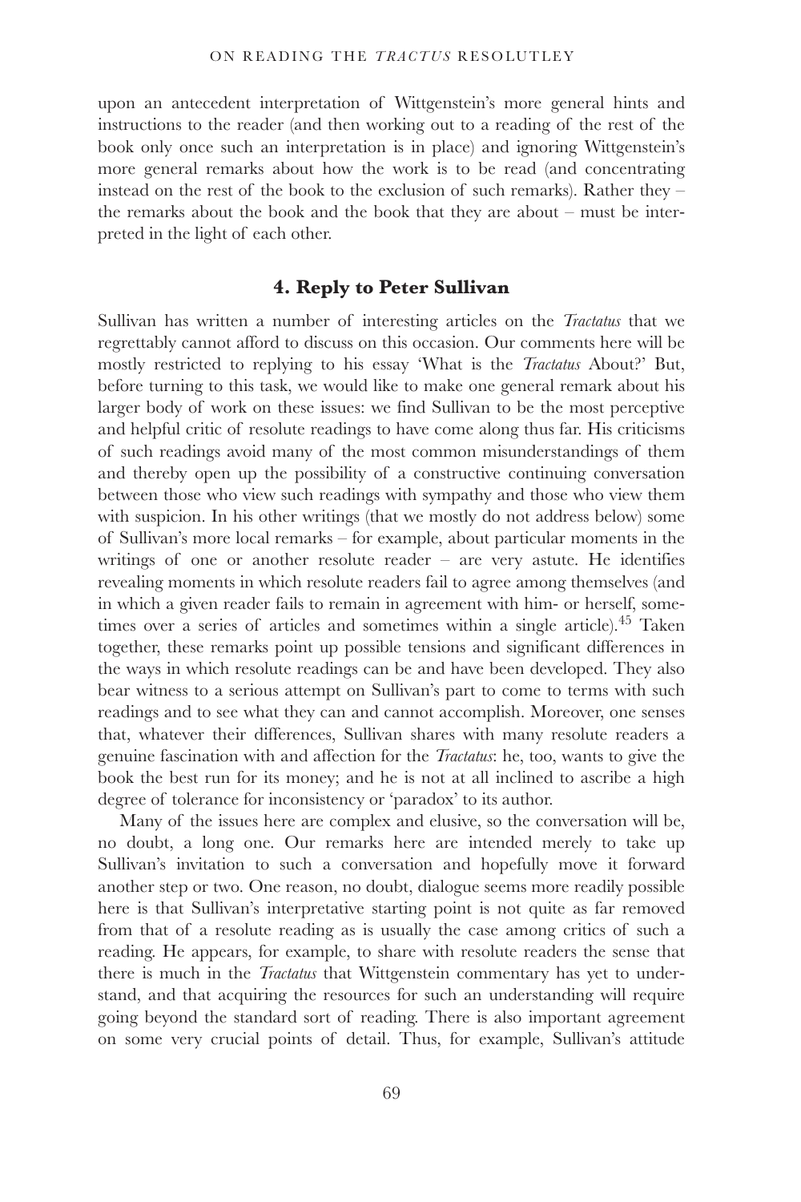upon an antecedent interpretation of Wittgenstein's more general hints and instructions to the reader (and then working out to a reading of the rest of the book only once such an interpretation is in place) and ignoring Wittgenstein's more general remarks about how the work is to be read (and concentrating instead on the rest of the book to the exclusion of such remarks). Rather they – the remarks about the book and the book that they are about – must be interpreted in the light of each other.

## 4. Reply to Peter Sullivan

Sullivan has written a number of interesting articles on the *Tractatus* that we regrettably cannot afford to discuss on this occasion. Our comments here will be mostly restricted to replying to his essay 'What is the *Tractatus* About?' But, before turning to this task, we would like to make one general remark about his larger body of work on these issues: we find Sullivan to be the most perceptive and helpful critic of resolute readings to have come along thus far. His criticisms of such readings avoid many of the most common misunderstandings of them and thereby open up the possibility of a constructive continuing conversation between those who view such readings with sympathy and those who view them with suspicion. In his other writings (that we mostly do not address below) some of Sullivan's more local remarks – for example, about particular moments in the writings of one or another resolute reader – are very astute. He identifies revealing moments in which resolute readers fail to agree among themselves (and in which a given reader fails to remain in agreement with him- or herself, sometimes over a series of articles and sometimes within a single article).[45] Taken together, these remarks point up possible tensions and significant differences in the ways in which resolute readings can be and have been developed. They also bear witness to a serious attempt on Sullivan's part to come to terms with such readings and to see what they can and cannot accomplish. Moreover, one senses that, whatever their differences, Sullivan shares with many resolute readers a genuine fascination with and affection for the *Tractatus*: he, too, wants to give the book the best run for its money; and he is not at all inclined to ascribe a high degree of tolerance for inconsistency or 'paradox' to its author.

Many of the issues here are complex and elusive, so the conversation will be, no doubt, a long one. Our remarks here are intended merely to take up Sullivan's invitation to such a conversation and hopefully move it forward another step or two. One reason, no doubt, dialogue seems more readily possible here is that Sullivan's interpretative starting point is not quite as far removed from that of a resolute reading as is usually the case among critics of such a reading. He appears, for example, to share with resolute readers the sense that there is much in the *Tractatus* that Wittgenstein commentary has yet to understand, and that acquiring the resources for such an understanding will require going beyond the standard sort of reading. There is also important agreement on some very crucial points of detail. Thus, for example, Sullivan's attitude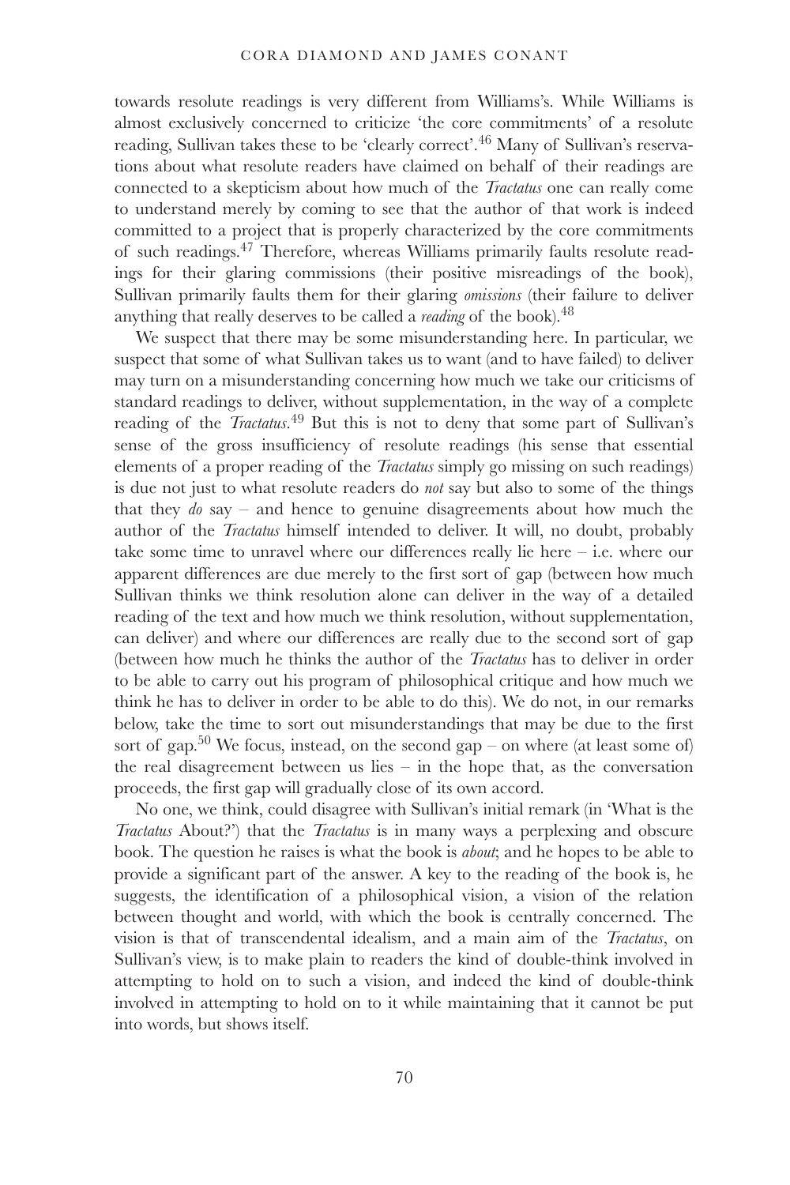towards resolute readings is very different from Williams's. While Williams is almost exclusively concerned to criticize 'the core commitments' of a resolute reading, Sullivan takes these to be 'clearly correct'.[46] Many of Sullivan's reservations about what resolute readers have claimed on behalf of their readings are connected to a skepticism about how much of the *Tractatus* one can really come to understand merely by coming to see that the author of that work is indeed committed to a project that is properly characterized by the core commitments of such readings.[47] Therefore, whereas Williams primarily faults resolute readings for their glaring commissions (their positive misreadings of the book), Sullivan primarily faults them for their glaring *omissions* (their failure to deliver anything that really deserves to be called a *reading* of the book).[48]

We suspect that there may be some misunderstanding here. In particular, we suspect that some of what Sullivan takes us to want (and to have failed) to deliver may turn on a misunderstanding concerning how much we take our criticisms of standard readings to deliver, without supplementation, in the way of a complete reading of the *Tractatus*.[49] But this is not to deny that some part of Sullivan's sense of the gross insufficiency of resolute readings (his sense that essential elements of a proper reading of the *Tractatus* simply go missing on such readings) is due not just to what resolute readers do *not* say but also to some of the things that they *do* say – and hence to genuine disagreements about how much the author of the *Tractatus* himself intended to deliver. It will, no doubt, probably take some time to unravel where our differences really lie here – i.e. where our apparent differences are due merely to the first sort of gap (between how much Sullivan thinks we think resolution alone can deliver in the way of a detailed reading of the text and how much we think resolution, without supplementation, can deliver) and where our differences are really due to the second sort of gap (between how much he thinks the author of the *Tractatus* has to deliver in order to be able to carry out his program of philosophical critique and how much we think he has to deliver in order to be able to do this). We do not, in our remarks below, take the time to sort out misunderstandings that may be due to the first sort of gap.[50] We focus, instead, on the second gap – on where (at least some of) the real disagreement between us lies – in the hope that, as the conversation proceeds, the first gap will gradually close of its own accord.

No one, we think, could disagree with Sullivan's initial remark (in 'What is the *Tractatus* About?') that the *Tractatus* is in many ways a perplexing and obscure book. The question he raises is what the book is *about*; and he hopes to be able to provide a significant part of the answer. A key to the reading of the book is, he suggests, the identification of a philosophical vision, a vision of the relation between thought and world, with which the book is centrally concerned. The vision is that of transcendental idealism, and a main aim of the *Tractatus*, on Sullivan's view, is to make plain to readers the kind of double-think involved in attempting to hold on to such a vision, and indeed the kind of double-think involved in attempting to hold on to it while maintaining that it cannot be put into words, but shows itself.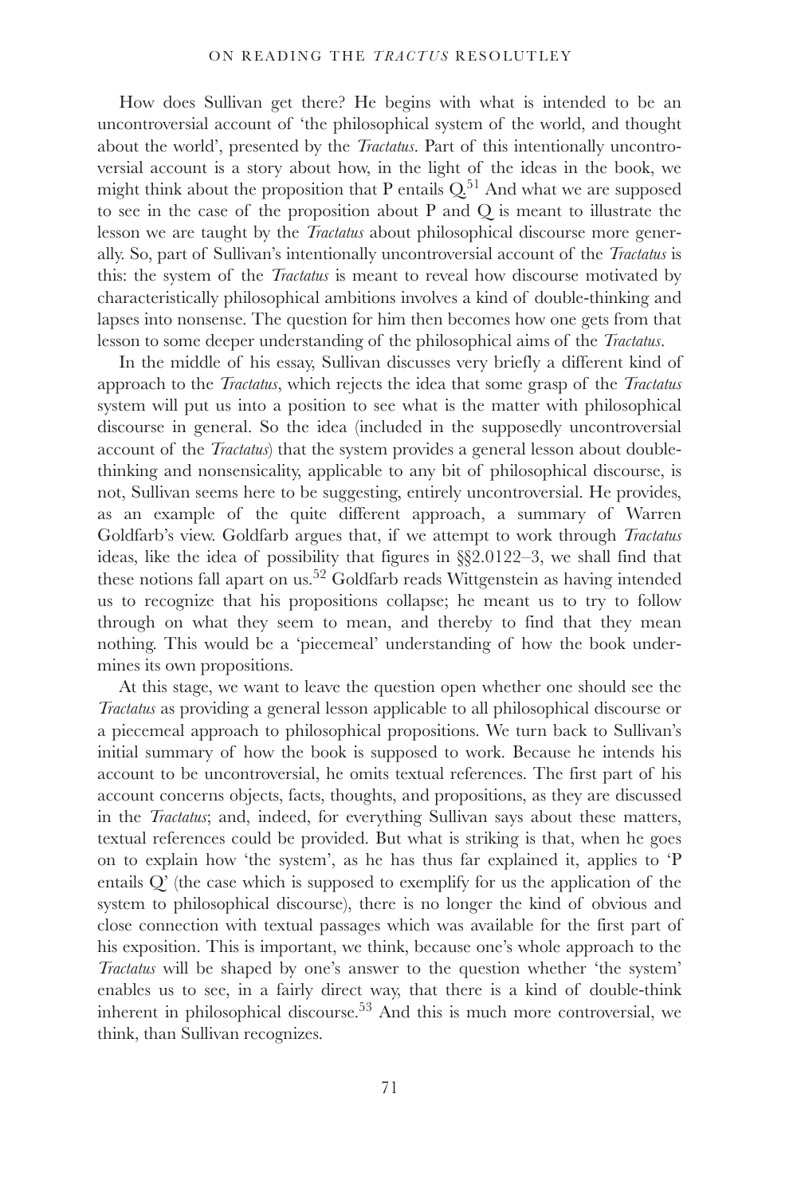How does Sullivan get there? He begins with what is intended to be an uncontroversial account of 'the philosophical system of the world, and thought about the world', presented by the *Tractatus*. Part of this intentionally uncontroversial account is a story about how, in the light of the ideas in the book, we might think about the proposition that P entails Q.[51] And what we are supposed to see in the case of the proposition about P and Q is meant to illustrate the lesson we are taught by the *Tractatus* about philosophical discourse more generally. So, part of Sullivan's intentionally uncontroversial account of the *Tractatus* is this: the system of the *Tractatus* is meant to reveal how discourse motivated by characteristically philosophical ambitions involves a kind of double-thinking and lapses into nonsense. The question for him then becomes how one gets from that lesson to some deeper understanding of the philosophical aims of the *Tractatus*.

In the middle of his essay, Sullivan discusses very briefly a different kind of approach to the *Tractatus*, which rejects the idea that some grasp of the *Tractatus* system will put us into a position to see what is the matter with philosophical discourse in general. So the idea (included in the supposedly uncontroversial account of the *Tractatus*) that the system provides a general lesson about double-thinking and nonsensicality, applicable to any bit of philosophical discourse, is not, Sullivan seems here to be suggesting, entirely uncontroversial. He provides, as an example of the quite different approach, a summary of Warren Goldfarb's view. Goldfarb argues that, if we attempt to work through *Tractatus* ideas, like the idea of possibility that figures in §§2.0122–3, we shall find that these notions fall apart on us.[52] Goldfarb reads Wittgenstein as having intended us to recognize that his propositions collapse; he meant us to try to follow through on what they seem to mean, and thereby to find that they mean nothing. This would be a 'piecemeal' understanding of how the book undermines its own propositions.

At this stage, we want to leave the question open whether one should see the *Tractatus* as providing a general lesson applicable to all philosophical discourse or a piecemeal approach to philosophical propositions. We turn back to Sullivan's initial summary of how the book is supposed to work. Because he intends his account to be uncontroversial, he omits textual references. The first part of his account concerns objects, facts, thoughts, and propositions, as they are discussed in the *Tractatus*; and, indeed, for everything Sullivan says about these matters, textual references could be provided. But what is striking is that, when he goes on to explain how 'the system', as he has thus far explained it, applies to 'P entails Q' (the case which is supposed to exemplify for us the application of the system to philosophical discourse), there is no longer the kind of obvious and close connection with textual passages which was available for the first part of his exposition. This is important, we think, because one's whole approach to the *Tractatus* will be shaped by one's answer to the question whether 'the system' enables us to see, in a fairly direct way, that there is a kind of double-think inherent in philosophical discourse.[53] And this is much more controversial, we think, than Sullivan recognizes.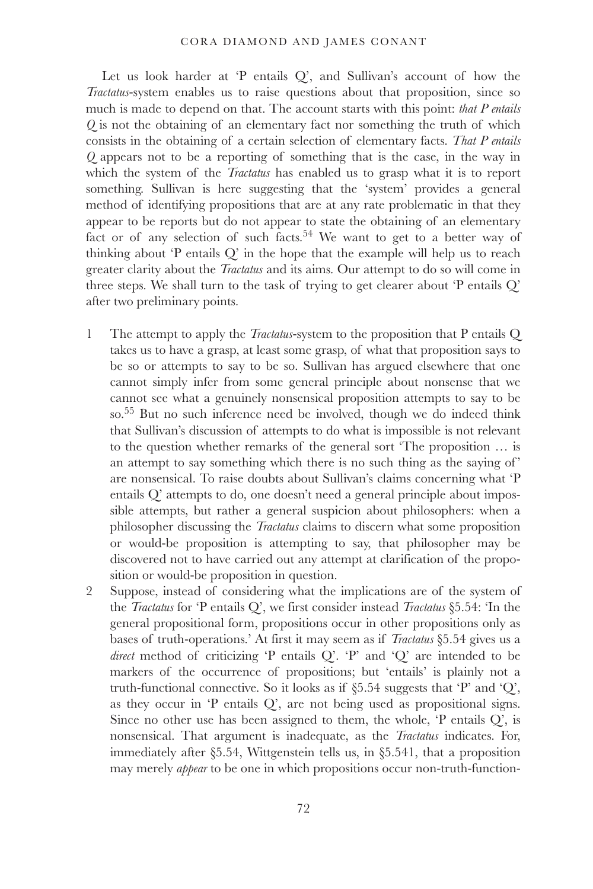Let us look harder at 'P entails Q', and Sullivan's account of how the *Tractatus*-system enables us to raise questions about that proposition, since so much is made to depend on that. The account starts with this point: *that P entails Q* is not the obtaining of an elementary fact nor something the truth of which consists in the obtaining of a certain selection of elementary facts. *That P entails Q* appears not to be a reporting of something that is the case, in the way in which the system of the *Tractatus* has enabled us to grasp what it is to report something. Sullivan is here suggesting that the 'system' provides a general method of identifying propositions that are at any rate problematic in that they appear to be reports but do not appear to state the obtaining of an elementary fact or of any selection of such facts.[54] We want to get to a better way of thinking about 'P entails Q' in the hope that the example will help us to reach greater clarity about the *Tractatus* and its aims. Our attempt to do so will come in three steps. We shall turn to the task of trying to get clearer about 'P entails Q' after two preliminary points.

1. The attempt to apply the *Tractatus*-system to the proposition that P entails Q takes us to have a grasp, at least some grasp, of what that proposition says to be so or attempts to say to be so. Sullivan has argued elsewhere that one cannot simply infer from some general principle about nonsense that we cannot see what a genuinely nonsensical proposition attempts to say to be so.[55] But no such inference need be involved, though we do indeed think that Sullivan's discussion of attempts to do what is impossible is not relevant to the question whether remarks of the general sort 'The proposition … is an attempt to say something which there is no such thing as the saying of' are nonsensical. To raise doubts about Sullivan's claims concerning what 'P entails Q' attempts to do, one doesn't need a general principle about impossible attempts, but rather a general suspicion about philosophers: when a philosopher discussing the *Tractatus* claims to discern what some proposition or would-be proposition is attempting to say, that philosopher may be discovered not to have carried out any attempt at clarification of the proposition or would-be proposition in question.
2. Suppose, instead of considering what the implications are of the system of the *Tractatus* for 'P entails Q', we first consider instead *Tractatus* §5.54: 'In the general propositional form, propositions occur in other propositions only as bases of truth-operations.' At first it may seem as if *Tractatus* §5.54 gives us a *direct* method of criticizing 'P entails Q'. 'P' and 'Q' are intended to be markers of the occurrence of propositions; but 'entails' is plainly not a truth-functional connective. So it looks as if §5.54 suggests that 'P' and 'Q', as they occur in 'P entails Q', are not being used as propositional signs. Since no other use has been assigned to them, the whole, 'P entails Q', is nonsensical. That argument is inadequate, as the *Tractatus* indicates. For, immediately after §5.54, Wittgenstein tells us, in §5.541, that a proposition may merely *appear* to be one in which propositions occur non-truth-function-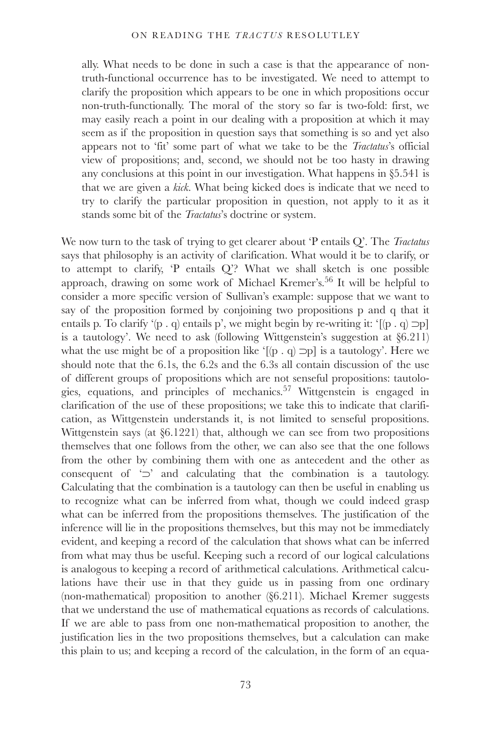ally. What needs to be done in such a case is that the appearance of non-truth-functional occurrence has to be investigated. We need to attempt to clarify the proposition which appears to be one in which propositions occur non-truth-functionally. The moral of the story so far is two-fold: first, we may easily reach a point in our dealing with a proposition at which it may seem as if the proposition in question says that something is so and yet also appears not to 'fit' some part of what we take to be the *Tractatus*'s official view of propositions; and, second, we should not be too hasty in drawing any conclusions at this point in our investigation. What happens in §5.541 is that we are given a *kick*. What being kicked does is indicate that we need to try to clarify the particular proposition in question, not apply to it as it stands some bit of the *Tractatus*'s doctrine or system.

We now turn to the task of trying to get clearer about 'P entails Q'. The *Tractatus* says that philosophy is an activity of clarification. What would it be to clarify, or to attempt to clarify, 'P entails Q'? What we shall sketch is one possible approach, drawing on some work of Michael Kremer's.[56] It will be helpful to consider a more specific version of Sullivan's example: suppose that we want to say of the proposition formed by conjoining two propositions p and q that it entails p. To clarify '(p . q) entails p', we might begin by re-writing it: '[(p . q) ⊃p] is a tautology'. We need to ask (following Wittgenstein's suggestion at §6.211) what the use might be of a proposition like '[(p . q) ⊃p] is a tautology'. Here we should note that the 6.1s, the 6.2s and the 6.3s all contain discussion of the use of different groups of propositions which are not senseful propositions: tautologies, equations, and principles of mechanics.[57] Wittgenstein is engaged in clarification of the use of these propositions; we take this to indicate that clarification, as Wittgenstein understands it, is not limited to senseful propositions. Wittgenstein says (at §6.1221) that, although we can see from two propositions themselves that one follows from the other, we can also see that the one follows from the other by combining them with one as antecedent and the other as consequent of '⊃' and calculating that the combination is a tautology. Calculating that the combination is a tautology can then be useful in enabling us to recognize what can be inferred from what, though we could indeed grasp what can be inferred from the propositions themselves. The justification of the inference will lie in the propositions themselves, but this may not be immediately evident, and keeping a record of the calculation that shows what can be inferred from what may thus be useful. Keeping such a record of our logical calculations is analogous to keeping a record of arithmetical calculations. Arithmetical calculations have their use in that they guide us in passing from one ordinary (non-mathematical) proposition to another (§6.211). Michael Kremer suggests that we understand the use of mathematical equations as records of calculations. If we are able to pass from one non-mathematical proposition to another, the justification lies in the two propositions themselves, but a calculation can make this plain to us; and keeping a record of the calculation, in the form of an equa-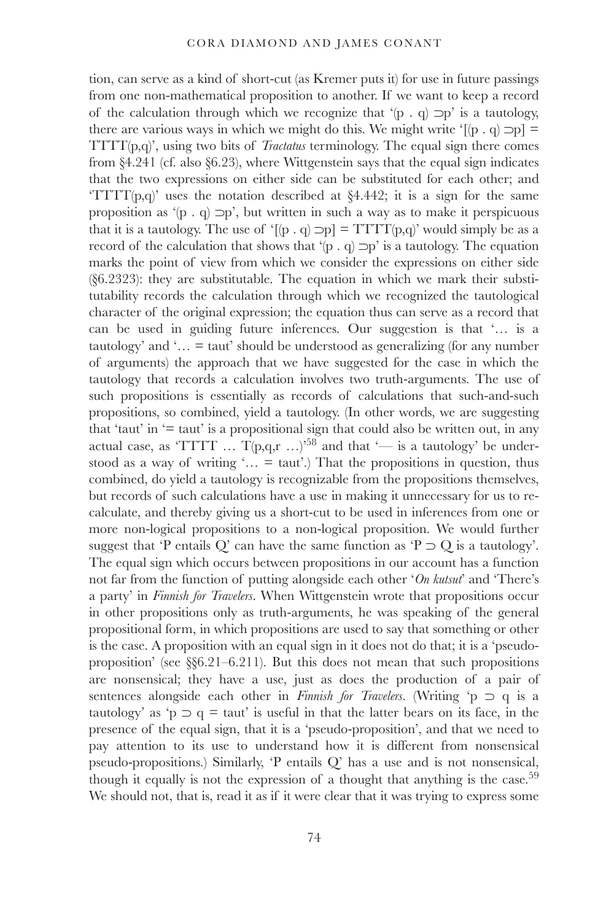tion, can serve as a kind of short-cut (as Kremer puts it) for use in future passings from one non-mathematical proposition to another. If we want to keep a record of the calculation through which we recognize that '(p . q) ⊃p' is a tautology, there are various ways in which we might do this. We might write '[(p . q) ⊃p] = TTTT(p,q)', using two bits of *Tractatus* terminology. The equal sign there comes from §4.241 (cf. also §6.23), where Wittgenstein says that the equal sign indicates that the two expressions on either side can be substituted for each other; and 'TTTT(p,q)' uses the notation described at §4.442; it is a sign for the same proposition as '(p . q) ⊃p', but written in such a way as to make it perspicuous that it is a tautology. The use of '[(p . q) ⊃p] = TTTT(p,q)' would simply be as a record of the calculation that shows that '(p . q) ⊃p' is a tautology. The equation marks the point of view from which we consider the expressions on either side (§6.2323): they are substitutable. The equation in which we mark their substitutability records the calculation through which we recognized the tautological character of the original expression; the equation thus can serve as a record that can be used in guiding future inferences. Our suggestion is that '… is a tautology' and '… = taut' should be understood as generalizing (for any number of arguments) the approach that we have suggested for the case in which the tautology that records a calculation involves two truth-arguments. The use of such propositions is essentially as records of calculations that such-and-such propositions, so combined, yield a tautology. (In other words, we are suggesting that 'taut' in '= taut' is a propositional sign that could also be written out, in any actual case, as 'TTTT … T(p,q,r …)'[58] and that '— is a tautology' be understood as a way of writing '… = taut'.) That the propositions in question, thus combined, do yield a tautology is recognizable from the propositions themselves, but records of such calculations have a use in making it unnecessary for us to recalculate, and thereby giving us a short-cut to be used in inferences from one or more non-logical propositions to a non-logical proposition. We would further suggest that 'P entails Q' can have the same function as 'P ⊃ Q is a tautology'. The equal sign which occurs between propositions in our account has a function not far from the function of putting alongside each other '*On kutsut*' and 'There's a party' in *Finnish for Travelers*. When Wittgenstein wrote that propositions occur in other propositions only as truth-arguments, he was speaking of the general propositional form, in which propositions are used to say that something or other is the case. A proposition with an equal sign in it does not do that; it is a 'pseudo-proposition' (see §§6.21–6.211). But this does not mean that such propositions are nonsensical; they have a use, just as does the production of a pair of sentences alongside each other in *Finnish for Travelers*. (Writing 'p ⊃ q is a tautology' as 'p ⊃ q = taut' is useful in that the latter bears on its face, in the presence of the equal sign, that it is a 'pseudo-proposition', and that we need to pay attention to its use to understand how it is different from nonsensical pseudo-propositions.) Similarly, 'P entails Q' has a use and is not nonsensical, though it equally is not the expression of a thought that anything is the case.[59] We should not, that is, read it as if it were clear that it was trying to express some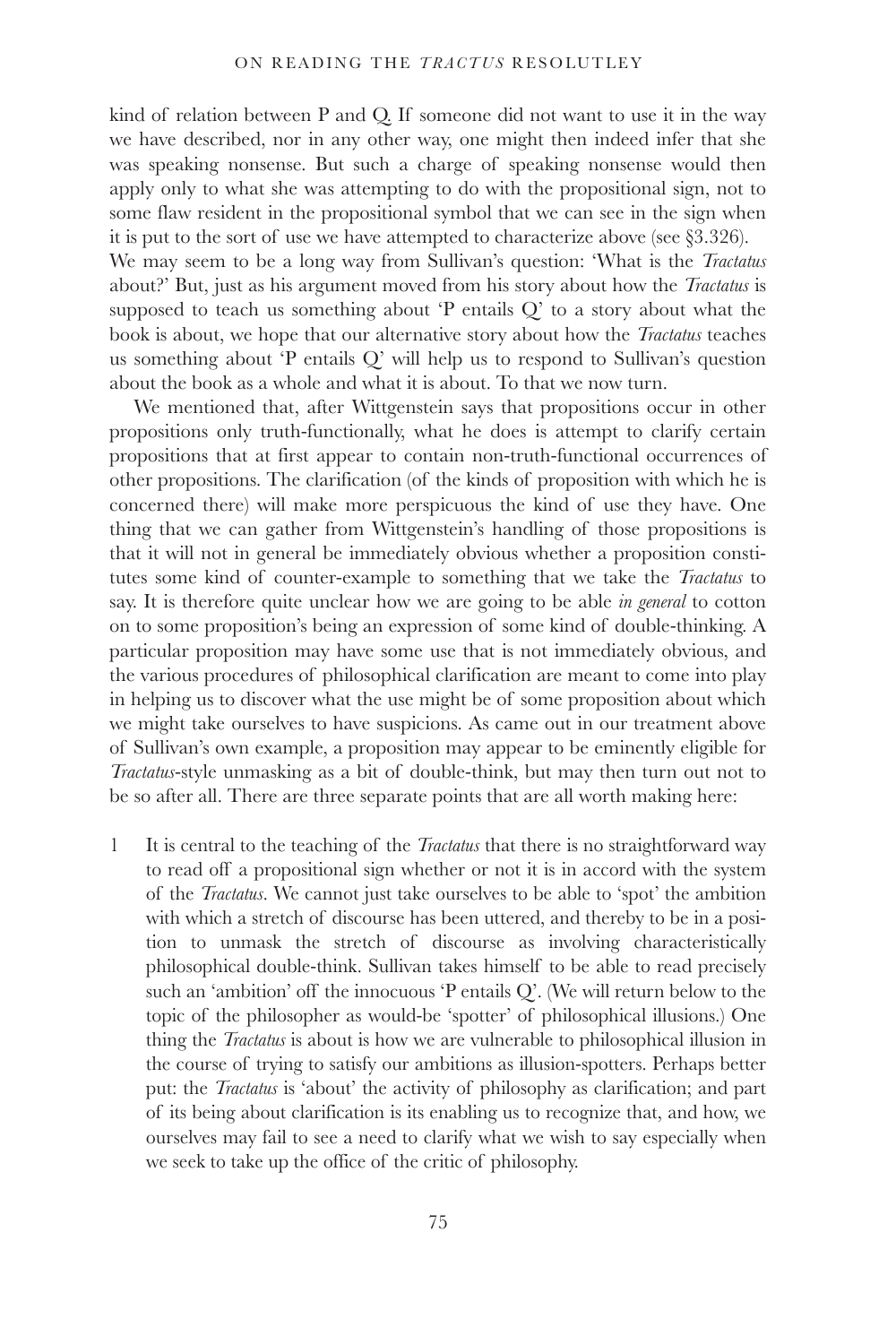kind of relation between P and Q. If someone did not want to use it in the way we have described, nor in any other way, one might then indeed infer that she was speaking nonsense. But such a charge of speaking nonsense would then apply only to what she was attempting to do with the propositional sign, not to some flaw resident in the propositional symbol that we can see in the sign when it is put to the sort of use we have attempted to characterize above (see §3.326).

We may seem to be a long way from Sullivan's question: 'What is the *Tractatus* about?' But, just as his argument moved from his story about how the *Tractatus* is supposed to teach us something about 'P entails Q' to a story about what the book is about, we hope that our alternative story about how the *Tractatus* teaches us something about 'P entails Q' will help us to respond to Sullivan's question about the book as a whole and what it is about. To that we now turn.

We mentioned that, after Wittgenstein says that propositions occur in other propositions only truth-functionally, what he does is attempt to clarify certain propositions that at first appear to contain non-truth-functional occurrences of other propositions. The clarification (of the kinds of proposition with which he is concerned there) will make more perspicuous the kind of use they have. One thing that we can gather from Wittgenstein's handling of those propositions is that it will not in general be immediately obvious whether a proposition constitutes some kind of counter-example to something that we take the *Tractatus* to say. It is therefore quite unclear how we are going to be able *in general* to cotton on to some proposition's being an expression of some kind of double-thinking. A particular proposition may have some use that is not immediately obvious, and the various procedures of philosophical clarification are meant to come into play in helping us to discover what the use might be of some proposition about which we might take ourselves to have suspicions. As came out in our treatment above of Sullivan's own example, a proposition may appear to be eminently eligible for *Tractatus*-style unmasking as a bit of double-think, but may then turn out not to be so after all. There are three separate points that are all worth making here:

1 It is central to the teaching of the *Tractatus* that there is no straightforward way to read off a propositional sign whether or not it is in accord with the system of the *Tractatus*. We cannot just take ourselves to be able to 'spot' the ambition with which a stretch of discourse has been uttered, and thereby to be in a position to unmask the stretch of discourse as involving characteristically philosophical double-think. Sullivan takes himself to be able to read precisely such an 'ambition' off the innocuous 'P entails Q'. (We will return below to the topic of the philosopher as would-be 'spotter' of philosophical illusions.) One thing the *Tractatus* is about is how we are vulnerable to philosophical illusion in the course of trying to satisfy our ambitions as illusion-spotters. Perhaps better put: the *Tractatus* is 'about' the activity of philosophy as clarification; and part of its being about clarification is its enabling us to recognize that, and how, we ourselves may fail to see a need to clarify what we wish to say especially when we seek to take up the office of the critic of philosophy.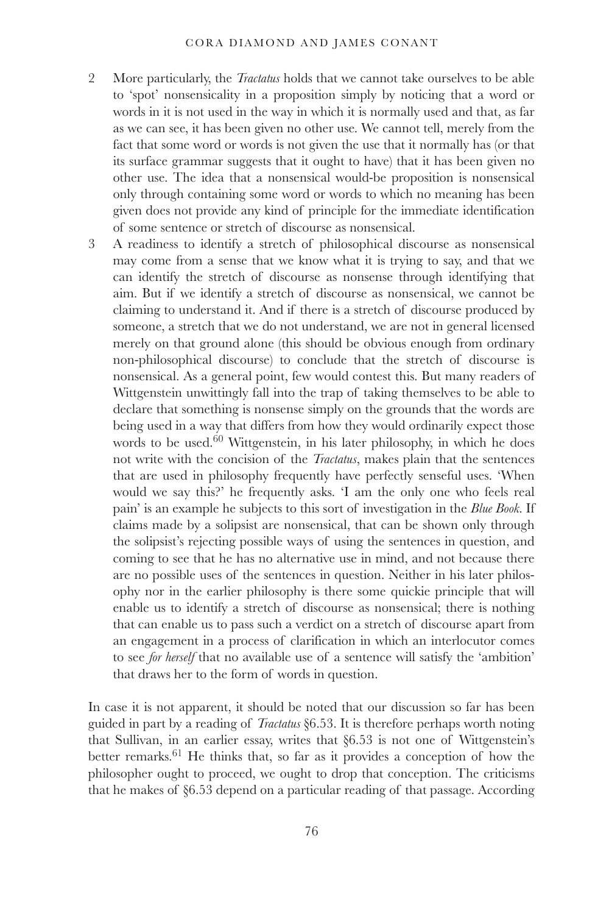2 More particularly, the *Tractatus* holds that we cannot take ourselves to be able to 'spot' nonsensicality in a proposition simply by noticing that a word or words in it is not used in the way in which it is normally used and that, as far as we can see, it has been given no other use. We cannot tell, merely from the fact that some word or words is not given the use that it normally has (or that its surface grammar suggests that it ought to have) that it has been given no other use. The idea that a nonsensical would-be proposition is nonsensical only through containing some word or words to which no meaning has been given does not provide any kind of principle for the immediate identification of some sentence or stretch of discourse as nonsensical.

3 A readiness to identify a stretch of philosophical discourse as nonsensical may come from a sense that we know what it is trying to say, and that we can identify the stretch of discourse as nonsense through identifying that aim. But if we identify a stretch of discourse as nonsensical, we cannot be claiming to understand it. And if there is a stretch of discourse produced by someone, a stretch that we do not understand, we are not in general licensed merely on that ground alone (this should be obvious enough from ordinary non-philosophical discourse) to conclude that the stretch of discourse is nonsensical. As a general point, few would contest this. But many readers of Wittgenstein unwittingly fall into the trap of taking themselves to be able to declare that something is nonsense simply on the grounds that the words are being used in a way that differs from how they would ordinarily expect those words to be used.[60] Wittgenstein, in his later philosophy, in which he does not write with the concision of the *Tractatus*, makes plain that the sentences that are used in philosophy frequently have perfectly senseful uses. 'When would we say this?' he frequently asks. 'I am the only one who feels real pain' is an example he subjects to this sort of investigation in the *Blue Book*. If claims made by a solipsist are nonsensical, that can be shown only through the solipsist's rejecting possible ways of using the sentences in question, and coming to see that he has no alternative use in mind, and not because there are no possible uses of the sentences in question. Neither in his later philosophy nor in the earlier philosophy is there some quickie principle that will enable us to identify a stretch of discourse as nonsensical; there is nothing that can enable us to pass such a verdict on a stretch of discourse apart from an engagement in a process of clarification in which an interlocutor comes to see *for herself* that no available use of a sentence will satisfy the 'ambition' that draws her to the form of words in question.

In case it is not apparent, it should be noted that our discussion so far has been guided in part by a reading of *Tractatus* §6.53. It is therefore perhaps worth noting that Sullivan, in an earlier essay, writes that §6.53 is not one of Wittgenstein's better remarks.[61] He thinks that, so far as it provides a conception of how the philosopher ought to proceed, we ought to drop that conception. The criticisms that he makes of §6.53 depend on a particular reading of that passage. According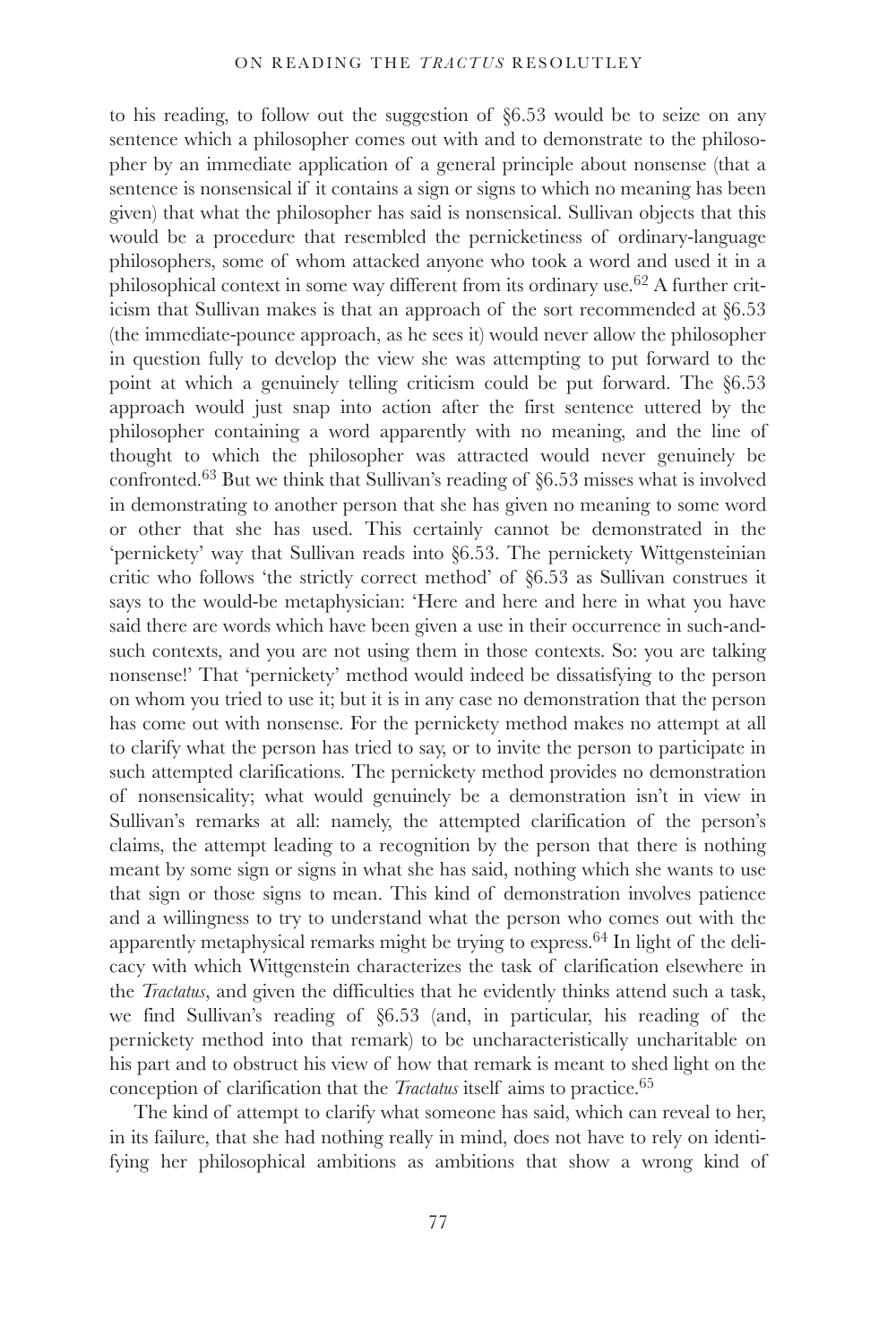to his reading, to follow out the suggestion of §6.53 would be to seize on any sentence which a philosopher comes out with and to demonstrate to the philosopher by an immediate application of a general principle about nonsense (that a sentence is nonsensical if it contains a sign or signs to which no meaning has been given) that what the philosopher has said is nonsensical. Sullivan objects that this would be a procedure that resembled the pernicketiness of ordinary-language philosophers, some of whom attacked anyone who took a word and used it in a philosophical context in some way different from its ordinary use.[62] A further criticism that Sullivan makes is that an approach of the sort recommended at §6.53 (the immediate-pounce approach, as he sees it) would never allow the philosopher in question fully to develop the view she was attempting to put forward to the point at which a genuinely telling criticism could be put forward. The §6.53 approach would just snap into action after the first sentence uttered by the philosopher containing a word apparently with no meaning, and the line of thought to which the philosopher was attracted would never genuinely be confronted.[63] But we think that Sullivan's reading of §6.53 misses what is involved in demonstrating to another person that she has given no meaning to some word or other that she has used. This certainly cannot be demonstrated in the 'pernickety' way that Sullivan reads into §6.53. The pernickety Wittgensteinian critic who follows 'the strictly correct method' of §6.53 as Sullivan construes it says to the would-be metaphysician: 'Here and here and here in what you have said there are words which have been given a use in their occurrence in such-and-such contexts, and you are not using them in those contexts. So: you are talking nonsense!' That 'pernickety' method would indeed be dissatisfying to the person on whom you tried to use it; but it is in any case no demonstration that the person has come out with nonsense. For the pernickety method makes no attempt at all to clarify what the person has tried to say, or to invite the person to participate in such attempted clarifications. The pernickety method provides no demonstration of nonsensicality; what would genuinely be a demonstration isn't in view in Sullivan's remarks at all: namely, the attempted clarification of the person's claims, the attempt leading to a recognition by the person that there is nothing meant by some sign or signs in what she has said, nothing which she wants to use that sign or those signs to mean. This kind of demonstration involves patience and a willingness to try to understand what the person who comes out with the apparently metaphysical remarks might be trying to express.[64] In light of the delicacy with which Wittgenstein characterizes the task of clarification elsewhere in the *Tractatus*, and given the difficulties that he evidently thinks attend such a task, we find Sullivan's reading of §6.53 (and, in particular, his reading of the pernickety method into that remark) to be uncharacteristically uncharitable on his part and to obstruct his view of how that remark is meant to shed light on the conception of clarification that the *Tractatus* itself aims to practice.[65]

The kind of attempt to clarify what someone has said, which can reveal to her, in its failure, that she had nothing really in mind, does not have to rely on identifying her philosophical ambitions as ambitions that show a wrong kind of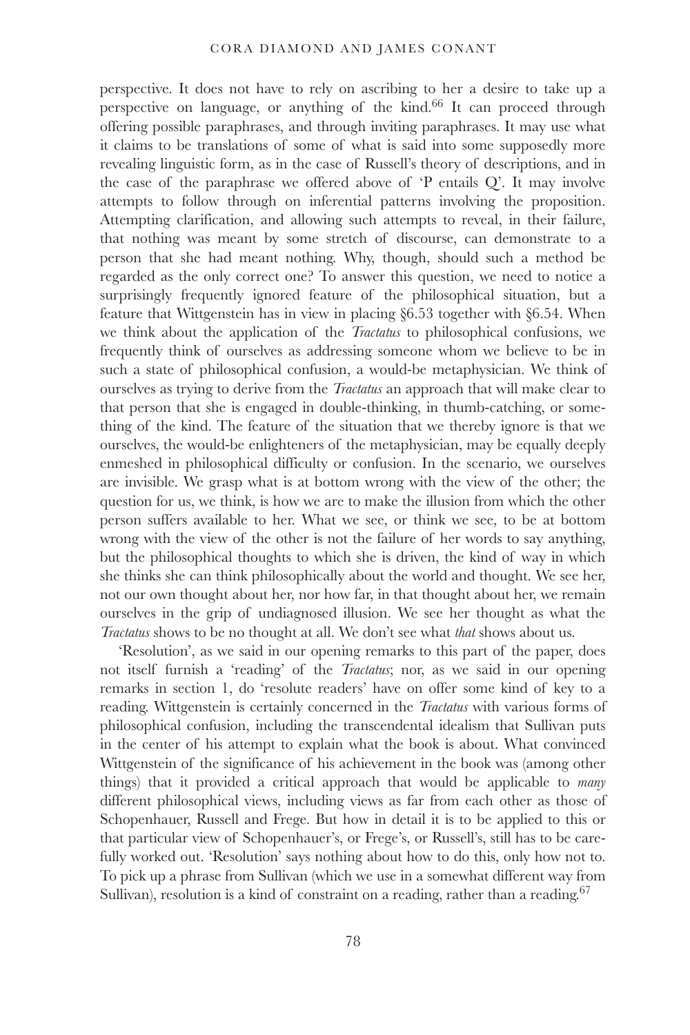perspective. It does not have to rely on ascribing to her a desire to take up a perspective on language, or anything of the kind.[66] It can proceed through offering possible paraphrases, and through inviting paraphrases. It may use what it claims to be translations of some of what is said into some supposedly more revealing linguistic form, as in the case of Russell's theory of descriptions, and in the case of the paraphrase we offered above of 'P entails Q'. It may involve attempts to follow through on inferential patterns involving the proposition. Attempting clarification, and allowing such attempts to reveal, in their failure, that nothing was meant by some stretch of discourse, can demonstrate to a person that she had meant nothing. Why, though, should such a method be regarded as the only correct one? To answer this question, we need to notice a surprisingly frequently ignored feature of the philosophical situation, but a feature that Wittgenstein has in view in placing §6.53 together with §6.54. When we think about the application of the *Tractatus* to philosophical confusions, we frequently think of ourselves as addressing someone whom we believe to be in such a state of philosophical confusion, a would-be metaphysician. We think of ourselves as trying to derive from the *Tractatus* an approach that will make clear to that person that she is engaged in double-thinking, in thumb-catching, or something of the kind. The feature of the situation that we thereby ignore is that we ourselves, the would-be enlighteners of the metaphysician, may be equally deeply enmeshed in philosophical difficulty or confusion. In the scenario, we ourselves are invisible. We grasp what is at bottom wrong with the view of the other; the question for us, we think, is how we are to make the illusion from which the other person suffers available to her. What we see, or think we see, to be at bottom wrong with the view of the other is not the failure of her words to say anything, but the philosophical thoughts to which she is driven, the kind of way in which she thinks she can think philosophically about the world and thought. We see her, not our own thought about her, nor how far, in that thought about her, we remain ourselves in the grip of undiagnosed illusion. We see her thought as what the *Tractatus* shows to be no thought at all. We don't see what *that* shows about us.

'Resolution', as we said in our opening remarks to this part of the paper, does not itself furnish a 'reading' of the *Tractatus*; nor, as we said in our opening remarks in section 1, do 'resolute readers' have on offer some kind of key to a reading. Wittgenstein is certainly concerned in the *Tractatus* with various forms of philosophical confusion, including the transcendental idealism that Sullivan puts in the center of his attempt to explain what the book is about. What convinced Wittgenstein of the significance of his achievement in the book was (among other things) that it provided a critical approach that would be applicable to *many* different philosophical views, including views as far from each other as those of Schopenhauer, Russell and Frege. But how in detail it is to be applied to this or that particular view of Schopenhauer's, or Frege's, or Russell's, still has to be carefully worked out. 'Resolution' says nothing about how to do this, only how not to. To pick up a phrase from Sullivan (which we use in a somewhat different way from Sullivan), resolution is a kind of constraint on a reading, rather than a reading.[67]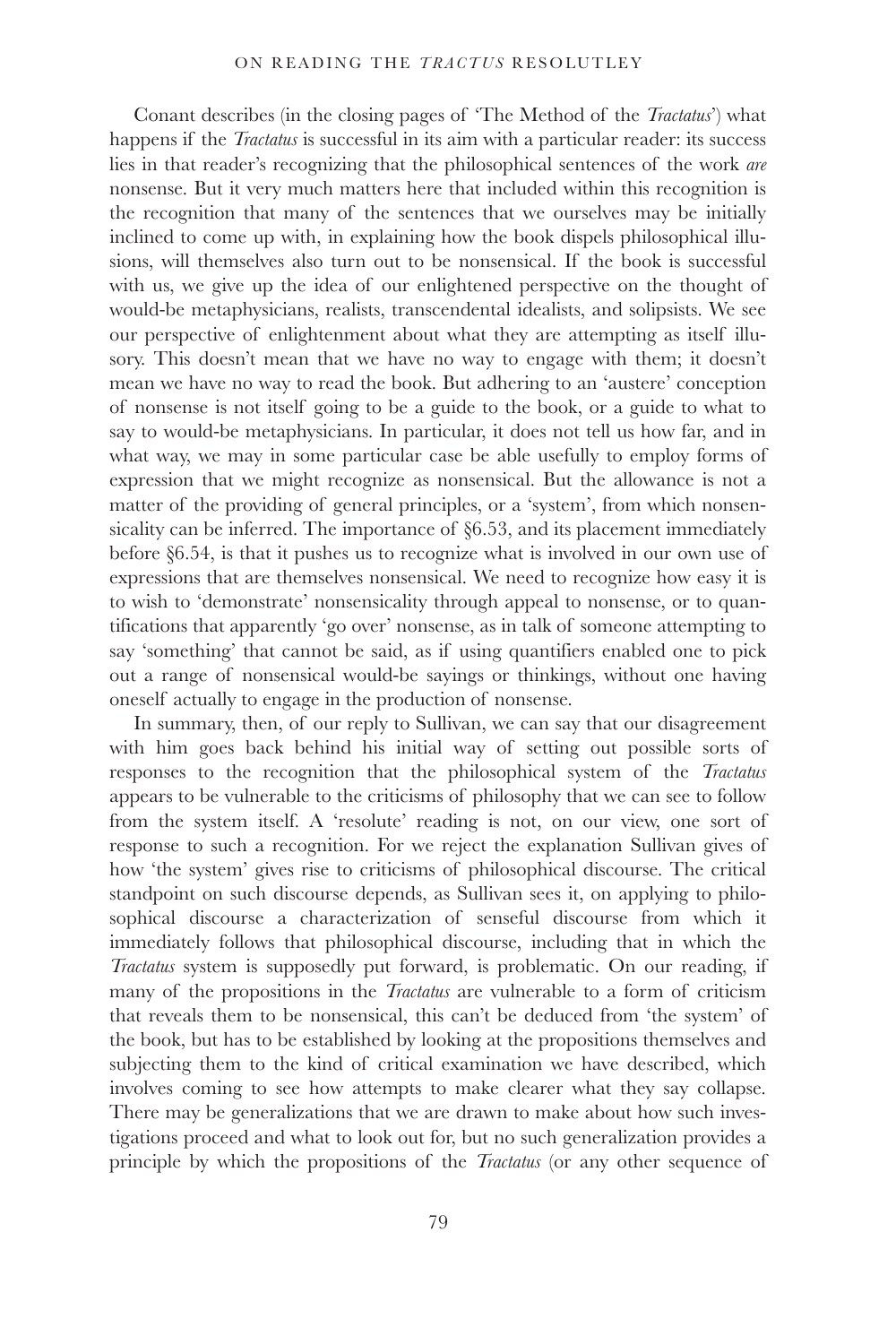Conant describes (in the closing pages of 'The Method of the *Tractatus*') what happens if the *Tractatus* is successful in its aim with a particular reader: its success lies in that reader's recognizing that the philosophical sentences of the work *are* nonsense. But it very much matters here that included within this recognition is the recognition that many of the sentences that we ourselves may be initially inclined to come up with, in explaining how the book dispels philosophical illusions, will themselves also turn out to be nonsensical. If the book is successful with us, we give up the idea of our enlightened perspective on the thought of would-be metaphysicians, realists, transcendental idealists, and solipsists. We see our perspective of enlightenment about what they are attempting as itself illusory. This doesn't mean that we have no way to engage with them; it doesn't mean we have no way to read the book. But adhering to an 'austere' conception of nonsense is not itself going to be a guide to the book, or a guide to what to say to would-be metaphysicians. In particular, it does not tell us how far, and in what way, we may in some particular case be able usefully to employ forms of expression that we might recognize as nonsensical. But the allowance is not a matter of the providing of general principles, or a 'system', from which nonsensicality can be inferred. The importance of §6.53, and its placement immediately before §6.54, is that it pushes us to recognize what is involved in our own use of expressions that are themselves nonsensical. We need to recognize how easy it is to wish to 'demonstrate' nonsensicality through appeal to nonsense, or to quantifications that apparently 'go over' nonsense, as in talk of someone attempting to say 'something' that cannot be said, as if using quantifiers enabled one to pick out a range of nonsensical would-be sayings or thinkings, without one having oneself actually to engage in the production of nonsense.

In summary, then, of our reply to Sullivan, we can say that our disagreement with him goes back behind his initial way of setting out possible sorts of responses to the recognition that the philosophical system of the *Tractatus* appears to be vulnerable to the criticisms of philosophy that we can see to follow from the system itself. A 'resolute' reading is not, on our view, one sort of response to such a recognition. For we reject the explanation Sullivan gives of how 'the system' gives rise to criticisms of philosophical discourse. The critical standpoint on such discourse depends, as Sullivan sees it, on applying to philosophical discourse a characterization of senseful discourse from which it immediately follows that philosophical discourse, including that in which the *Tractatus* system is supposedly put forward, is problematic. On our reading, if many of the propositions in the *Tractatus* are vulnerable to a form of criticism that reveals them to be nonsensical, this can't be deduced from 'the system' of the book, but has to be established by looking at the propositions themselves and subjecting them to the kind of critical examination we have described, which involves coming to see how attempts to make clearer what they say collapse. There may be generalizations that we are drawn to make about how such investigations proceed and what to look out for, but no such generalization provides a principle by which the propositions of the *Tractatus* (or any other sequence of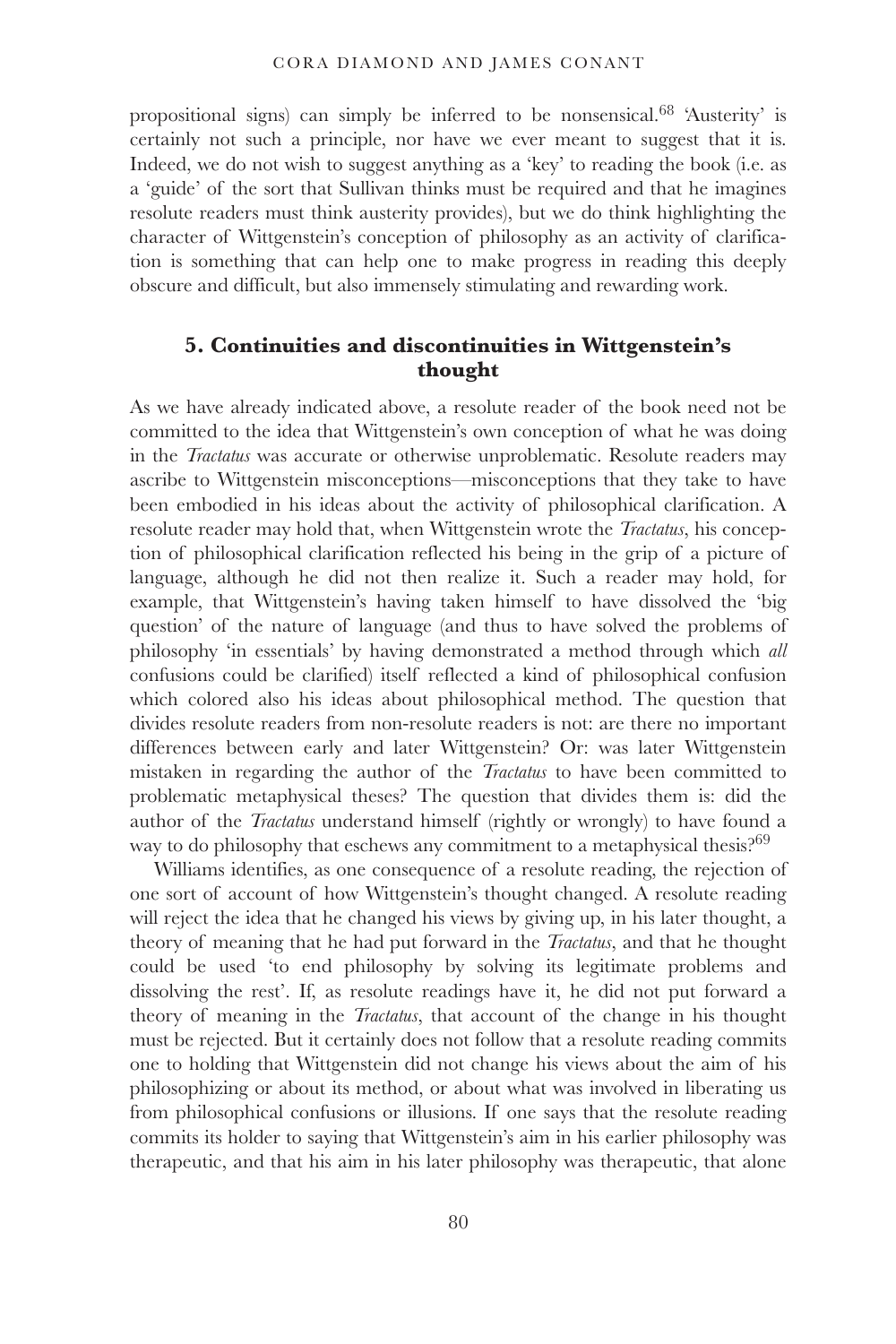propositional signs) can simply be inferred to be nonsensical.[68] 'Austerity' is certainly not such a principle, nor have we ever meant to suggest that it is. Indeed, we do not wish to suggest anything as a 'key' to reading the book (i.e. as a 'guide' of the sort that Sullivan thinks must be required and that he imagines resolute readers must think austerity provides), but we do think highlighting the character of Wittgenstein's conception of philosophy as an activity of clarification is something that can help one to make progress in reading this deeply obscure and difficult, but also immensely stimulating and rewarding work.

## 5. Continuities and discontinuities in Wittgenstein's thought

As we have already indicated above, a resolute reader of the book need not be committed to the idea that Wittgenstein's own conception of what he was doing in the *Tractatus* was accurate or otherwise unproblematic. Resolute readers may ascribe to Wittgenstein misconceptions—misconceptions that they take to have been embodied in his ideas about the activity of philosophical clarification. A resolute reader may hold that, when Wittgenstein wrote the *Tractatus*, his conception of philosophical clarification reflected his being in the grip of a picture of language, although he did not then realize it. Such a reader may hold, for example, that Wittgenstein's having taken himself to have dissolved the 'big question' of the nature of language (and thus to have solved the problems of philosophy 'in essentials' by having demonstrated a method through which *all* confusions could be clarified) itself reflected a kind of philosophical confusion which colored also his ideas about philosophical method. The question that divides resolute readers from non-resolute readers is not: are there no important differences between early and later Wittgenstein? Or: was later Wittgenstein mistaken in regarding the author of the *Tractatus* to have been committed to problematic metaphysical theses? The question that divides them is: did the author of the *Tractatus* understand himself (rightly or wrongly) to have found a way to do philosophy that eschews any commitment to a metaphysical thesis?[69]

Williams identifies, as one consequence of a resolute reading, the rejection of one sort of account of how Wittgenstein's thought changed. A resolute reading will reject the idea that he changed his views by giving up, in his later thought, a theory of meaning that he had put forward in the *Tractatus*, and that he thought could be used 'to end philosophy by solving its legitimate problems and dissolving the rest'. If, as resolute readings have it, he did not put forward a theory of meaning in the *Tractatus*, that account of the change in his thought must be rejected. But it certainly does not follow that a resolute reading commits one to holding that Wittgenstein did not change his views about the aim of his philosophizing or about its method, or about what was involved in liberating us from philosophical confusions or illusions. If one says that the resolute reading commits its holder to saying that Wittgenstein's aim in his earlier philosophy was therapeutic, and that his aim in his later philosophy was therapeutic, that alone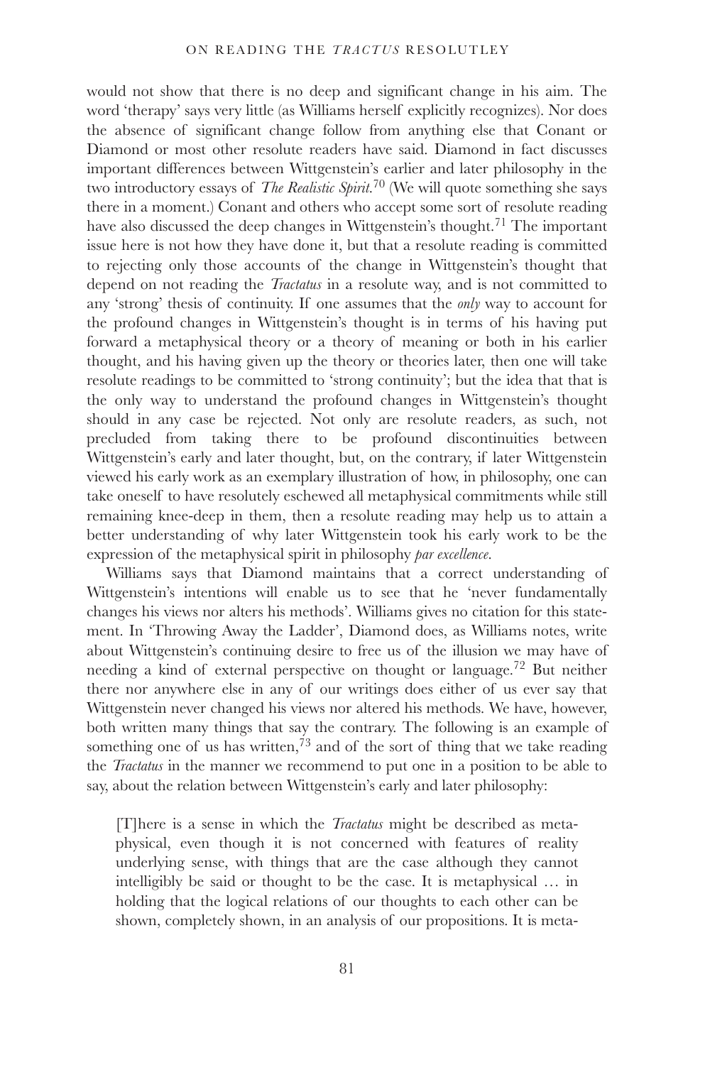would not show that there is no deep and significant change in his aim. The word 'therapy' says very little (as Williams herself explicitly recognizes). Nor does the absence of significant change follow from anything else that Conant or Diamond or most other resolute readers have said. Diamond in fact discusses important differences between Wittgenstein's earlier and later philosophy in the two introductory essays of *The Realistic Spirit*.[70] (We will quote something she says there in a moment.) Conant and others who accept some sort of resolute reading have also discussed the deep changes in Wittgenstein's thought.[71] The important issue here is not how they have done it, but that a resolute reading is committed to rejecting only those accounts of the change in Wittgenstein's thought that depend on not reading the *Tractatus* in a resolute way, and is not committed to any 'strong' thesis of continuity. If one assumes that the *only* way to account for the profound changes in Wittgenstein's thought is in terms of his having put forward a metaphysical theory or a theory of meaning or both in his earlier thought, and his having given up the theory or theories later, then one will take resolute readings to be committed to 'strong continuity'; but the idea that that is the only way to understand the profound changes in Wittgenstein's thought should in any case be rejected. Not only are resolute readers, as such, not precluded from taking there to be profound discontinuities between Wittgenstein's early and later thought, but, on the contrary, if later Wittgenstein viewed his early work as an exemplary illustration of how, in philosophy, one can take oneself to have resolutely eschewed all metaphysical commitments while still remaining knee-deep in them, then a resolute reading may help us to attain a better understanding of why later Wittgenstein took his early work to be the expression of the metaphysical spirit in philosophy *par excellence*.

Williams says that Diamond maintains that a correct understanding of Wittgenstein's intentions will enable us to see that he 'never fundamentally changes his views nor alters his methods'. Williams gives no citation for this statement. In 'Throwing Away the Ladder', Diamond does, as Williams notes, write about Wittgenstein's continuing desire to free us of the illusion we may have of needing a kind of external perspective on thought or language.[72] But neither there nor anywhere else in any of our writings does either of us ever say that Wittgenstein never changed his views nor altered his methods. We have, however, both written many things that say the contrary. The following is an example of something one of us has written,[73] and of the sort of thing that we take reading the *Tractatus* in the manner we recommend to put one in a position to be able to say, about the relation between Wittgenstein's early and later philosophy:

> [T]here is a sense in which the *Tractatus* might be described as metaphysical, even though it is not concerned with features of reality underlying sense, with things that are the case although they cannot intelligibly be said or thought to be the case. It is metaphysical … in holding that the logical relations of our thoughts to each other can be shown, completely shown, in an analysis of our propositions. It is meta-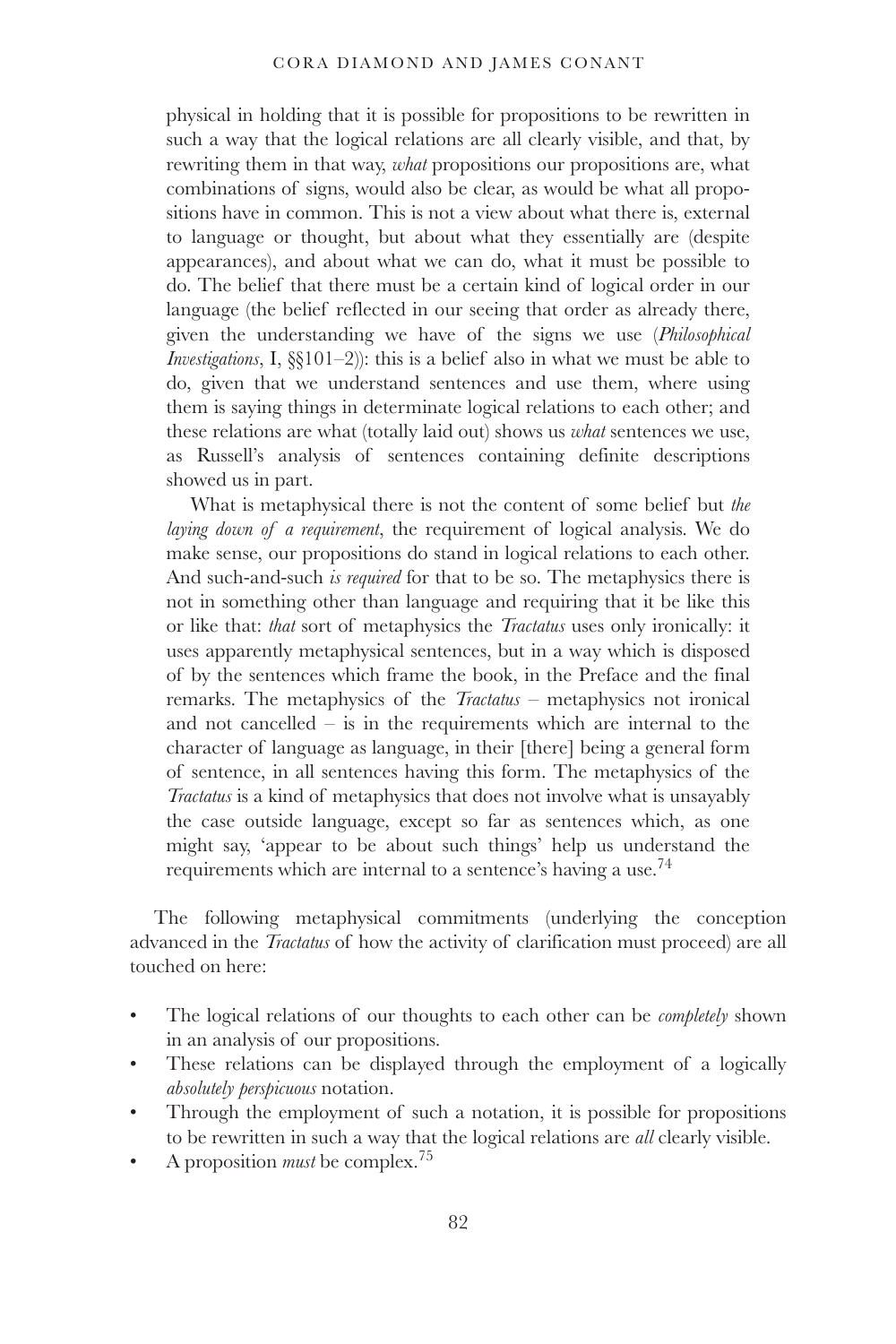physical in holding that it is possible for propositions to be rewritten in such a way that the logical relations are all clearly visible, and that, by rewriting them in that way, *what* propositions our propositions are, what combinations of signs, would also be clear, as would be what all propositions have in common. This is not a view about what there is, external to language or thought, but about what they essentially are (despite appearances), and about what we can do, what it must be possible to do. The belief that there must be a certain kind of logical order in our language (the belief reflected in our seeing that order as already there, given the understanding we have of the signs we use (*Philosophical Investigations*, I, §§101–2)): this is a belief also in what we must be able to do, given that we understand sentences and use them, where using them is saying things in determinate logical relations to each other; and these relations are what (totally laid out) shows us *what* sentences we use, as Russell's analysis of sentences containing definite descriptions showed us in part.

> What is metaphysical there is not the content of some belief but *the laying down of a requirement*, the requirement of logical analysis. We do make sense, our propositions do stand in logical relations to each other. And such-and-such *is required* for that to be so. The metaphysics there is not in something other than language and requiring that it be like this or like that: *that* sort of metaphysics the *Tractatus* uses only ironically: it uses apparently metaphysical sentences, but in a way which is disposed of by the sentences which frame the book, in the Preface and the final remarks. The metaphysics of the *Tractatus* – metaphysics not ironical and not cancelled – is in the requirements which are internal to the character of language as language, in their [there] being a general form of sentence, in all sentences having this form. The metaphysics of the *Tractatus* is a kind of metaphysics that does not involve what is unsayably the case outside language, except so far as sentences which, as one might say, 'appear to be about such things' help us understand the requirements which are internal to a sentence's having a use.[74]

The following metaphysical commitments (underlying the conception advanced in the *Tractatus* of how the activity of clarification must proceed) are all touched on here:

- The logical relations of our thoughts to each other can be *completely* shown in an analysis of our propositions.
- These relations can be displayed through the employment of a logically *absolutely perspicuous* notation.
- Through the employment of such a notation, it is possible for propositions to be rewritten in such a way that the logical relations are *all* clearly visible.
- A proposition *must* be complex.[75]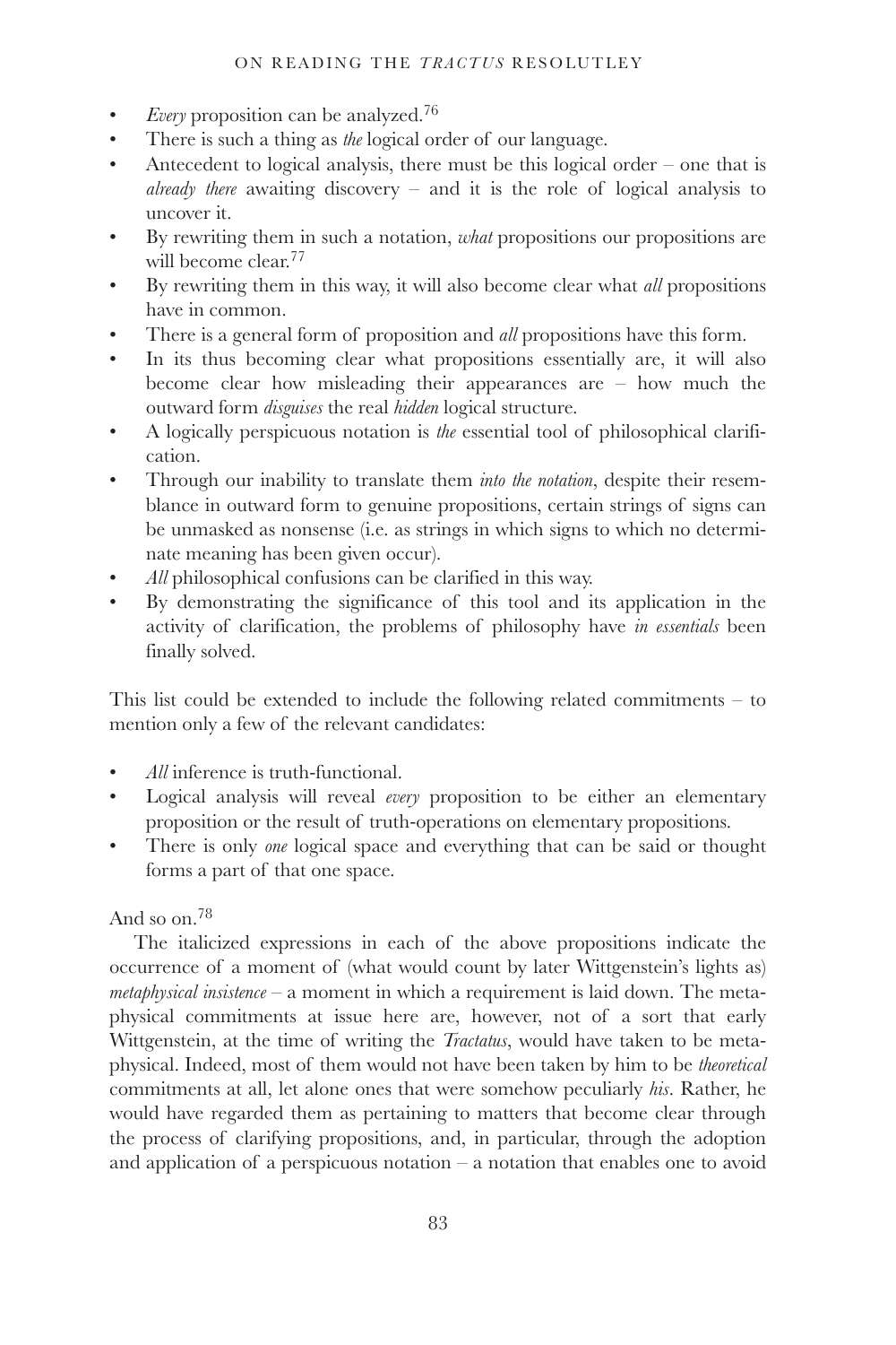- *Every* proposition can be analyzed.[76]
- There is such a thing as *the* logical order of our language.
- Antecedent to logical analysis, there must be this logical order – one that is *already there* awaiting discovery – and it is the role of logical analysis to uncover it.
- By rewriting them in such a notation, *what* propositions our propositions are will become clear.[77]
- By rewriting them in this way, it will also become clear what *all* propositions have in common.
- There is a general form of proposition and *all* propositions have this form.
- In its thus becoming clear what propositions essentially are, it will also become clear how misleading their appearances are – how much the outward form *disguises* the real *hidden* logical structure.
- A logically perspicuous notation is *the* essential tool of philosophical clarification.
- Through our inability to translate them *into the notation*, despite their resemblance in outward form to genuine propositions, certain strings of signs can be unmasked as nonsense (i.e. as strings in which signs to which no determinate meaning has been given occur).
- *All* philosophical confusions can be clarified in this way.
- By demonstrating the significance of this tool and its application in the activity of clarification, the problems of philosophy have *in essentials* been finally solved.

This list could be extended to include the following related commitments – to mention only a few of the relevant candidates:

- *All* inference is truth-functional.
- Logical analysis will reveal *every* proposition to be either an elementary proposition or the result of truth-operations on elementary propositions.
- There is only *one* logical space and everything that can be said or thought forms a part of that one space.

And so on.[78]

The italicized expressions in each of the above propositions indicate the occurrence of a moment of (what would count by later Wittgenstein's lights as) *metaphysical insistence* – a moment in which a requirement is laid down. The metaphysical commitments at issue here are, however, not of a sort that early Wittgenstein, at the time of writing the *Tractatus*, would have taken to be metaphysical. Indeed, most of them would not have been taken by him to be *theoretical* commitments at all, let alone ones that were somehow peculiarly *his*. Rather, he would have regarded them as pertaining to matters that become clear through the process of clarifying propositions, and, in particular, through the adoption and application of a perspicuous notation – a notation that enables one to avoid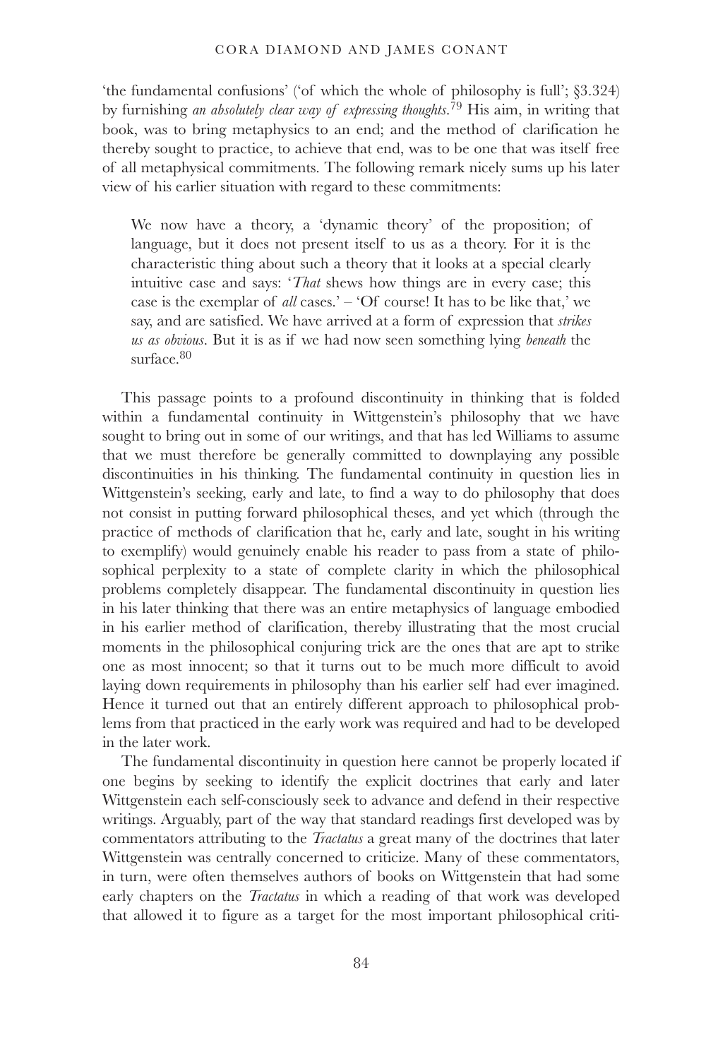'the fundamental confusions' ('of which the whole of philosophy is full'; §3.324) by furnishing *an absolutely clear way of expressing thoughts*.[79] His aim, in writing that book, was to bring metaphysics to an end; and the method of clarification he thereby sought to practice, to achieve that end, was to be one that was itself free of all metaphysical commitments. The following remark nicely sums up his later view of his earlier situation with regard to these commitments:

> We now have a theory, a 'dynamic theory' of the proposition; of language, but it does not present itself to us as a theory. For it is the characteristic thing about such a theory that it looks at a special clearly intuitive case and says: '*That* shews how things are in every case; this case is the exemplar of *all* cases.' – 'Of course! It has to be like that,' we say, and are satisfied. We have arrived at a form of expression that *strikes us as obvious*. But it is as if we had now seen something lying *beneath* the surface.[80]

This passage points to a profound discontinuity in thinking that is folded within a fundamental continuity in Wittgenstein's philosophy that we have sought to bring out in some of our writings, and that has led Williams to assume that we must therefore be generally committed to downplaying any possible discontinuities in his thinking. The fundamental continuity in question lies in Wittgenstein's seeking, early and late, to find a way to do philosophy that does not consist in putting forward philosophical theses, and yet which (through the practice of methods of clarification that he, early and late, sought in his writing to exemplify) would genuinely enable his reader to pass from a state of philosophical perplexity to a state of complete clarity in which the philosophical problems completely disappear. The fundamental discontinuity in question lies in his later thinking that there was an entire metaphysics of language embodied in his earlier method of clarification, thereby illustrating that the most crucial moments in the philosophical conjuring trick are the ones that are apt to strike one as most innocent; so that it turns out to be much more difficult to avoid laying down requirements in philosophy than his earlier self had ever imagined. Hence it turned out that an entirely different approach to philosophical problems from that practiced in the early work was required and had to be developed in the later work.

The fundamental discontinuity in question here cannot be properly located if one begins by seeking to identify the explicit doctrines that early and later Wittgenstein each self-consciously seek to advance and defend in their respective writings. Arguably, part of the way that standard readings first developed was by commentators attributing to the *Tractatus* a great many of the doctrines that later Wittgenstein was centrally concerned to criticize. Many of these commentators, in turn, were often themselves authors of books on Wittgenstein that had some early chapters on the *Tractatus* in which a reading of that work was developed that allowed it to figure as a target for the most important philosophical criti-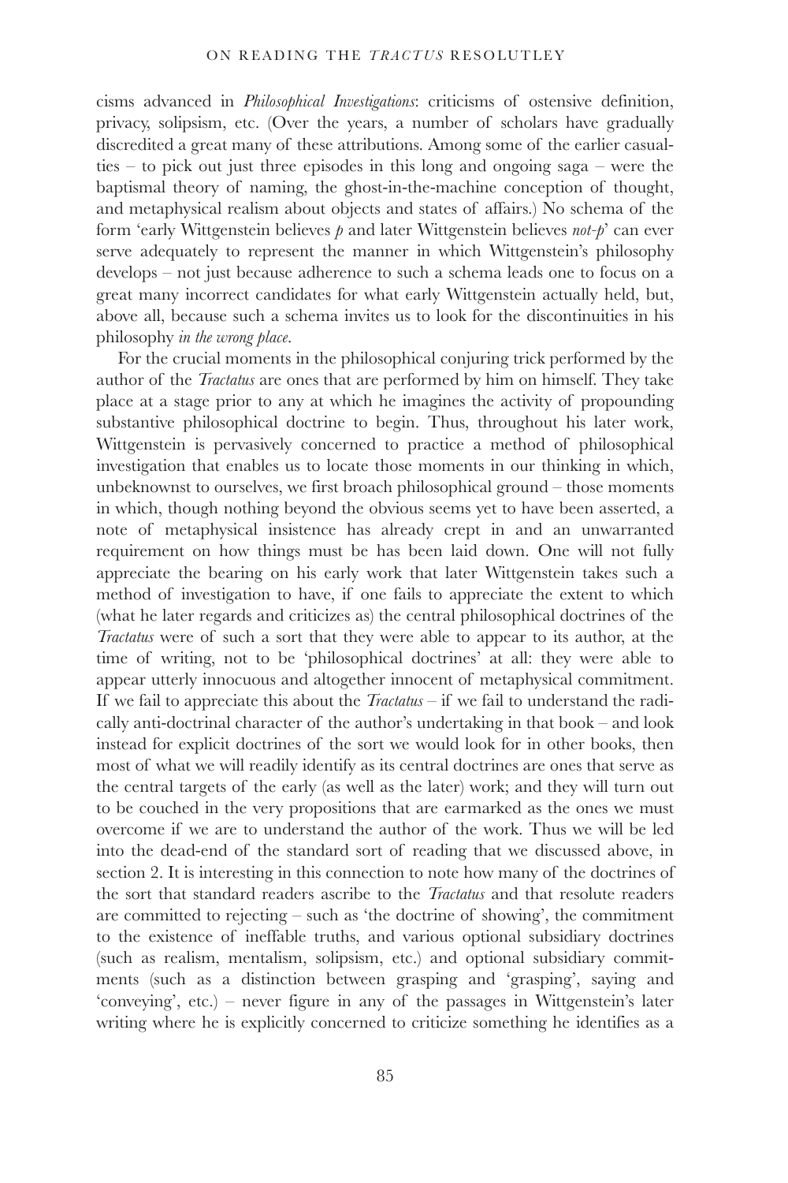cisms advanced in *Philosophical Investigations*: criticisms of ostensive definition, privacy, solipsism, etc. (Over the years, a number of scholars have gradually discredited a great many of these attributions. Among some of the earlier casualties – to pick out just three episodes in this long and ongoing saga – were the baptismal theory of naming, the ghost-in-the-machine conception of thought, and metaphysical realism about objects and states of affairs.) No schema of the form 'early Wittgenstein believes *p* and later Wittgenstein believes *not-p*' can ever serve adequately to represent the manner in which Wittgenstein's philosophy develops – not just because adherence to such a schema leads one to focus on a great many incorrect candidates for what early Wittgenstein actually held, but, above all, because such a schema invites us to look for the discontinuities in his philosophy *in the wrong place*.

For the crucial moments in the philosophical conjuring trick performed by the author of the *Tractatus* are ones that are performed by him on himself. They take place at a stage prior to any at which he imagines the activity of propounding substantive philosophical doctrine to begin. Thus, throughout his later work, Wittgenstein is pervasively concerned to practice a method of philosophical investigation that enables us to locate those moments in our thinking in which, unbeknownst to ourselves, we first broach philosophical ground – those moments in which, though nothing beyond the obvious seems yet to have been asserted, a note of metaphysical insistence has already crept in and an unwarranted requirement on how things must be has been laid down. One will not fully appreciate the bearing on his early work that later Wittgenstein takes such a method of investigation to have, if one fails to appreciate the extent to which (what he later regards and criticizes as) the central philosophical doctrines of the *Tractatus* were of such a sort that they were able to appear to its author, at the time of writing, not to be 'philosophical doctrines' at all: they were able to appear utterly innocuous and altogether innocent of metaphysical commitment. If we fail to appreciate this about the *Tractatus* – if we fail to understand the radically anti-doctrinal character of the author's undertaking in that book – and look instead for explicit doctrines of the sort we would look for in other books, then most of what we will readily identify as its central doctrines are ones that serve as the central targets of the early (as well as the later) work; and they will turn out to be couched in the very propositions that are earmarked as the ones we must overcome if we are to understand the author of the work. Thus we will be led into the dead-end of the standard sort of reading that we discussed above, in section 2. It is interesting in this connection to note how many of the doctrines of the sort that standard readers ascribe to the *Tractatus* and that resolute readers are committed to rejecting – such as 'the doctrine of showing', the commitment to the existence of ineffable truths, and various optional subsidiary doctrines (such as realism, mentalism, solipsism, etc.) and optional subsidiary commitments (such as a distinction between grasping and 'grasping', saying and 'conveying', etc.) – never figure in any of the passages in Wittgenstein's later writing where he is explicitly concerned to criticize something he identifies as a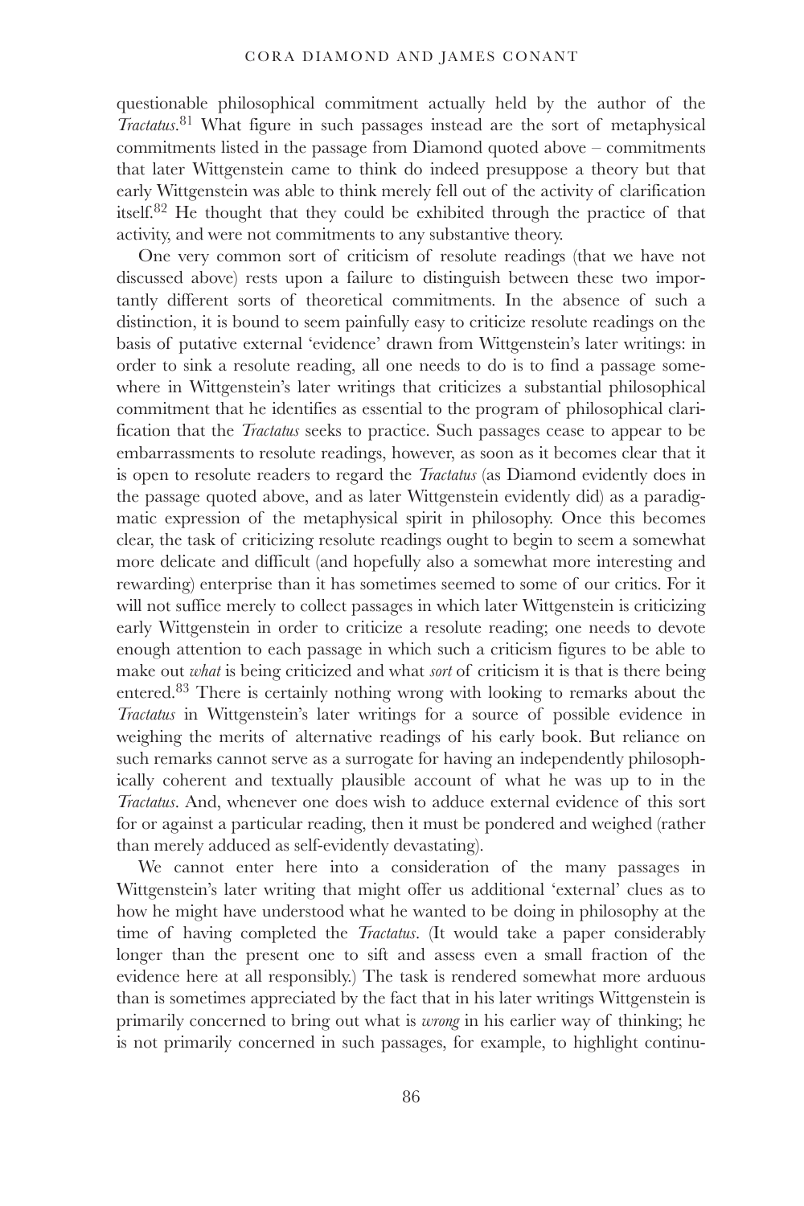questionable philosophical commitment actually held by the author of the *Tractatus*.[81] What figure in such passages instead are the sort of metaphysical commitments listed in the passage from Diamond quoted above – commitments that later Wittgenstein came to think do indeed presuppose a theory but that early Wittgenstein was able to think merely fell out of the activity of clarification itself.[82] He thought that they could be exhibited through the practice of that activity, and were not commitments to any substantive theory.

One very common sort of criticism of resolute readings (that we have not discussed above) rests upon a failure to distinguish between these two importantly different sorts of theoretical commitments. In the absence of such a distinction, it is bound to seem painfully easy to criticize resolute readings on the basis of putative external 'evidence' drawn from Wittgenstein's later writings: in order to sink a resolute reading, all one needs to do is to find a passage somewhere in Wittgenstein's later writings that criticizes a substantial philosophical commitment that he identifies as essential to the program of philosophical clarification that the *Tractatus* seeks to practice. Such passages cease to appear to be embarrassments to resolute readings, however, as soon as it becomes clear that it is open to resolute readers to regard the *Tractatus* (as Diamond evidently does in the passage quoted above, and as later Wittgenstein evidently did) as a paradigmatic expression of the metaphysical spirit in philosophy. Once this becomes clear, the task of criticizing resolute readings ought to begin to seem a somewhat more delicate and difficult (and hopefully also a somewhat more interesting and rewarding) enterprise than it has sometimes seemed to some of our critics. For it will not suffice merely to collect passages in which later Wittgenstein is criticizing early Wittgenstein in order to criticize a resolute reading; one needs to devote enough attention to each passage in which such a criticism figures to be able to make out *what* is being criticized and what *sort* of criticism it is that is there being entered.[83] There is certainly nothing wrong with looking to remarks about the *Tractatus* in Wittgenstein's later writings for a source of possible evidence in weighing the merits of alternative readings of his early book. But reliance on such remarks cannot serve as a surrogate for having an independently philosophically coherent and textually plausible account of what he was up to in the *Tractatus*. And, whenever one does wish to adduce external evidence of this sort for or against a particular reading, then it must be pondered and weighed (rather than merely adduced as self-evidently devastating).

We cannot enter here into a consideration of the many passages in Wittgenstein's later writing that might offer us additional 'external' clues as to how he might have understood what he wanted to be doing in philosophy at the time of having completed the *Tractatus*. (It would take a paper considerably longer than the present one to sift and assess even a small fraction of the evidence here at all responsibly.) The task is rendered somewhat more arduous than is sometimes appreciated by the fact that in his later writings Wittgenstein is primarily concerned to bring out what is *wrong* in his earlier way of thinking; he is not primarily concerned in such passages, for example, to highlight continu-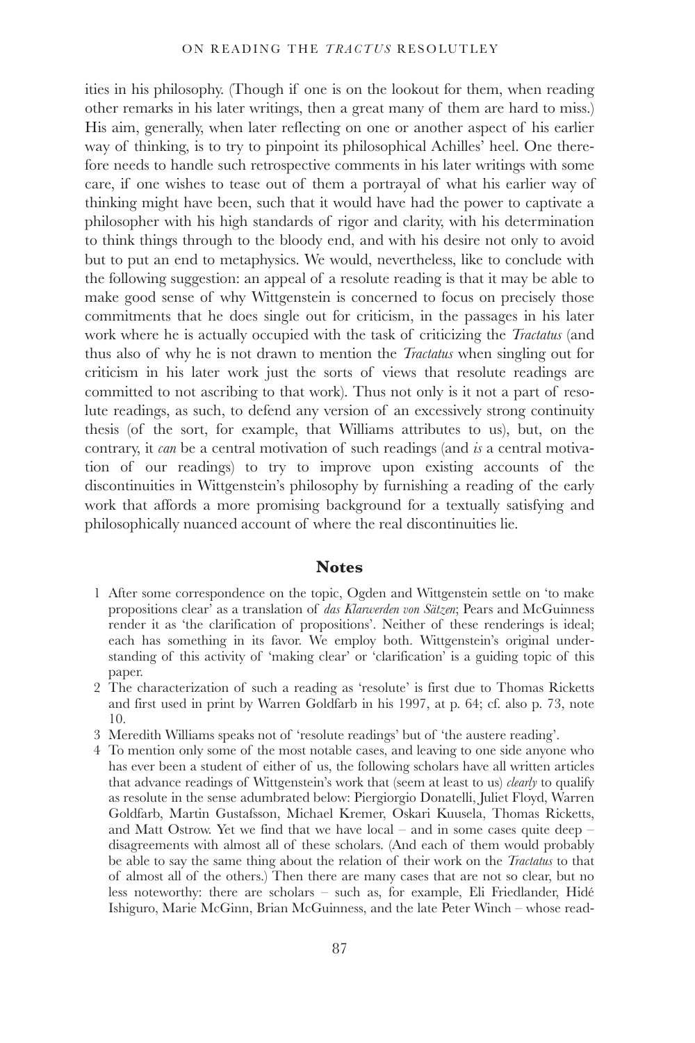ities in his philosophy. (Though if one is on the lookout for them, when reading other remarks in his later writings, then a great many of them are hard to miss.) His aim, generally, when later reflecting on one or another aspect of his earlier way of thinking, is to try to pinpoint its philosophical Achilles' heel. One therefore needs to handle such retrospective comments in his later writings with some care, if one wishes to tease out of them a portrayal of what his earlier way of thinking might have been, such that it would have had the power to captivate a philosopher with his high standards of rigor and clarity, with his determination to think things through to the bloody end, and with his desire not only to avoid but to put an end to metaphysics. We would, nevertheless, like to conclude with the following suggestion: an appeal of a resolute reading is that it may be able to make good sense of why Wittgenstein is concerned to focus on precisely those commitments that he does single out for criticism, in the passages in his later work where he is actually occupied with the task of criticizing the *Tractatus* (and thus also of why he is not drawn to mention the *Tractatus* when singling out for criticism in his later work just the sorts of views that resolute readings are committed to not ascribing to that work). Thus not only is it not a part of resolute readings, as such, to defend any version of an excessively strong continuity thesis (of the sort, for example, that Williams attributes to us), but, on the contrary, it *can* be a central motivation of such readings (and *is* a central motivation of our readings) to try to improve upon existing accounts of the discontinuities in Wittgenstein's philosophy by furnishing a reading of the early work that affords a more promising background for a textually satisfying and philosophically nuanced account of where the real discontinuities lie.

## Notes

1 After some correspondence on the topic, Ogden and Wittgenstein settle on 'to make propositions clear' as a translation of *das Klarwerden von Sätzen*; Pears and McGuinness render it as 'the clarification of propositions'. Neither of these renderings is ideal; each has something in its favor. We employ both. Wittgenstein's original understanding of this activity of 'making clear' or 'clarification' is a guiding topic of this paper.

2 The characterization of such a reading as 'resolute' is first due to Thomas Ricketts and first used in print by Warren Goldfarb in his 1997, at p. 64; cf. also p. 73, note 10.

3 Meredith Williams speaks not of 'resolute readings' but of 'the austere reading'.

4 To mention only some of the most notable cases, and leaving to one side anyone who has ever been a student of either of us, the following scholars have all written articles that advance readings of Wittgenstein's work that (seem at least to us) *clearly* to qualify as resolute in the sense adumbrated below: Piergiorgio Donatelli, Juliet Floyd, Warren Goldfarb, Martin Gustafsson, Michael Kremer, Oskari Kuusela, Thomas Ricketts, and Matt Ostrow. Yet we find that we have local – and in some cases quite deep – disagreements with almost all of these scholars. (And each of them would probably be able to say the same thing about the relation of their work on the *Tractatus* to that of almost all of the others.) Then there are many cases that are not so clear, but no less noteworthy: there are scholars – such as, for example, Eli Friedlander, Hidé Ishiguro, Marie McGinn, Brian McGuinness, and the late Peter Winch – whose read-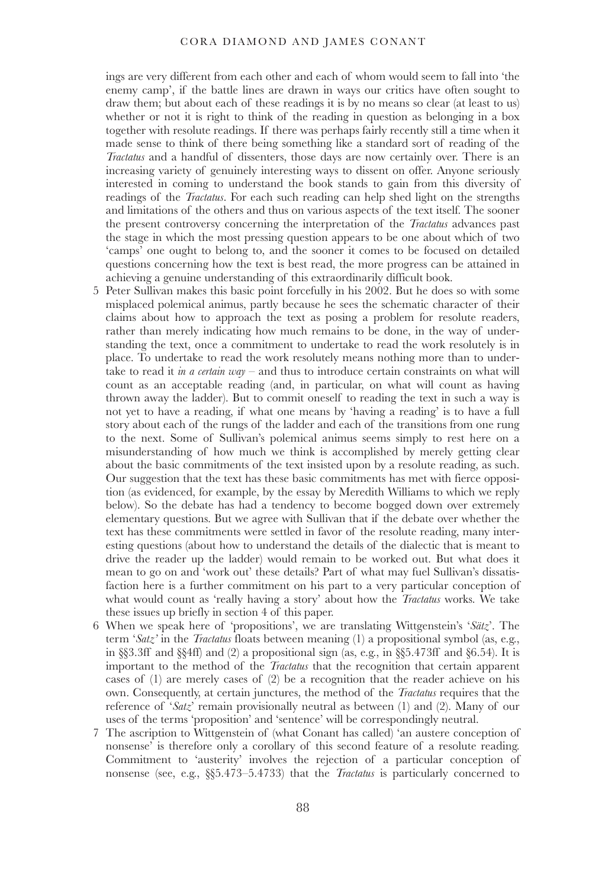ings are very different from each other and each of whom would seem to fall into 'the enemy camp', if the battle lines are drawn in ways our critics have often sought to draw them; but about each of these readings it is by no means so clear (at least to us) whether or not it is right to think of the reading in question as belonging in a box together with resolute readings. If there was perhaps fairly recently still a time when it made sense to think of there being something like a standard sort of reading of the *Tractatus* and a handful of dissenters, those days are now certainly over. There is an increasing variety of genuinely interesting ways to dissent on offer. Anyone seriously interested in coming to understand the book stands to gain from this diversity of readings of the *Tractatus*. For each such reading can help shed light on the strengths and limitations of the others and thus on various aspects of the text itself. The sooner the present controversy concerning the interpretation of the *Tractatus* advances past the stage in which the most pressing question appears to be one about which of two 'camps' one ought to belong to, and the sooner it comes to be focused on detailed questions concerning how the text is best read, the more progress can be attained in achieving a genuine understanding of this extraordinarily difficult book.

5 Peter Sullivan makes this basic point forcefully in his 2002. But he does so with some misplaced polemical animus, partly because he sees the schematic character of their claims about how to approach the text as posing a problem for resolute readers, rather than merely indicating how much remains to be done, in the way of understanding the text, once a commitment to undertake to read the work resolutely is in place. To undertake to read the work resolutely means nothing more than to undertake to read it *in a certain way* – and thus to introduce certain constraints on what will count as an acceptable reading (and, in particular, on what will count as having thrown away the ladder). But to commit oneself to reading the text in such a way is not yet to have a reading, if what one means by 'having a reading' is to have a full story about each of the rungs of the ladder and each of the transitions from one rung to the next. Some of Sullivan's polemical animus seems simply to rest here on a misunderstanding of how much we think is accomplished by merely getting clear about the basic commitments of the text insisted upon by a resolute reading, as such. Our suggestion that the text has these basic commitments has met with fierce opposition (as evidenced, for example, by the essay by Meredith Williams to which we reply below). So the debate has had a tendency to become bogged down over extremely elementary questions. But we agree with Sullivan that if the debate over whether the text has these commitments were settled in favor of the resolute reading, many interesting questions (about how to understand the details of the dialectic that is meant to drive the reader up the ladder) would remain to be worked out. But what does it mean to go on and 'work out' these details? Part of what may fuel Sullivan's dissatisfaction here is a further commitment on his part to a very particular conception of what would count as 'really having a story' about how the *Tractatus* works. We take these issues up briefly in section 4 of this paper.

6 When we speak here of 'propositions', we are translating Wittgenstein's '*Sätz*'. The term '*Satz*' in the *Tractatus* floats between meaning (1) a propositional symbol (as, e.g., in §§3.3ff and §§4ff) and (2) a propositional sign (as, e.g., in §§5.473ff and §6.54). It is important to the method of the *Tractatus* that the recognition that certain apparent cases of (1) are merely cases of (2) be a recognition that the reader achieve on his own. Consequently, at certain junctures, the method of the *Tractatus* requires that the reference of '*Satz*' remain provisionally neutral as between (1) and (2). Many of our uses of the terms 'proposition' and 'sentence' will be correspondingly neutral.

7 The ascription to Wittgenstein of (what Conant has called) 'an austere conception of nonsense' is therefore only a corollary of this second feature of a resolute reading. Commitment to 'austerity' involves the rejection of a particular conception of nonsense (see, e.g., §§5.473–5.4733) that the *Tractatus* is particularly concerned to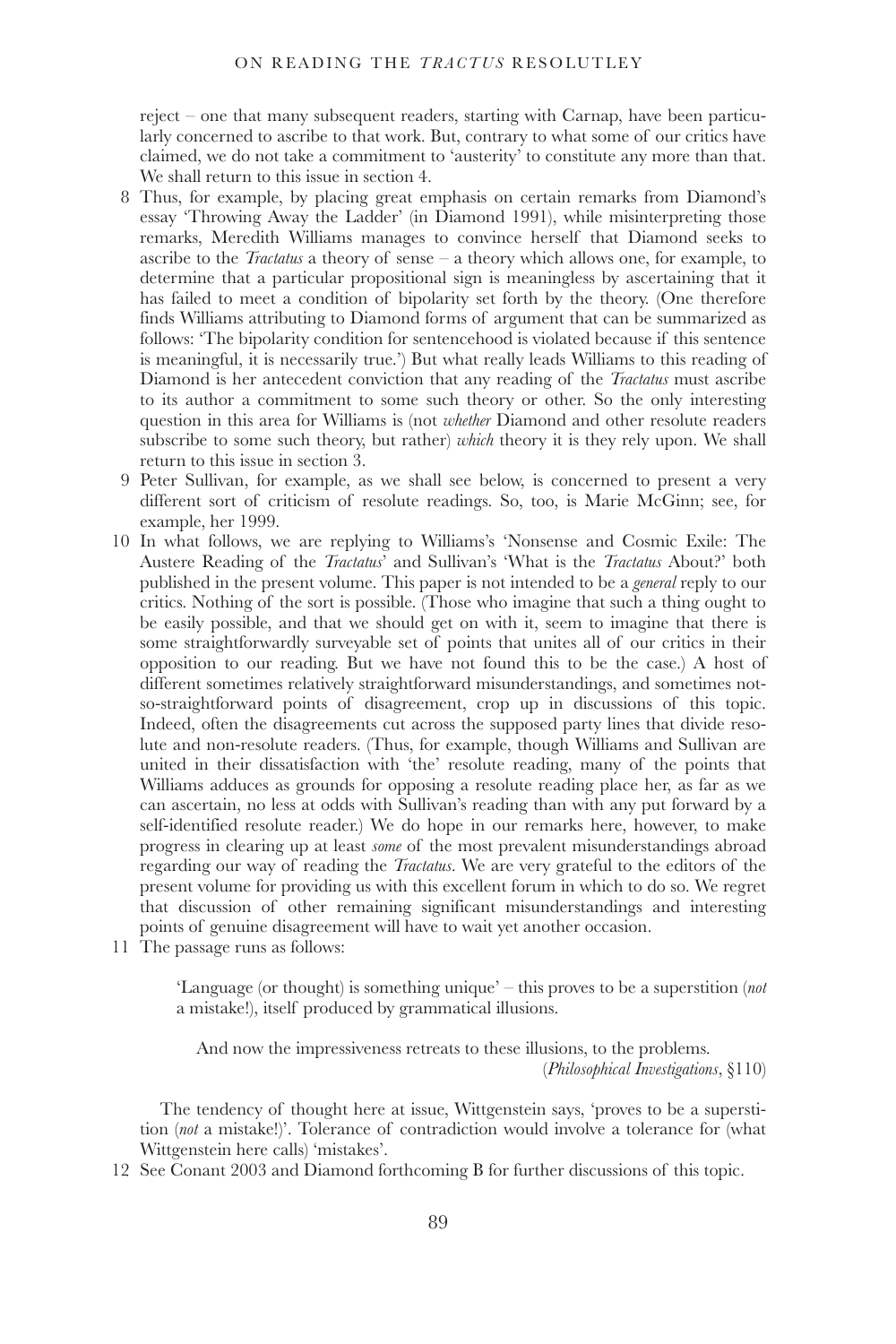reject – one that many subsequent readers, starting with Carnap, have been particularly concerned to ascribe to that work. But, contrary to what some of our critics have claimed, we do not take a commitment to 'austerity' to constitute any more than that. We shall return to this issue in section 4.

8 Thus, for example, by placing great emphasis on certain remarks from Diamond's essay 'Throwing Away the Ladder' (in Diamond 1991), while misinterpreting those remarks, Meredith Williams manages to convince herself that Diamond seeks to ascribe to the *Tractatus* a theory of sense – a theory which allows one, for example, to determine that a particular propositional sign is meaningless by ascertaining that it has failed to meet a condition of bipolarity set forth by the theory. (One therefore finds Williams attributing to Diamond forms of argument that can be summarized as follows: 'The bipolarity condition for sentencehood is violated because if this sentence is meaningful, it is necessarily true.') But what really leads Williams to this reading of Diamond is her antecedent conviction that any reading of the *Tractatus* must ascribe to its author a commitment to some such theory or other. So the only interesting question in this area for Williams is (not *whether* Diamond and other resolute readers subscribe to some such theory, but rather) *which* theory it is they rely upon. We shall return to this issue in section 3.

9 Peter Sullivan, for example, as we shall see below, is concerned to present a very different sort of criticism of resolute readings. So, too, is Marie McGinn; see, for example, her 1999.

10 In what follows, we are replying to Williams's 'Nonsense and Cosmic Exile: The Austere Reading of the *Tractatus*' and Sullivan's 'What is the *Tractatus* About?' both published in the present volume. This paper is not intended to be a *general* reply to our critics. Nothing of the sort is possible. (Those who imagine that such a thing ought to be easily possible, and that we should get on with it, seem to imagine that there is some straightforwardly surveyable set of points that unites all of our critics in their opposition to our reading. But we have not found this to be the case.) A host of different sometimes relatively straightforward misunderstandings, and sometimes not-so-straightforward points of disagreement, crop up in discussions of this topic. Indeed, often the disagreements cut across the supposed party lines that divide resolute and non-resolute readers. (Thus, for example, though Williams and Sullivan are united in their dissatisfaction with 'the' resolute reading, many of the points that Williams adduces as grounds for opposing a resolute reading place her, as far as we can ascertain, no less at odds with Sullivan's reading than with any put forward by a self-identified resolute reader.) We do hope in our remarks here, however, to make progress in clearing up at least *some* of the most prevalent misunderstandings abroad regarding our way of reading the *Tractatus*. We are very grateful to the editors of the present volume for providing us with this excellent forum in which to do so. We regret that discussion of other remaining significant misunderstandings and interesting points of genuine disagreement will have to wait yet another occasion.

11 The passage runs as follows:

> 'Language (or thought) is something unique' – this proves to be a superstition (*not* a mistake!), itself produced by grammatical illusions.
>
> And now the impressiveness retreats to these illusions, to the problems.
> (*Philosophical Investigations*, §110)

The tendency of thought here at issue, Wittgenstein says, 'proves to be a superstition (*not* a mistake!)'. Tolerance of contradiction would involve a tolerance for (what Wittgenstein here calls) 'mistakes'.

12 See Conant 2003 and Diamond forthcoming B for further discussions of this topic.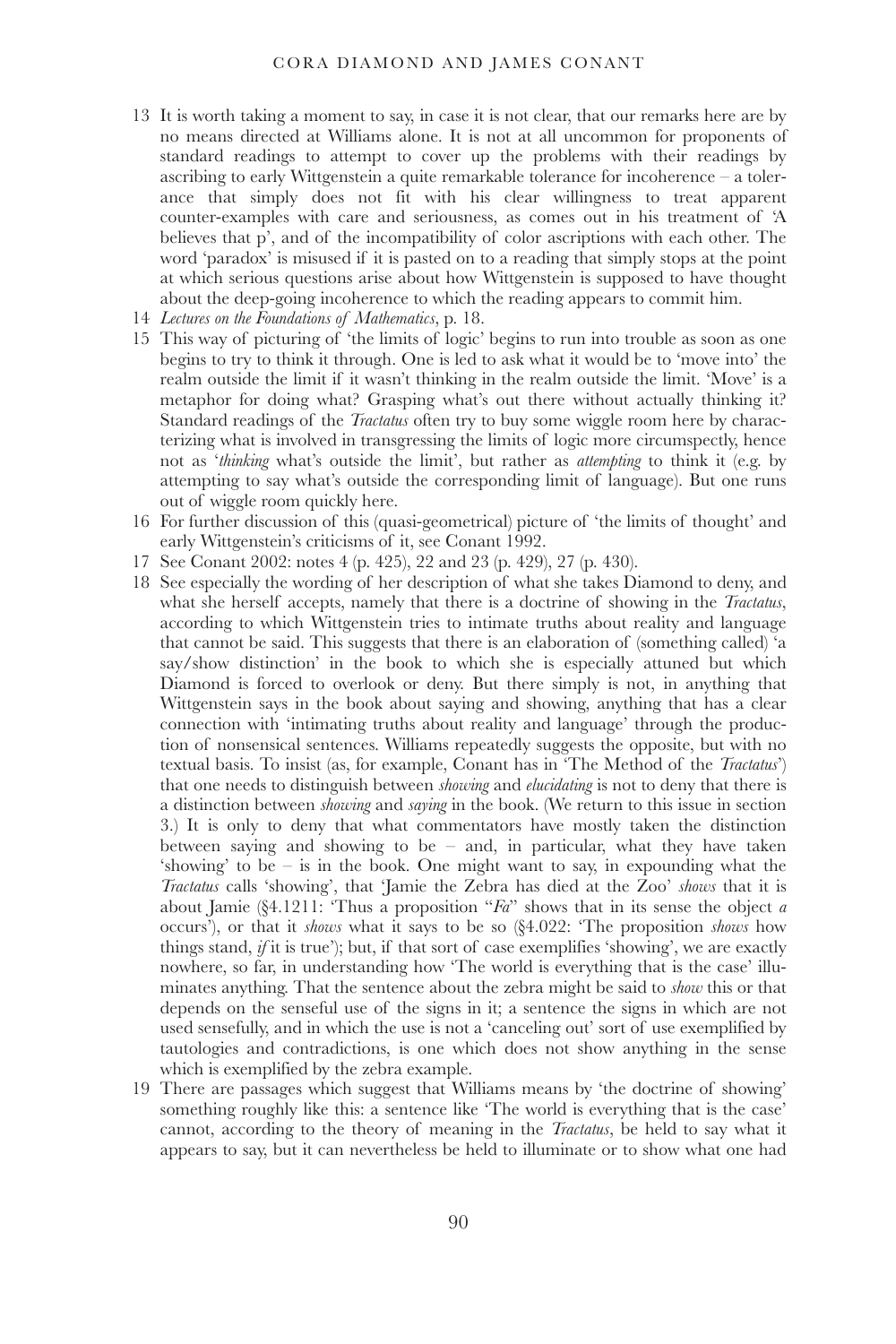13 It is worth taking a moment to say, in case it is not clear, that our remarks here are by no means directed at Williams alone. It is not at all uncommon for proponents of standard readings to attempt to cover up the problems with their readings by ascribing to early Wittgenstein a quite remarkable tolerance for incoherence – a tolerance that simply does not fit with his clear willingness to treat apparent counter-examples with care and seriousness, as comes out in his treatment of 'A believes that p', and of the incompatibility of color ascriptions with each other. The word 'paradox' is misused if it is pasted on to a reading that simply stops at the point at which serious questions arise about how Wittgenstein is supposed to have thought about the deep-going incoherence to which the reading appears to commit him.

14 *Lectures on the Foundations of Mathematics*, p. 18.

15 This way of picturing of 'the limits of logic' begins to run into trouble as soon as one begins to try to think it through. One is led to ask what it would be to 'move into' the realm outside the limit if it wasn't thinking in the realm outside the limit. 'Move' is a metaphor for doing what? Grasping what's out there without actually thinking it? Standard readings of the *Tractatus* often try to buy some wiggle room here by characterizing what is involved in transgressing the limits of logic more circumspectly, hence not as '*thinking* what's outside the limit', but rather as *attempting* to think it (e.g. by attempting to say what's outside the corresponding limit of language). But one runs out of wiggle room quickly here.

16 For further discussion of this (quasi-geometrical) picture of 'the limits of thought' and early Wittgenstein's criticisms of it, see Conant 1992.

17 See Conant 2002: notes 4 (p. 425), 22 and 23 (p. 429), 27 (p. 430).

18 See especially the wording of her description of what she takes Diamond to deny, and what she herself accepts, namely that there is a doctrine of showing in the *Tractatus*, according to which Wittgenstein tries to intimate truths about reality and language that cannot be said. This suggests that there is an elaboration of (something called) 'a say/show distinction' in the book to which she is especially attuned but which Diamond is forced to overlook or deny. But there simply is not, in anything that Wittgenstein says in the book about saying and showing, anything that has a clear connection with 'intimating truths about reality and language' through the production of nonsensical sentences. Williams repeatedly suggests the opposite, but with no textual basis. To insist (as, for example, Conant has in 'The Method of the *Tractatus*') that one needs to distinguish between *showing* and *elucidating* is not to deny that there is a distinction between *showing* and *saying* in the book. (We return to this issue in section 3.) It is only to deny that what commentators have mostly taken the distinction between saying and showing to be – and, in particular, what they have taken 'showing' to be – is in the book. One might want to say, in expounding what the *Tractatus* calls 'showing', that 'Jamie the Zebra has died at the Zoo' *shows* that it is about Jamie (§4.1211: 'Thus a proposition "*Fa*" shows that in its sense the object *a* occurs'), or that it *shows* what it says to be so (§4.022: 'The proposition *shows* how things stand, *if* it is true'); but, if that sort of case exemplifies 'showing', we are exactly nowhere, so far, in understanding how 'The world is everything that is the case' illuminates anything. That the sentence about the zebra might be said to *show* this or that depends on the senseful use of the signs in it; a sentence the signs in which are not used sensefully, and in which the use is not a 'canceling out' sort of use exemplified by tautologies and contradictions, is one which does not show anything in the sense which is exemplified by the zebra example.

19 There are passages which suggest that Williams means by 'the doctrine of showing' something roughly like this: a sentence like 'The world is everything that is the case' cannot, according to the theory of meaning in the *Tractatus*, be held to say what it appears to say, but it can nevertheless be held to illuminate or to show what one had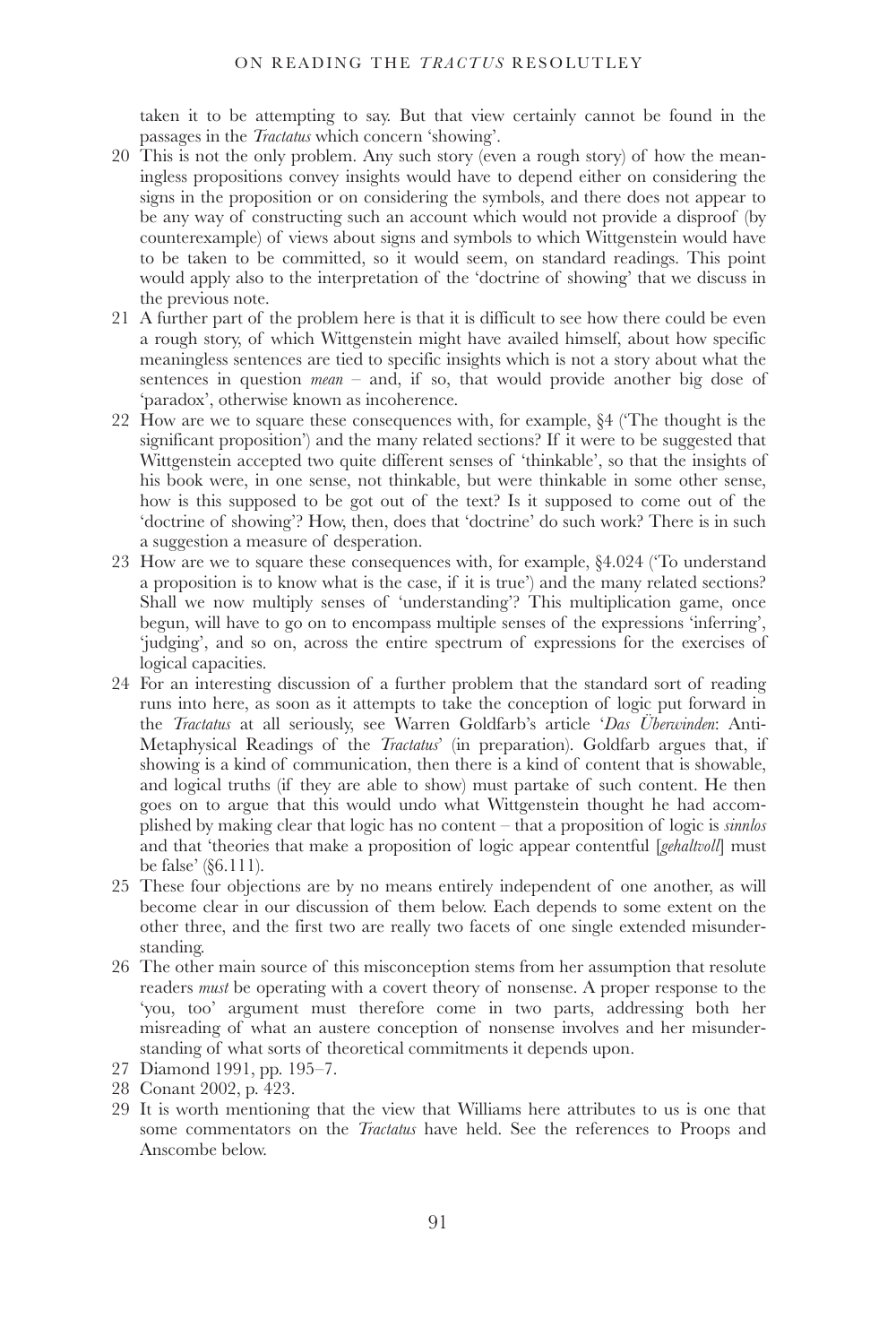taken it to be attempting to say. But that view certainly cannot be found in the passages in the *Tractatus* which concern 'showing'.

20 This is not the only problem. Any such story (even a rough story) of how the meaningless propositions convey insights would have to depend either on considering the signs in the proposition or on considering the symbols, and there does not appear to be any way of constructing such an account which would not provide a disproof (by counterexample) of views about signs and symbols to which Wittgenstein would have to be taken to be committed, so it would seem, on standard readings. This point would apply also to the interpretation of the 'doctrine of showing' that we discuss in the previous note.

21 A further part of the problem here is that it is difficult to see how there could be even a rough story, of which Wittgenstein might have availed himself, about how specific meaningless sentences are tied to specific insights which is not a story about what the sentences in question *mean* – and, if so, that would provide another big dose of 'paradox', otherwise known as incoherence.

22 How are we to square these consequences with, for example, §4 ('The thought is the significant proposition') and the many related sections? If it were to be suggested that Wittgenstein accepted two quite different senses of 'thinkable', so that the insights of his book were, in one sense, not thinkable, but were thinkable in some other sense, how is this supposed to be got out of the text? Is it supposed to come out of the 'doctrine of showing'? How, then, does that 'doctrine' do such work? There is in such a suggestion a measure of desperation.

23 How are we to square these consequences with, for example, §4.024 ('To understand a proposition is to know what is the case, if it is true') and the many related sections? Shall we now multiply senses of 'understanding'? This multiplication game, once begun, will have to go on to encompass multiple senses of the expressions 'inferring', 'judging', and so on, across the entire spectrum of expressions for the exercises of logical capacities.

24 For an interesting discussion of a further problem that the standard sort of reading runs into here, as soon as it attempts to take the conception of logic put forward in the *Tractatus* at all seriously, see Warren Goldfarb's article '*Das Überwinden*: Anti-Metaphysical Readings of the *Tractatus*' (in preparation). Goldfarb argues that, if showing is a kind of communication, then there is a kind of content that is showable, and logical truths (if they are able to show) must partake of such content. He then goes on to argue that this would undo what Wittgenstein thought he had accomplished by making clear that logic has no content – that a proposition of logic is *sinnlos* and that 'theories that make a proposition of logic appear contentful [*gehaltvoll*] must be false' (§6.111).

25 These four objections are by no means entirely independent of one another, as will become clear in our discussion of them below. Each depends to some extent on the other three, and the first two are really two facets of one single extended misunderstanding.

26 The other main source of this misconception stems from her assumption that resolute readers *must* be operating with a covert theory of nonsense. A proper response to the 'you, too' argument must therefore come in two parts, addressing both her misreading of what an austere conception of nonsense involves and her misunderstanding of what sorts of theoretical commitments it depends upon.

27 Diamond 1991, pp. 195–7.

28 Conant 2002, p. 423.

29 It is worth mentioning that the view that Williams here attributes to us is one that some commentators on the *Tractatus* have held. See the references to Proops and Anscombe below.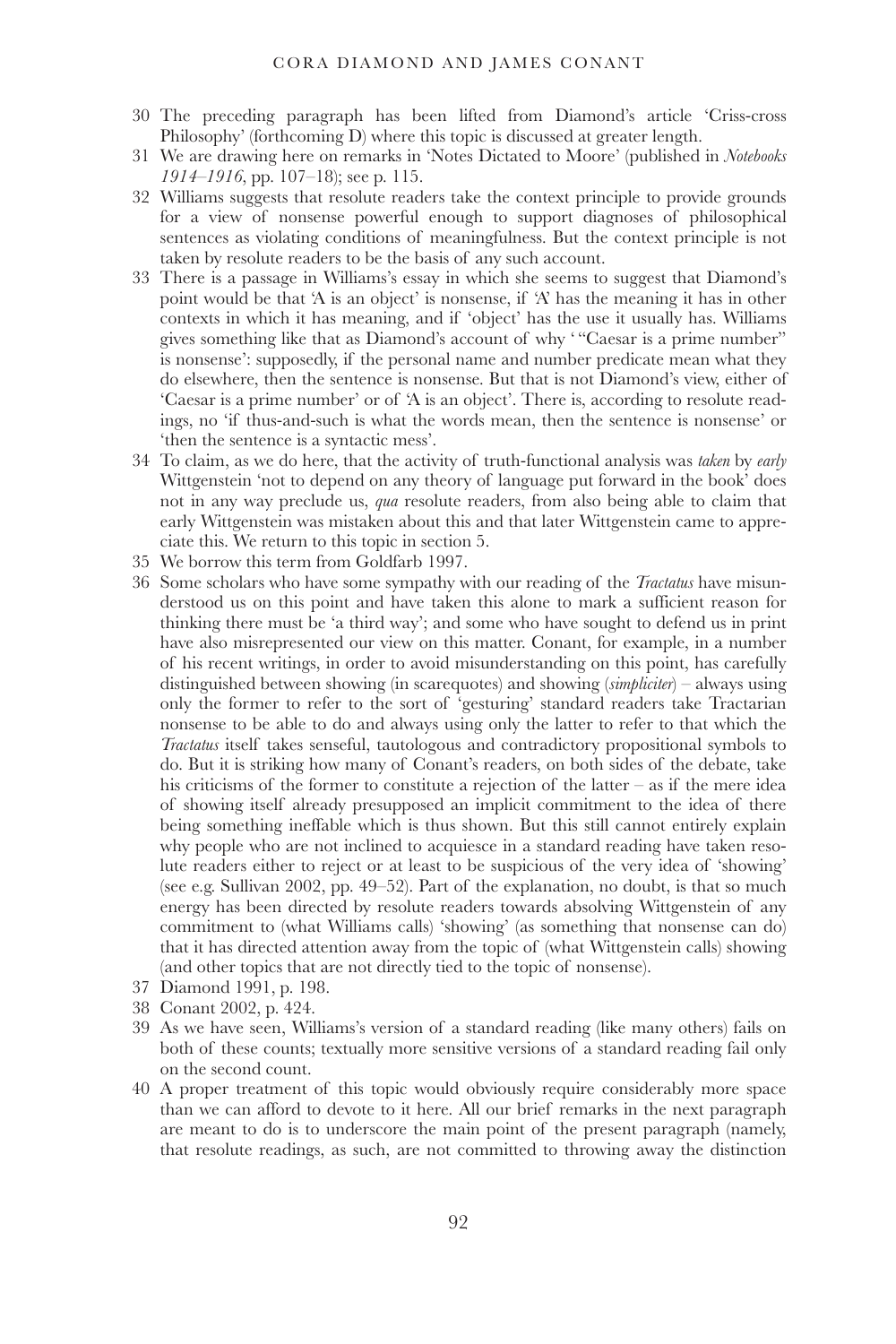30 The preceding paragraph has been lifted from Diamond's article 'Criss-cross Philosophy' (forthcoming D) where this topic is discussed at greater length.

31 We are drawing here on remarks in 'Notes Dictated to Moore' (published in *Notebooks 1914–1916*, pp. 107–18); see p. 115.

32 Williams suggests that resolute readers take the context principle to provide grounds for a view of nonsense powerful enough to support diagnoses of philosophical sentences as violating conditions of meaningfulness. But the context principle is not taken by resolute readers to be the basis of any such account.

33 There is a passage in Williams's essay in which she seems to suggest that Diamond's point would be that 'A is an object' is nonsense, if 'A' has the meaning it has in other contexts in which it has meaning, and if 'object' has the use it usually has. Williams gives something like that as Diamond's account of why ' "Caesar is a prime number" is nonsense': supposedly, if the personal name and number predicate mean what they do elsewhere, then the sentence is nonsense. But that is not Diamond's view, either of 'Caesar is a prime number' or of 'A is an object'. There is, according to resolute readings, no 'if thus-and-such is what the words mean, then the sentence is nonsense' or 'then the sentence is a syntactic mess'.

34 To claim, as we do here, that the activity of truth-functional analysis was *taken* by *early* Wittgenstein 'not to depend on any theory of language put forward in the book' does not in any way preclude us, *qua* resolute readers, from also being able to claim that early Wittgenstein was mistaken about this and that later Wittgenstein came to appreciate this. We return to this topic in section 5.

35 We borrow this term from Goldfarb 1997.

36 Some scholars who have some sympathy with our reading of the *Tractatus* have misunderstood us on this point and have taken this alone to mark a sufficient reason for thinking there must be 'a third way'; and some who have sought to defend us in print have also misrepresented our view on this matter. Conant, for example, in a number of his recent writings, in order to avoid misunderstanding on this point, has carefully distinguished between showing (in scarequotes) and showing (*simpliciter*) – always using only the former to refer to the sort of 'gesturing' standard readers take Tractarian nonsense to be able to do and always using only the latter to refer to that which the *Tractatus* itself takes senseful, tautologous and contradictory propositional symbols to do. But it is striking how many of Conant's readers, on both sides of the debate, take his criticisms of the former to constitute a rejection of the latter – as if the mere idea of showing itself already presupposed an implicit commitment to the idea of there being something ineffable which is thus shown. But this still cannot entirely explain why people who are not inclined to acquiesce in a standard reading have taken resolute readers either to reject or at least to be suspicious of the very idea of 'showing' (see e.g. Sullivan 2002, pp. 49–52). Part of the explanation, no doubt, is that so much energy has been directed by resolute readers towards absolving Wittgenstein of any commitment to (what Williams calls) 'showing' (as something that nonsense can do) that it has directed attention away from the topic of (what Wittgenstein calls) showing (and other topics that are not directly tied to the topic of nonsense).

37 Diamond 1991, p. 198.

38 Conant 2002, p. 424.

39 As we have seen, Williams's version of a standard reading (like many others) fails on both of these counts; textually more sensitive versions of a standard reading fail only on the second count.

40 A proper treatment of this topic would obviously require considerably more space than we can afford to devote to it here. All our brief remarks in the next paragraph are meant to do is to underscore the main point of the present paragraph (namely, that resolute readings, as such, are not committed to throwing away the distinction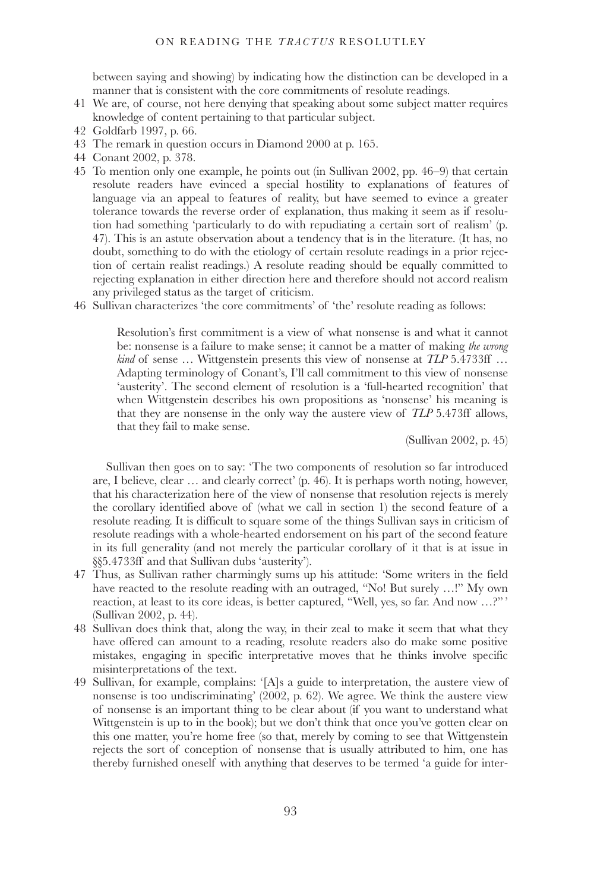between saying and showing) by indicating how the distinction can be developed in a manner that is consistent with the core commitments of resolute readings.

41 We are, of course, not here denying that speaking about some subject matter requires knowledge of content pertaining to that particular subject.

42 Goldfarb 1997, p. 66.

43 The remark in question occurs in Diamond 2000 at p. 165.

44 Conant 2002, p. 378.

45 To mention only one example, he points out (in Sullivan 2002, pp. 46–9) that certain resolute readers have evinced a special hostility to explanations of features of language via an appeal to features of reality, but have seemed to evince a greater tolerance towards the reverse order of explanation, thus making it seem as if resolution had something 'particularly to do with repudiating a certain sort of realism' (p. 47). This is an astute observation about a tendency that is in the literature. (It has, no doubt, something to do with the etiology of certain resolute readings in a prior rejection of certain realist readings.) A resolute reading should be equally committed to rejecting explanation in either direction here and therefore should not accord realism any privileged status as the target of criticism.

46 Sullivan characterizes 'the core commitments' of 'the' resolute reading as follows:

> Resolution's first commitment is a view of what nonsense is and what it cannot be: nonsense is a failure to make sense; it cannot be a matter of making *the wrong kind* of sense … Wittgenstein presents this view of nonsense at *TLP* 5.4733ff … Adapting terminology of Conant's, I'll call commitment to this view of nonsense 'austerity'. The second element of resolution is a 'full-hearted recognition' that when Wittgenstein describes his own propositions as 'nonsense' his meaning is that they are nonsense in the only way the austere view of *TLP* 5.473ff allows, that they fail to make sense.
>
> (Sullivan 2002, p. 45)

Sullivan then goes on to say: 'The two components of resolution so far introduced are, I believe, clear … and clearly correct' (p. 46). It is perhaps worth noting, however, that his characterization here of the view of nonsense that resolution rejects is merely the corollary identified above of (what we call in section 1) the second feature of a resolute reading. It is difficult to square some of the things Sullivan says in criticism of resolute readings with a whole-hearted endorsement on his part of the second feature in its full generality (and not merely the particular corollary of it that is at issue in §§5.4733ff and that Sullivan dubs 'austerity').

47 Thus, as Sullivan rather charmingly sums up his attitude: 'Some writers in the field have reacted to the resolute reading with an outraged, "No! But surely …!" My own reaction, at least to its core ideas, is better captured, "Well, yes, so far. And now …?"' (Sullivan 2002, p. 44).

48 Sullivan does think that, along the way, in their zeal to make it seem that what they have offered can amount to a reading, resolute readers also do make some positive mistakes, engaging in specific interpretative moves that he thinks involve specific misinterpretations of the text.

49 Sullivan, for example, complains: '[A]s a guide to interpretation, the austere view of nonsense is too undiscriminating' (2002, p. 62). We agree. We think the austere view of nonsense is an important thing to be clear about (if you want to understand what Wittgenstein is up to in the book); but we don't think that once you've gotten clear on this one matter, you're home free (so that, merely by coming to see that Wittgenstein rejects the sort of conception of nonsense that is usually attributed to him, one has thereby furnished oneself with anything that deserves to be termed 'a guide for inter-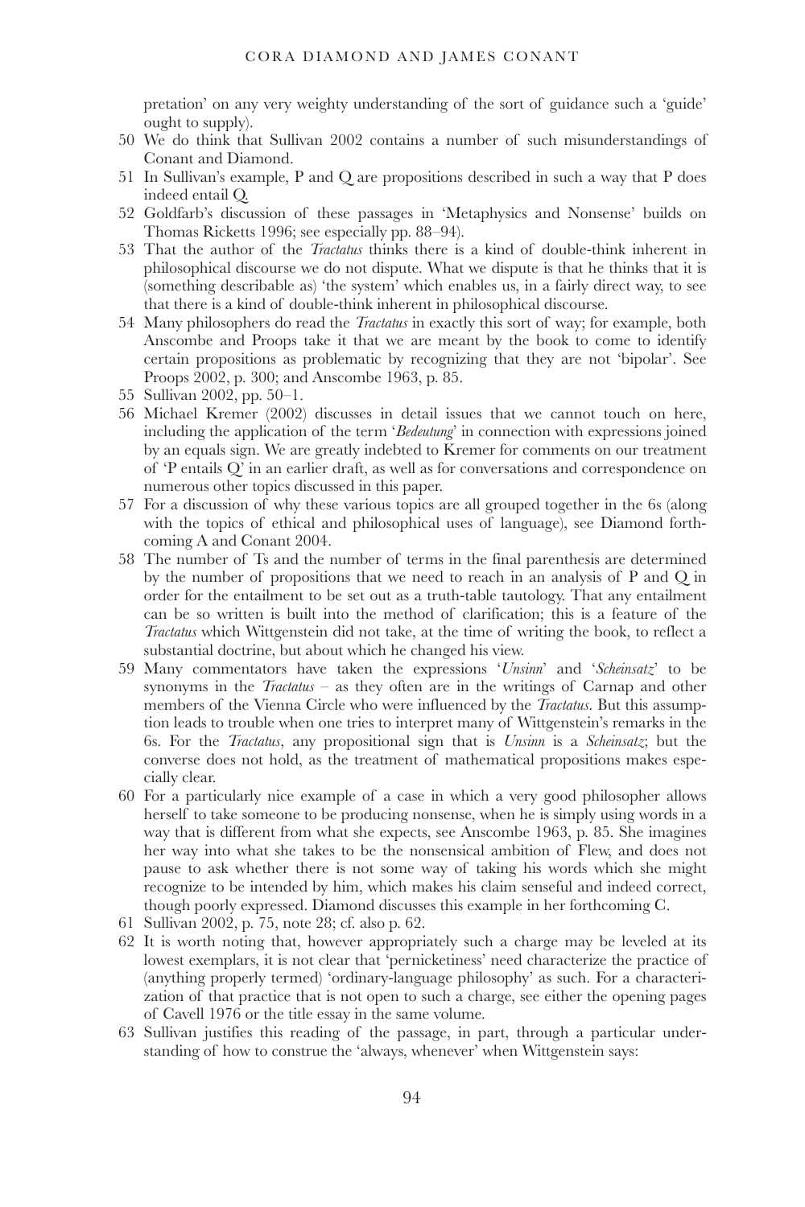pretation' on any very weighty understanding of the sort of guidance such a 'guide' ought to supply).

50 We do think that Sullivan 2002 contains a number of such misunderstandings of Conant and Diamond.

51 In Sullivan's example, P and Q are propositions described in such a way that P does indeed entail Q.

52 Goldfarb's discussion of these passages in 'Metaphysics and Nonsense' builds on Thomas Ricketts 1996; see especially pp. 88–94).

53 That the author of the *Tractatus* thinks there is a kind of double-think inherent in philosophical discourse we do not dispute. What we dispute is that he thinks that it is (something describable as) 'the system' which enables us, in a fairly direct way, to see that there is a kind of double-think inherent in philosophical discourse.

54 Many philosophers do read the *Tractatus* in exactly this sort of way; for example, both Anscombe and Proops take it that we are meant by the book to come to identify certain propositions as problematic by recognizing that they are not 'bipolar'. See Proops 2002, p. 300; and Anscombe 1963, p. 85.

55 Sullivan 2002, pp. 50–1.

56 Michael Kremer (2002) discusses in detail issues that we cannot touch on here, including the application of the term '*Bedeutung*' in connection with expressions joined by an equals sign. We are greatly indebted to Kremer for comments on our treatment of 'P entails Q' in an earlier draft, as well as for conversations and correspondence on numerous other topics discussed in this paper.

57 For a discussion of why these various topics are all grouped together in the 6s (along with the topics of ethical and philosophical uses of language), see Diamond forthcoming A and Conant 2004.

58 The number of Ts and the number of terms in the final parenthesis are determined by the number of propositions that we need to reach in an analysis of P and Q in order for the entailment to be set out as a truth-table tautology. That any entailment can be so written is built into the method of clarification; this is a feature of the *Tractatus* which Wittgenstein did not take, at the time of writing the book, to reflect a substantial doctrine, but about which he changed his view.

59 Many commentators have taken the expressions '*Unsinn*' and '*Scheinsatz*' to be synonyms in the *Tractatus* – as they often are in the writings of Carnap and other members of the Vienna Circle who were influenced by the *Tractatus*. But this assumption leads to trouble when one tries to interpret many of Wittgenstein's remarks in the 6s. For the *Tractatus*, any propositional sign that is *Unsinn* is a *Scheinsatz*; but the converse does not hold, as the treatment of mathematical propositions makes especially clear.

60 For a particularly nice example of a case in which a very good philosopher allows herself to take someone to be producing nonsense, when he is simply using words in a way that is different from what she expects, see Anscombe 1963, p. 85. She imagines her way into what she takes to be the nonsensical ambition of Flew, and does not pause to ask whether there is not some way of taking his words which she might recognize to be intended by him, which makes his claim senseful and indeed correct, though poorly expressed. Diamond discusses this example in her forthcoming C.

61 Sullivan 2002, p. 75, note 28; cf. also p. 62.

62 It is worth noting that, however appropriately such a charge may be leveled at its lowest exemplars, it is not clear that 'pernicketiness' need characterize the practice of (anything properly termed) 'ordinary-language philosophy' as such. For a characterization of that practice that is not open to such a charge, see either the opening pages of Cavell 1976 or the title essay in the same volume.

63 Sullivan justifies this reading of the passage, in part, through a particular understanding of how to construe the 'always, whenever' when Wittgenstein says: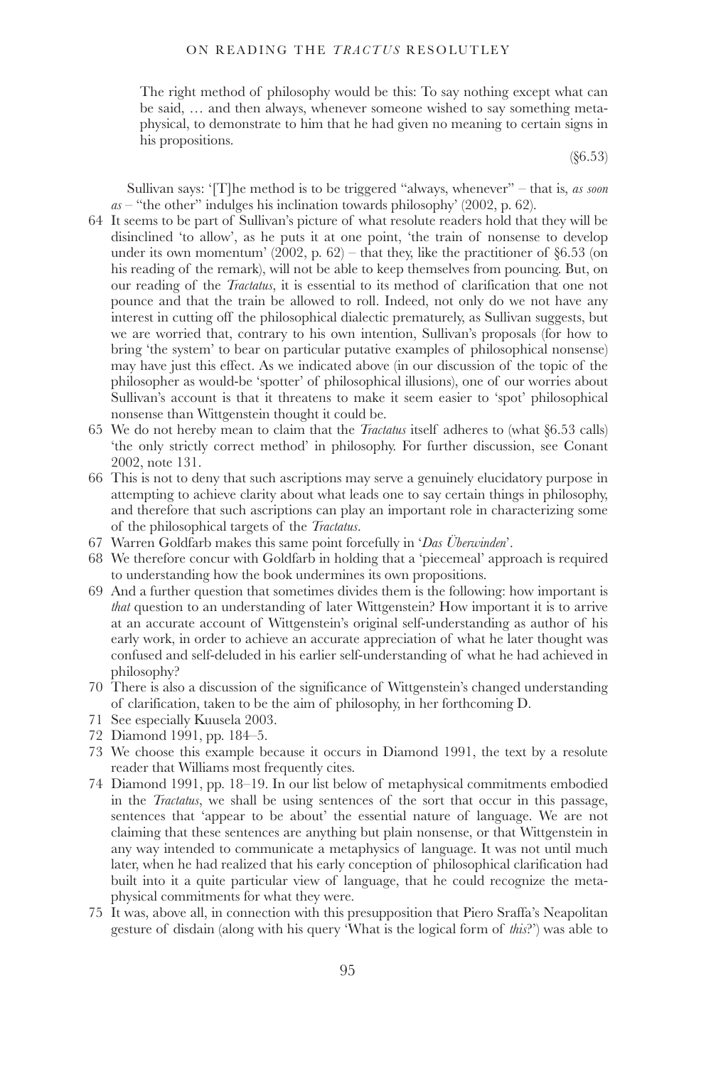The right method of philosophy would be this: To say nothing except what can be said, … and then always, whenever someone wished to say something metaphysical, to demonstrate to him that he had given no meaning to certain signs in his propositions.

(§6.53)

Sullivan says: '[T]he method is to be triggered "always, whenever" – that is, *as soon as* – "the other" indulges his inclination towards philosophy' (2002, p. 62).

64 It seems to be part of Sullivan's picture of what resolute readers hold that they will be disinclined 'to allow', as he puts it at one point, 'the train of nonsense to develop under its own momentum' (2002, p. 62) – that they, like the practitioner of §6.53 (on his reading of the remark), will not be able to keep themselves from pouncing. But, on our reading of the *Tractatus*, it is essential to its method of clarification that one not pounce and that the train be allowed to roll. Indeed, not only do we not have any interest in cutting off the philosophical dialectic prematurely, as Sullivan suggests, but we are worried that, contrary to his own intention, Sullivan's proposals (for how to bring 'the system' to bear on particular putative examples of philosophical nonsense) may have just this effect. As we indicated above (in our discussion of the topic of the philosopher as would-be 'spotter' of philosophical illusions), one of our worries about Sullivan's account is that it threatens to make it seem easier to 'spot' philosophical nonsense than Wittgenstein thought it could be.

65 We do not hereby mean to claim that the *Tractatus* itself adheres to (what §6.53 calls) 'the only strictly correct method' in philosophy. For further discussion, see Conant 2002, note 131.

66 This is not to deny that such ascriptions may serve a genuinely elucidatory purpose in attempting to achieve clarity about what leads one to say certain things in philosophy, and therefore that such ascriptions can play an important role in characterizing some of the philosophical targets of the *Tractatus*.

67 Warren Goldfarb makes this same point forcefully in '*Das Überwinden*'.

68 We therefore concur with Goldfarb in holding that a 'piecemeal' approach is required to understanding how the book undermines its own propositions.

69 And a further question that sometimes divides them is the following: how important is *that* question to an understanding of later Wittgenstein? How important it is to arrive at an accurate account of Wittgenstein's original self-understanding as author of his early work, in order to achieve an accurate appreciation of what he later thought was confused and self-deluded in his earlier self-understanding of what he had achieved in philosophy?

70 There is also a discussion of the significance of Wittgenstein's changed understanding of clarification, taken to be the aim of philosophy, in her forthcoming D.

71 See especially Kuusela 2003.

72 Diamond 1991, pp. 184–5.

73 We choose this example because it occurs in Diamond 1991, the text by a resolute reader that Williams most frequently cites.

74 Diamond 1991, pp. 18–19. In our list below of metaphysical commitments embodied in the *Tractatus*, we shall be using sentences of the sort that occur in this passage, sentences that 'appear to be about' the essential nature of language. We are not claiming that these sentences are anything but plain nonsense, or that Wittgenstein in any way intended to communicate a metaphysics of language. It was not until much later, when he had realized that his early conception of philosophical clarification had built into it a quite particular view of language, that he could recognize the metaphysical commitments for what they were.

75 It was, above all, in connection with this presupposition that Piero Sraffa's Neapolitan gesture of disdain (along with his query 'What is the logical form of *this*?') was able to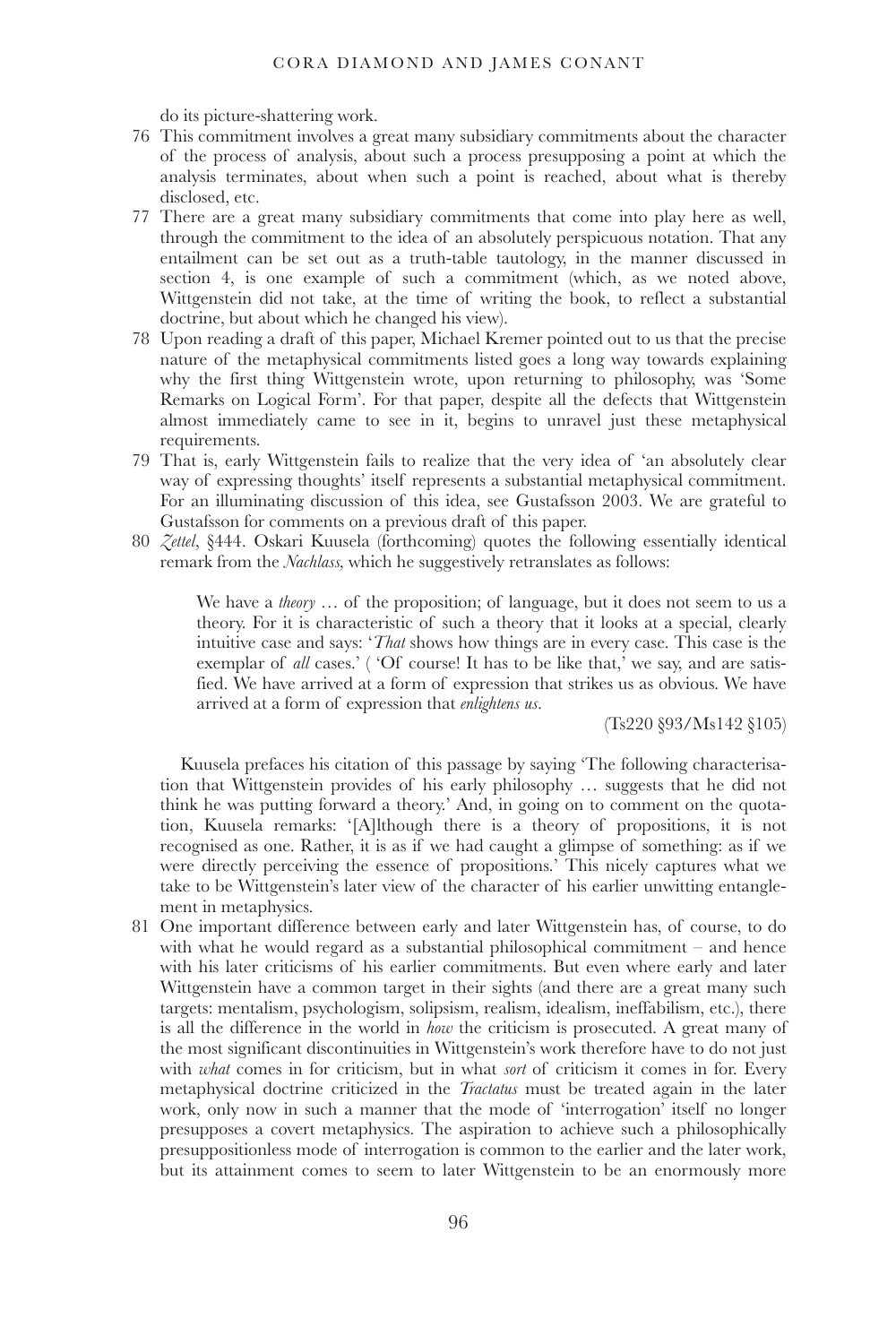do its picture-shattering work.

76 This commitment involves a great many subsidiary commitments about the character of the process of analysis, about such a process presupposing a point at which the analysis terminates, about when such a point is reached, about what is thereby disclosed, etc.

77 There are a great many subsidiary commitments that come into play here as well, through the commitment to the idea of an absolutely perspicuous notation. That any entailment can be set out as a truth-table tautology, in the manner discussed in section 4, is one example of such a commitment (which, as we noted above, Wittgenstein did not take, at the time of writing the book, to reflect a substantial doctrine, but about which he changed his view).

78 Upon reading a draft of this paper, Michael Kremer pointed out to us that the precise nature of the metaphysical commitments listed goes a long way towards explaining why the first thing Wittgenstein wrote, upon returning to philosophy, was 'Some Remarks on Logical Form'. For that paper, despite all the defects that Wittgenstein almost immediately came to see in it, begins to unravel just these metaphysical requirements.

79 That is, early Wittgenstein fails to realize that the very idea of 'an absolutely clear way of expressing thoughts' itself represents a substantial metaphysical commitment. For an illuminating discussion of this idea, see Gustafsson 2003. We are grateful to Gustafsson for comments on a previous draft of this paper.

80 *Zettel*, §444. Oskari Kuusela (forthcoming) quotes the following essentially identical remark from the *Nachlass,* which he suggestively retranslates as follows:

> We have a *theory* … of the proposition; of language, but it does not seem to us a theory. For it is characteristic of such a theory that it looks at a special, clearly intuitive case and says: '*That* shows how things are in every case. This case is the exemplar of *all* cases.' ( 'Of course! It has to be like that,' we say, and are satisfied. We have arrived at a form of expression that strikes us as obvious. We have arrived at a form of expression that *enlightens us*.
>
> (Ts220 §93/Ms142 §105)

Kuusela prefaces his citation of this passage by saying 'The following characterisation that Wittgenstein provides of his early philosophy … suggests that he did not think he was putting forward a theory.' And, in going on to comment on the quotation, Kuusela remarks: '[A]lthough there is a theory of propositions, it is not recognised as one. Rather, it is as if we had caught a glimpse of something: as if we were directly perceiving the essence of propositions.' This nicely captures what we take to be Wittgenstein's later view of the character of his earlier unwitting entanglement in metaphysics.

81 One important difference between early and later Wittgenstein has, of course, to do with what he would regard as a substantial philosophical commitment – and hence with his later criticisms of his earlier commitments. But even where early and later Wittgenstein have a common target in their sights (and there are a great many such targets: mentalism, psychologism, solipsism, realism, idealism, ineffabilism, etc.), there is all the difference in the world in *how* the criticism is prosecuted. A great many of the most significant discontinuities in Wittgenstein's work therefore have to do not just with *what* comes in for criticism, but in what *sort* of criticism it comes in for. Every metaphysical doctrine criticized in the *Tractatus* must be treated again in the later work, only now in such a manner that the mode of 'interrogation' itself no longer presupposes a covert metaphysics. The aspiration to achieve such a philosophically presuppositionless mode of interrogation is common to the earlier and the later work, but its attainment comes to seem to later Wittgenstein to be an enormously more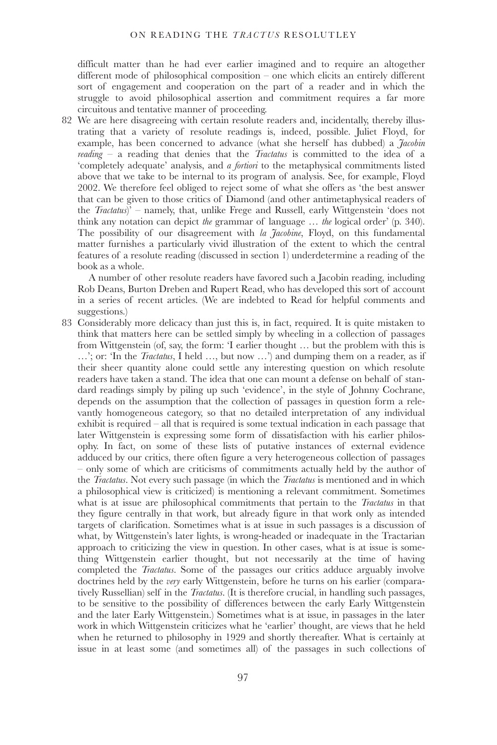difficult matter than he had ever earlier imagined and to require an altogether different mode of philosophical composition – one which elicits an entirely different sort of engagement and cooperation on the part of a reader and in which the struggle to avoid philosophical assertion and commitment requires a far more circuitous and tentative manner of proceeding.

82 We are here disagreeing with certain resolute readers and, incidentally, thereby illustrating that a variety of resolute readings is, indeed, possible. Juliet Floyd, for example, has been concerned to advance (what she herself has dubbed) a *Jacobin reading* – a reading that denies that the *Tractatus* is committed to the idea of a 'completely adequate' analysis, and *a fortiori* to the metaphysical commitments listed above that we take to be internal to its program of analysis. See, for example, Floyd 2002. We therefore feel obliged to reject some of what she offers as 'the best answer that can be given to those critics of Diamond (and other antimetaphysical readers of the *Tractatus*)' – namely, that, unlike Frege and Russell, early Wittgenstein 'does not think any notation can depict *the* grammar of language … *the* logical order' (p. 340). The possibility of our disagreement with *la Jacobine*, Floyd, on this fundamental matter furnishes a particularly vivid illustration of the extent to which the central features of a resolute reading (discussed in section 1) underdetermine a reading of the book as a whole.

A number of other resolute readers have favored such a Jacobin reading, including Rob Deans, Burton Dreben and Rupert Read, who has developed this sort of account in a series of recent articles. (We are indebted to Read for helpful comments and suggestions.)

83 Considerably more delicacy than just this is, in fact, required. It is quite mistaken to think that matters here can be settled simply by wheeling in a collection of passages from Wittgenstein (of, say, the form: 'I earlier thought … but the problem with this is …'; or: 'In the *Tractatus*, I held …, but now …') and dumping them on a reader, as if their sheer quantity alone could settle any interesting question on which resolute readers have taken a stand. The idea that one can mount a defense on behalf of standard readings simply by piling up such 'evidence', in the style of Johnny Cochrane, depends on the assumption that the collection of passages in question form a relevantly homogeneous category, so that no detailed interpretation of any individual exhibit is required – all that is required is some textual indication in each passage that later Wittgenstein is expressing some form of dissatisfaction with his earlier philosophy. In fact, on some of these lists of putative instances of external evidence adduced by our critics, there often figure a very heterogeneous collection of passages – only some of which are criticisms of commitments actually held by the author of the *Tractatus*. Not every such passage (in which the *Tractatus* is mentioned and in which a philosophical view is criticized) is mentioning a relevant commitment. Sometimes what is at issue are philosophical commitments that pertain to the *Tractatus* in that they figure centrally in that work, but already figure in that work only as intended targets of clarification. Sometimes what is at issue in such passages is a discussion of what, by Wittgenstein's later lights, is wrong-headed or inadequate in the Tractarian approach to criticizing the view in question. In other cases, what is at issue is something Wittgenstein earlier thought, but not necessarily at the time of having completed the *Tractatus*. Some of the passages our critics adduce arguably involve doctrines held by the *very* early Wittgenstein, before he turns on his earlier (comparatively Russellian) self in the *Tractatus*. (It is therefore crucial, in handling such passages, to be sensitive to the possibility of differences between the early Early Wittgenstein and the later Early Wittgenstein.) Sometimes what is at issue, in passages in the later work in which Wittgenstein criticizes what he 'earlier' thought, are views that he held when he returned to philosophy in 1929 and shortly thereafter. What is certainly at issue in at least some (and sometimes all) of the passages in such collections of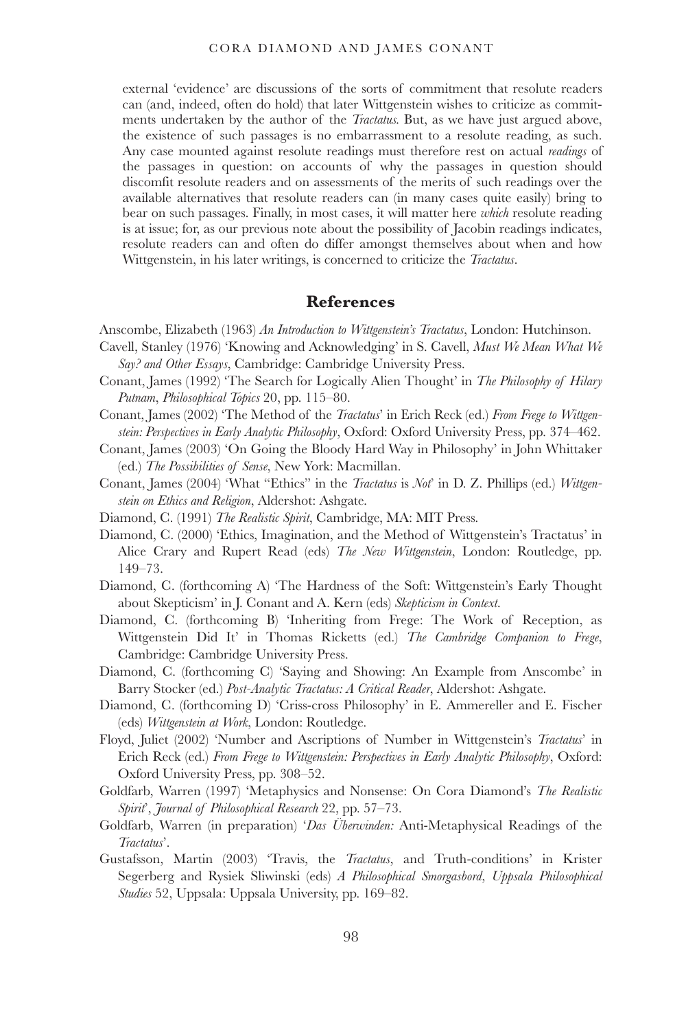external 'evidence' are discussions of the sorts of commitment that resolute readers can (and, indeed, often do hold) that later Wittgenstein wishes to criticize as commitments undertaken by the author of the *Tractatus*. But, as we have just argued above, the existence of such passages is no embarrassment to a resolute reading, as such. Any case mounted against resolute readings must therefore rest on actual *readings* of the passages in question: on accounts of why the passages in question should discomfit resolute readers and on assessments of the merits of such readings over the available alternatives that resolute readers can (in many cases quite easily) bring to bear on such passages. Finally, in most cases, it will matter here *which* resolute reading is at issue; for, as our previous note about the possibility of Jacobin readings indicates, resolute readers can and often do differ amongst themselves about when and how Wittgenstein, in his later writings, is concerned to criticize the *Tractatus*.

## References

Anscombe, Elizabeth (1963) *An Introduction to Wittgenstein's Tractatus*, London: Hutchinson.

Cavell, Stanley (1976) 'Knowing and Acknowledging' in S. Cavell, *Must We Mean What We Say? and Other Essays*, Cambridge: Cambridge University Press.

Conant, James (1992) 'The Search for Logically Alien Thought' in *The Philosophy of Hilary Putnam*, *Philosophical Topics* 20, pp. 115–80.

Conant, James (2002) 'The Method of the *Tractatus*' in Erich Reck (ed.) *From Frege to Wittgenstein: Perspectives in Early Analytic Philosophy*, Oxford: Oxford University Press, pp. 374–462.

Conant, James (2003) 'On Going the Bloody Hard Way in Philosophy' in John Whittaker (ed.) *The Possibilities of Sense*, New York: Macmillan.

Conant, James (2004) 'What "Ethics" in the *Tractatus* is *Not*' in D. Z. Phillips (ed.) *Wittgenstein on Ethics and Religion*, Aldershot: Ashgate.

Diamond, C. (1991) *The Realistic Spirit*, Cambridge, MA: MIT Press.

Diamond, C. (2000) 'Ethics, Imagination, and the Method of Wittgenstein's Tractatus' in Alice Crary and Rupert Read (eds) *The New Wittgenstein*, London: Routledge, pp. 149–73.

Diamond, C. (forthcoming A) 'The Hardness of the Soft: Wittgenstein's Early Thought about Skepticism' in J. Conant and A. Kern (eds) *Skepticism in Context*.

Diamond, C. (forthcoming B) 'Inheriting from Frege: The Work of Reception, as Wittgenstein Did It' in Thomas Ricketts (ed.) *The Cambridge Companion to Frege*, Cambridge: Cambridge University Press.

Diamond, C. (forthcoming C) 'Saying and Showing: An Example from Anscombe' in Barry Stocker (ed.) *Post-Analytic Tractatus: A Critical Reader*, Aldershot: Ashgate.

Diamond, C. (forthcoming D) 'Criss-cross Philosophy' in E. Ammereller and E. Fischer (eds) *Wittgenstein at Work*, London: Routledge.

Floyd, Juliet (2002) 'Number and Ascriptions of Number in Wittgenstein's *Tractatus*' in Erich Reck (ed.) *From Frege to Wittgenstein: Perspectives in Early Analytic Philosophy*, Oxford: Oxford University Press, pp. 308–52.

Goldfarb, Warren (1997) 'Metaphysics and Nonsense: On Cora Diamond's *The Realistic Spirit*', *Journal of Philosophical Research* 22, pp. 57–73.

Goldfarb, Warren (in preparation) '*Das Überwinden:* Anti-Metaphysical Readings of the *Tractatus*'.

Gustafsson, Martin (2003) 'Travis, the *Tractatus*, and Truth-conditions' in Krister Segerberg and Rysiek Sliwinski (eds) *A Philosophical Smorgasbord*, *Uppsala Philosophical Studies* 52, Uppsala: Uppsala University, pp. 169–82.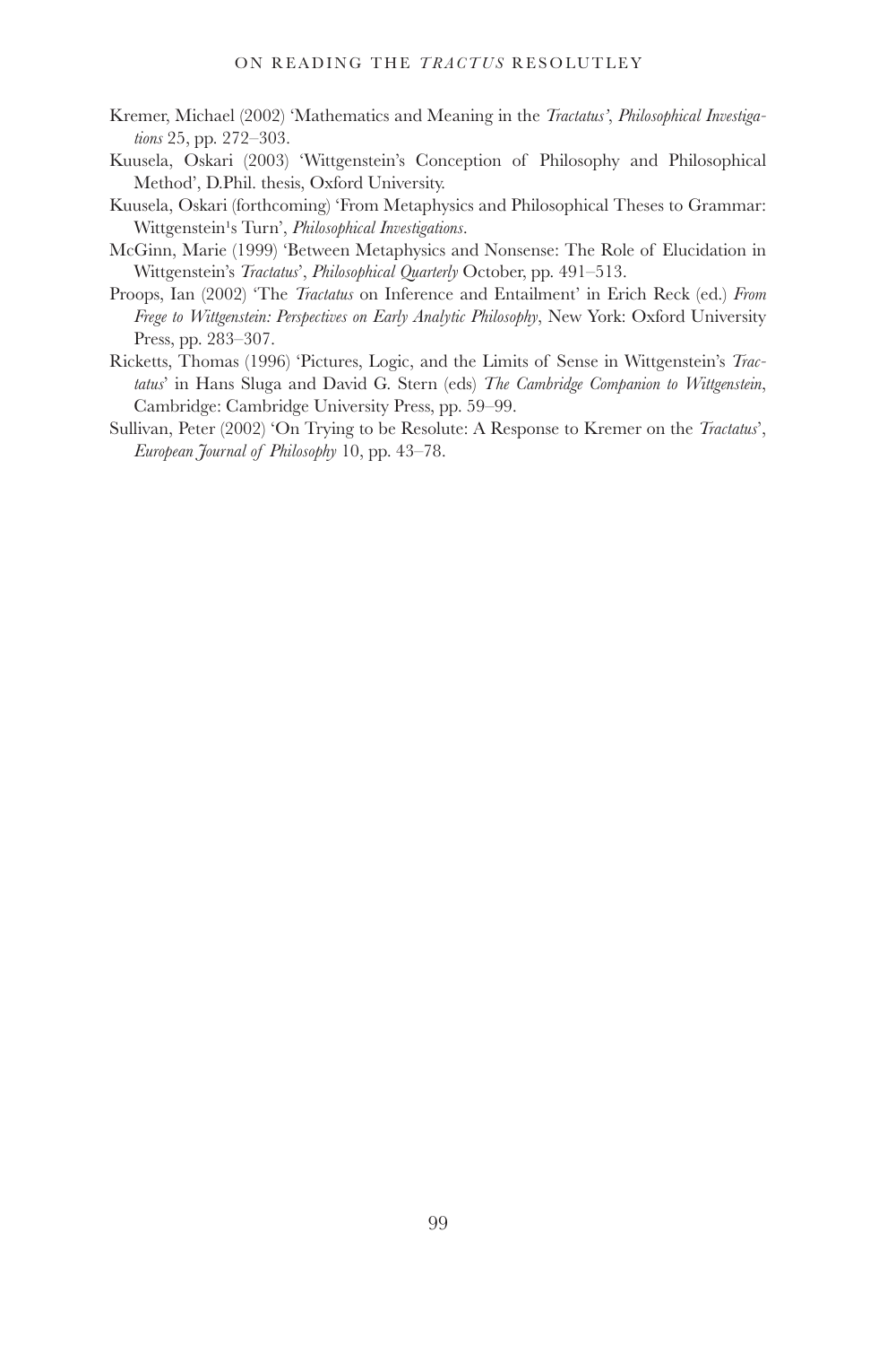Kremer, Michael (2002) 'Mathematics and Meaning in the *Tractatus*', *Philosophical Investigations* 25, pp. 272–303.

Kuusela, Oskari (2003) 'Wittgenstein's Conception of Philosophy and Philosophical Method', D.Phil. thesis, Oxford University.

Kuusela, Oskari (forthcoming) 'From Metaphysics and Philosophical Theses to Grammar: Wittgenstein's Turn', *Philosophical Investigations*.

McGinn, Marie (1999) 'Between Metaphysics and Nonsense: The Role of Elucidation in Wittgenstein's *Tractatus*', *Philosophical Quarterly* October, pp. 491–513.

Proops, Ian (2002) 'The *Tractatus* on Inference and Entailment' in Erich Reck (ed.) *From Frege to Wittgenstein: Perspectives on Early Analytic Philosophy*, New York: Oxford University Press, pp. 283–307.

Ricketts, Thomas (1996) 'Pictures, Logic, and the Limits of Sense in Wittgenstein's *Tractatus*' in Hans Sluga and David G. Stern (eds) *The Cambridge Companion to Wittgenstein*, Cambridge: Cambridge University Press, pp. 59–99.

Sullivan, Peter (2002) 'On Trying to be Resolute: A Response to Kremer on the *Tractatus*', *European Journal of Philosophy* 10, pp. 43–78.